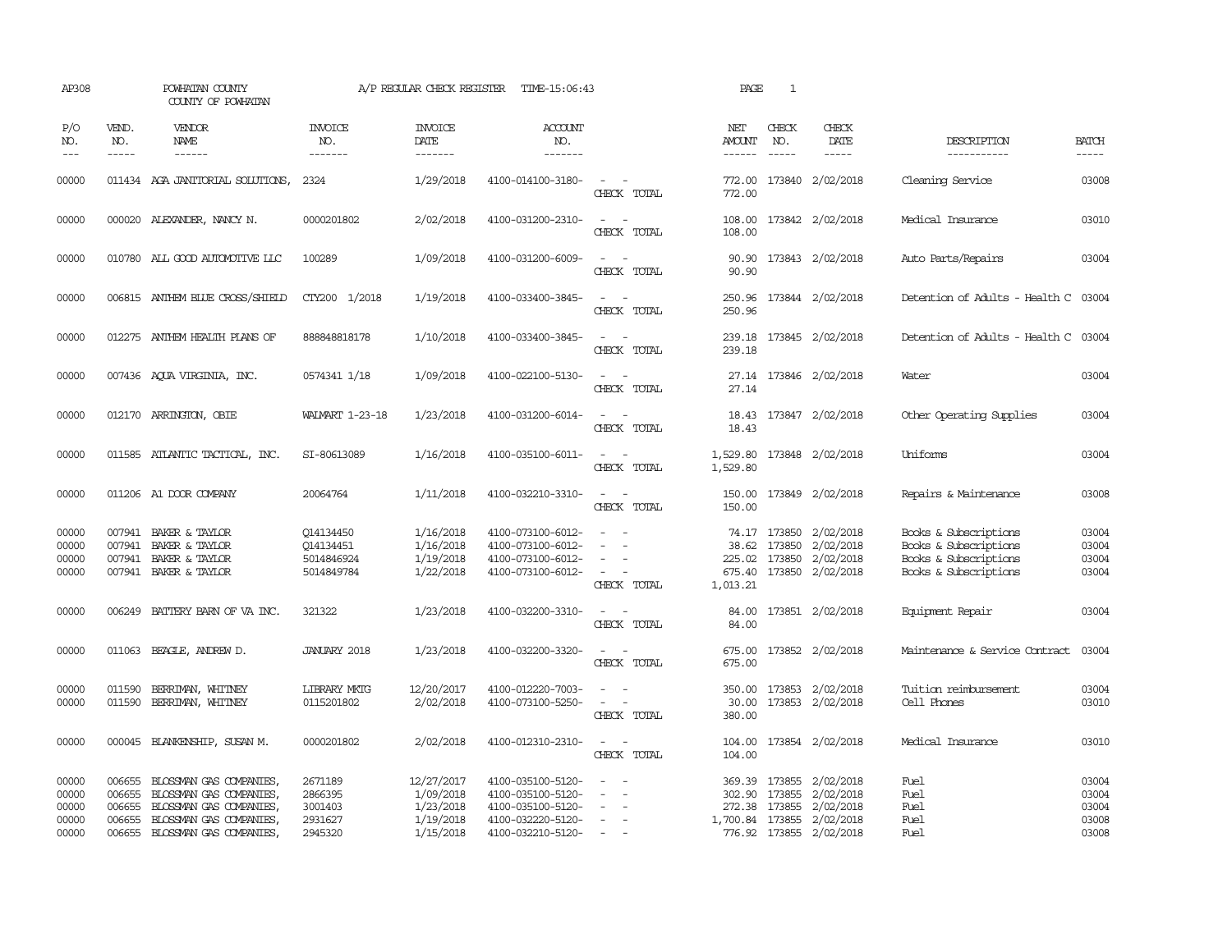AP308 POWHATAN COUNTY A/P REGULAR CHECK REGISTER TIME-15:06:43 PAGE 1

COUNTY OF POWHATAN

| P/O NO. | VEND. NO. | VENDOR NAME | INVOICE NO. | INVOICE DATE | ACCOUNT NO. | | NET AMOUNT | CHECK NO. | CHECK DATE | DESCRIPTION | BATCH |
|---|---|---|---|---|---|---|---|---|---|---|---|
| 00000 | 011434 | AGA JANITORIAL SOLUTIONS, | 2324 | 1/29/2018 | 4100-014100-3180- | - - | 772.00 | 173840 | 2/02/2018 | Cleaning Service | 03008 |
| | | | | | | CHECK TOTAL | 772.00 | | | | |
| 00000 | 000020 | ALEXANDER, NANCY N. | 0000201802 | 2/02/2018 | 4100-031200-2310- | - - | 108.00 | 173842 | 2/02/2018 | Medical Insurance | 03010 |
| | | | | | | CHECK TOTAL | 108.00 | | | | |
| 00000 | 010780 | ALL GOOD AUTOMOTIVE LLC | 100289 | 1/09/2018 | 4100-031200-6009- | - - | 90.90 | 173843 | 2/02/2018 | Auto Parts/Repairs | 03004 |
| | | | | | | CHECK TOTAL | 90.90 | | | | |
| 00000 | 006815 | ANTHEM BLUE CROSS/SHIELD | CTY200 1/2018 | 1/19/2018 | 4100-033400-3845- | - - | 250.96 | 173844 | 2/02/2018 | Detention of Adults - Health C | 03004 |
| | | | | | | CHECK TOTAL | 250.96 | | | | |
| 00000 | 012275 | ANTHEM HEALTH PLANS OF | 888848818178 | 1/10/2018 | 4100-033400-3845- | - - | 239.18 | 173845 | 2/02/2018 | Detention of Adults - Health C | 03004 |
| | | | | | | CHECK TOTAL | 239.18 | | | | |
| 00000 | 007436 | AQUA VIRGINIA, INC. | 0574341 1/18 | 1/09/2018 | 4100-022100-5130- | - - | 27.14 | 173846 | 2/02/2018 | Water | 03004 |
| | | | | | | CHECK TOTAL | 27.14 | | | | |
| 00000 | 012170 | ARRINGTON, OBIE | WALMART 1-23-18 | 1/23/2018 | 4100-031200-6014- | - - | 18.43 | 173847 | 2/02/2018 | Other Operating Supplies | 03004 |
| | | | | | | CHECK TOTAL | 18.43 | | | | |
| 00000 | 011585 | ATLANTIC TACTICAL, INC. | SI-80613089 | 1/16/2018 | 4100-035100-6011- | - - | 1,529.80 | 173848 | 2/02/2018 | Uniforms | 03004 |
| | | | | | | CHECK TOTAL | 1,529.80 | | | | |
| 00000 | 011206 | A1 DOOR COMPANY | 20064764 | 1/11/2018 | 4100-032210-3310- | - - | 150.00 | 173849 | 2/02/2018 | Repairs & Maintenance | 03008 |
| | | | | | | CHECK TOTAL | 150.00 | | | | |
| 00000 | 007941 | BAKER & TAYLOR | Q14134450 | 1/16/2018 | 4100-073100-6012- | - - | 74.17 | 173850 | 2/02/2018 | Books & Subscriptions | 03004 |
| 00000 | 007941 | BAKER & TAYLOR | Q14134451 | 1/16/2018 | 4100-073100-6012- | - - | 38.62 | 173850 | 2/02/2018 | Books & Subscriptions | 03004 |
| 00000 | 007941 | BAKER & TAYLOR | 5014846924 | 1/19/2018 | 4100-073100-6012- | - - | 225.02 | 173850 | 2/02/2018 | Books & Subscriptions | 03004 |
| 00000 | 007941 | BAKER & TAYLOR | 5014849784 | 1/22/2018 | 4100-073100-6012- | - - | 675.40 | 173850 | 2/02/2018 | Books & Subscriptions | 03004 |
| | | | | | | CHECK TOTAL | 1,013.21 | | | | |
| 00000 | 006249 | BATTERY BARN OF VA INC. | 321322 | 1/23/2018 | 4100-032200-3310- | - - | 84.00 | 173851 | 2/02/2018 | Equipment Repair | 03004 |
| | | | | | | CHECK TOTAL | 84.00 | | | | |
| 00000 | 011063 | BEAGLE, ANDREW D. | JANUARY 2018 | 1/23/2018 | 4100-032200-3320- | - - | 675.00 | 173852 | 2/02/2018 | Maintenance & Service Contract | 03004 |
| | | | | | | CHECK TOTAL | 675.00 | | | | |
| 00000 | 011590 | BERRIMAN, WHITNEY | LIBRARY MKTG | 12/20/2017 | 4100-012220-7003- | - - | 350.00 | 173853 | 2/02/2018 | Tuition reimbursement | 03004 |
| 00000 | 011590 | BERRIMAN, WHITNEY | 0115201802 | 2/02/2018 | 4100-073100-5250- | - - | 30.00 | 173853 | 2/02/2018 | Cell Phones | 03010 |
| | | | | | | CHECK TOTAL | 380.00 | | | | |
| 00000 | 000045 | BLANKENSHIP, SUSAN M. | 0000201802 | 2/02/2018 | 4100-012310-2310- | - - | 104.00 | 173854 | 2/02/2018 | Medical Insurance | 03010 |
| | | | | | | CHECK TOTAL | 104.00 | | | | |
| 00000 | 006655 | BLOSSMAN GAS COMPANIES, | 2671189 | 12/27/2017 | 4100-035100-5120- | - - | 369.39 | 173855 | 2/02/2018 | Fuel | 03004 |
| 00000 | 006655 | BLOSSMAN GAS COMPANIES, | 2866395 | 1/09/2018 | 4100-035100-5120- | - - | 302.90 | 173855 | 2/02/2018 | Fuel | 03004 |
| 00000 | 006655 | BLOSSMAN GAS COMPANIES, | 3001403 | 1/23/2018 | 4100-035100-5120- | - - | 272.38 | 173855 | 2/02/2018 | Fuel | 03004 |
| 00000 | 006655 | BLOSSMAN GAS COMPANIES, | 2931627 | 1/19/2018 | 4100-032220-5120- | - - | 1,700.84 | 173855 | 2/02/2018 | Fuel | 03008 |
| 00000 | 006655 | BLOSSMAN GAS COMPANIES, | 2945320 | 1/15/2018 | 4100-032210-5120- | - - | 776.92 | 173855 | 2/02/2018 | Fuel | 03008 |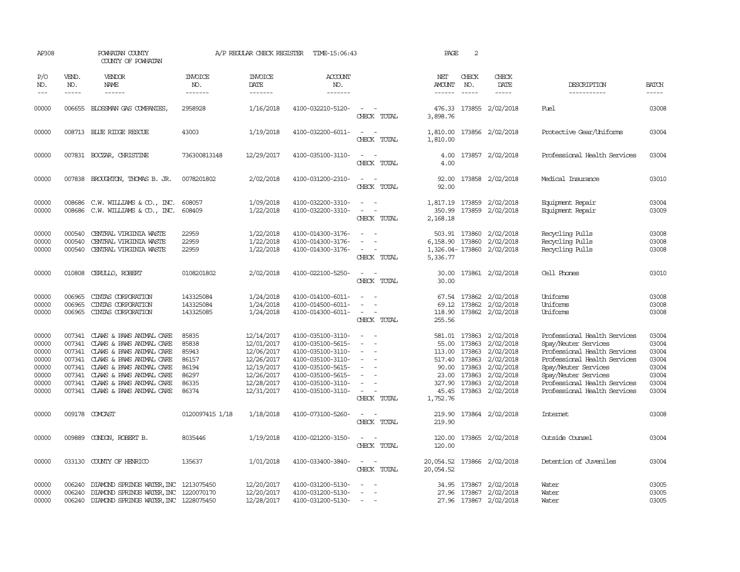AP308 POWHATAN COUNTY A/P REGULAR CHECK REGISTER TIME-15:06:43

COUNTY OF POWHATAN

| P/O NO. | VEND. NO. | VENDOR NAME | INVOICE NO. | INVOICE DATE | ACCOUNT NO. | | NET AMOUNT | CHECK NO. | CHECK DATE | DESCRIPTION | BATCH |
|---|---|---|---|---|---|---|---|---|---|---|---|
| 00000 | 006655 | BLOSSMAN GAS COMPANIES, | 2958928 | 1/16/2018 | 4100-032210-5120- | - - | 476.33 | 173855 | 2/02/2018 | Fuel | 03008 |
| | | | | | | CHECK TOTAL | 3,898.76 | | | | |
| 00000 | 008713 | BLUE RIDGE RESCUE | 43003 | 1/19/2018 | 4100-032200-6011- | - - | 1,810.00 | 173856 | 2/02/2018 | Protective Gear/Uniforms | 03004 |
| | | | | | | CHECK TOTAL | 1,810.00 | | | | |
| 00000 | 007831 | BOCZAR, CHRISTINE | 736300813148 | 12/29/2017 | 4100-035100-3110- | - - | 4.00 | 173857 | 2/02/2018 | Professional Health Services | 03004 |
| | | | | | | CHECK TOTAL | 4.00 | | | | |
| 00000 | 007838 | BROUGHTON, THOMAS B. JR. | 0078201802 | 2/02/2018 | 4100-031200-2310- | - - | 92.00 | 173858 | 2/02/2018 | Medical Insurance | 03010 |
| | | | | | | CHECK TOTAL | 92.00 | | | | |
| 00000 | 008686 | C.W. WILLIAMS & CO., INC. | 608057 | 1/09/2018 | 4100-032200-3310- | - - | 1,817.19 | 173859 | 2/02/2018 | Equipment Repair | 03004 |
| 00000 | 008686 | C.W. WILLIAMS & CO., INC. | 608409 | 1/22/2018 | 4100-032200-3310- | - - | 350.99 | 173859 | 2/02/2018 | Equipment Repair | 03009 |
| | | | | | | CHECK TOTAL | 2,168.18 | | | | |
| 00000 | 000540 | CENTRAL VIRGINIA WASTE | 22959 | 1/22/2018 | 4100-014300-3176- | - - | 503.91 | 173860 | 2/02/2018 | Recycling Pulls | 03008 |
| 00000 | 000540 | CENTRAL VIRGINIA WASTE | 22959 | 1/22/2018 | 4100-014300-3176- | - - | 6,158.90 | 173860 | 2/02/2018 | Recycling Pulls | 03008 |
| 00000 | 000540 | CENTRAL VIRGINIA WASTE | 22959 | 1/22/2018 | 4100-014300-3176- | - - | 1,326.04- | 173860 | 2/02/2018 | Recycling Pulls | 03008 |
| | | | | | | CHECK TOTAL | 5,336.77 | | | | |
| 00000 | 010808 | CERULLO, ROBERT | 0108201802 | 2/02/2018 | 4100-022100-5250- | - - | 30.00 | 173861 | 2/02/2018 | Cell Phones | 03010 |
| | | | | | | CHECK TOTAL | 30.00 | | | | |
| 00000 | 006965 | CINTAS CORPORATION | 143325084 | 1/24/2018 | 4100-014100-6011- | - - | 67.54 | 173862 | 2/02/2018 | Uniforms | 03008 |
| 00000 | 006965 | CINTAS CORPORATION | 143325084 | 1/24/2018 | 4100-014500-6011- | - - | 69.12 | 173862 | 2/02/2018 | Uniforms | 03008 |
| 00000 | 006965 | CINTAS CORPORATION | 143325085 | 1/24/2018 | 4100-014300-6011- | - - | 118.90 | 173862 | 2/02/2018 | Uniforms | 03008 |
| | | | | | | CHECK TOTAL | 255.56 | | | | |
| 00000 | 007341 | CLAWS & PAWS ANIMAL CARE | 85835 | 12/14/2017 | 4100-035100-3110- | - - | 581.01 | 173863 | 2/02/2018 | Professional Health Services | 03004 |
| 00000 | 007341 | CLAWS & PAWS ANIMAL CARE | 85838 | 12/01/2017 | 4100-035100-5615- | - - | 55.00 | 173863 | 2/02/2018 | Spay/Neuter Services | 03004 |
| 00000 | 007341 | CLAWS & PAWS ANIMAL CARE | 85943 | 12/06/2017 | 4100-035100-3110- | - - | 113.00 | 173863 | 2/02/2018 | Professional Health Services | 03004 |
| 00000 | 007341 | CLAWS & PAWS ANIMAL CARE | 86157 | 12/26/2017 | 4100-035100-3110- | - - | 517.40 | 173863 | 2/02/2018 | Professional Health Services | 03004 |
| 00000 | 007341 | CLAWS & PAWS ANIMAL CARE | 86194 | 12/19/2017 | 4100-035100-5615- | - - | 90.00 | 173863 | 2/02/2018 | Spay/Neuter Services | 03004 |
| 00000 | 007341 | CLAWS & PAWS ANIMAL CARE | 86297 | 12/26/2017 | 4100-035100-5615- | - - | 23.00 | 173863 | 2/02/2018 | Spay/Neuter Services | 03004 |
| 00000 | 007341 | CLAWS & PAWS ANIMAL CARE | 86335 | 12/28/2017 | 4100-035100-3110- | - - | 327.90 | 173863 | 2/02/2018 | Professional Health Services | 03004 |
| 00000 | 007341 | CLAWS & PAWS ANIMAL CARE | 86374 | 12/31/2017 | 4100-035100-3110- | - - | 45.45 | 173863 | 2/02/2018 | Professional Health Services | 03004 |
| | | | | | | CHECK TOTAL | 1,752.76 | | | | |
| 00000 | 009178 | COMCAST | 0120097415 1/18 | 1/18/2018 | 4100-073100-5260- | - - | 219.90 | 173864 | 2/02/2018 | Internet | 03008 |
| | | | | | | CHECK TOTAL | 219.90 | | | | |
| 00000 | 009889 | CONDON, ROBERT B. | 8035446 | 1/19/2018 | 4100-021200-3150- | - - | 120.00 | 173865 | 2/02/2018 | Outside Counsel | 03004 |
| | | | | | | CHECK TOTAL | 120.00 | | | | |
| 00000 | 033130 | COUNTY OF HENRICO | 135637 | 1/01/2018 | 4100-033400-3840- | - - | 20,054.52 | 173866 | 2/02/2018 | Detention of Juveniles | 03004 |
| | | | | | | CHECK TOTAL | 20,054.52 | | | | |
| 00000 | 006240 | DIAMOND SPRINGS WATER, INC | 1213075450 | 12/20/2017 | 4100-031200-5130- | - - | 34.95 | 173867 | 2/02/2018 | Water | 03005 |
| 00000 | 006240 | DIAMOND SPRINGS WATER, INC | 1220070170 | 12/20/2017 | 4100-031200-5130- | - - | 27.96 | 173867 | 2/02/2018 | Water | 03005 |
| 00000 | 006240 | DIAMOND SPRINGS WATER, INC | 1228075450 | 12/28/2017 | 4100-031200-5130- | - - | 27.96 | 173867 | 2/02/2018 | Water | 03005 |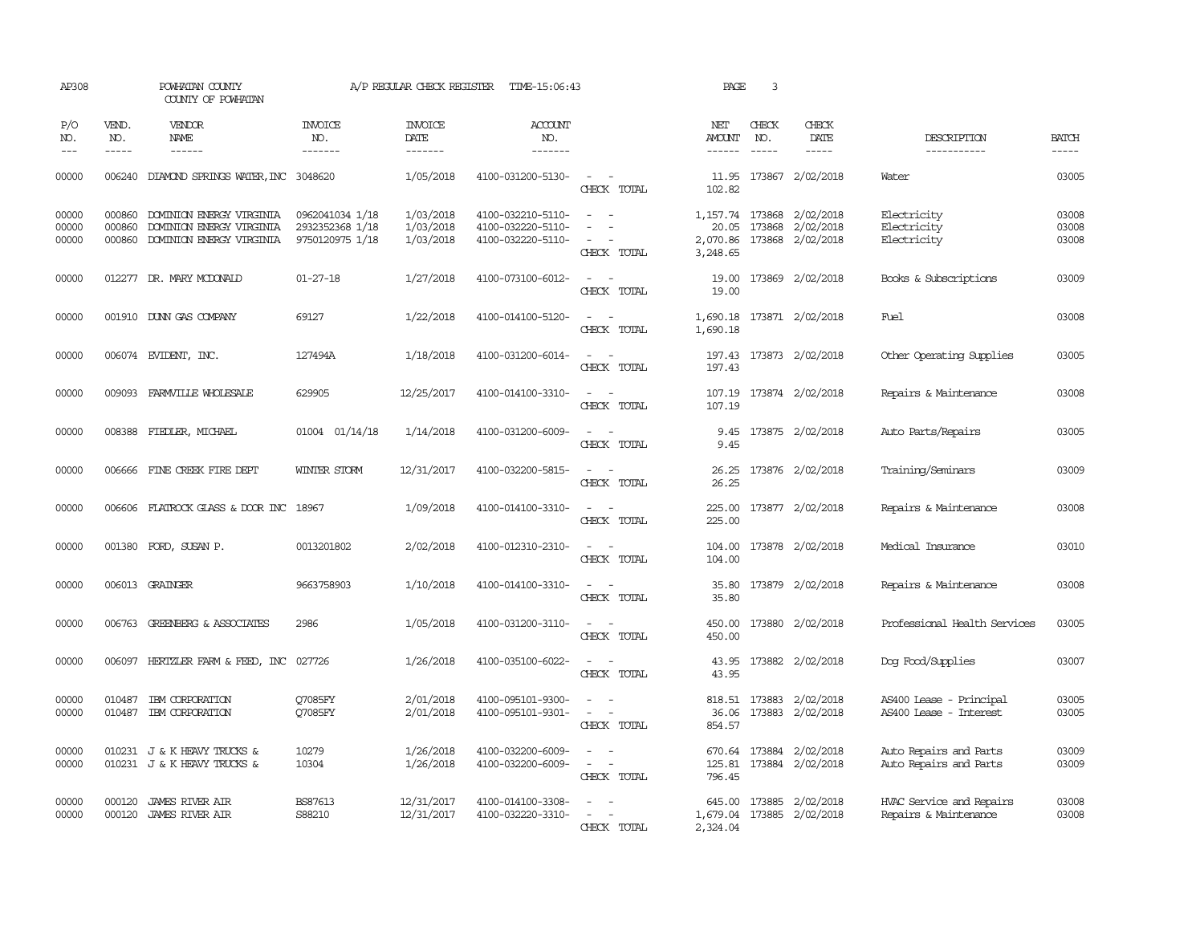AP308 POWHATAN COUNTY A/P REGULAR CHECK REGISTER TIME-15:06:43 PAGE 3

COUNTY OF POWHATAN

| P/O NO. | VEND. NO. | VENDOR NAME | INVOICE NO. | INVOICE DATE | ACCOUNT NO. | | NET AMOUNT | CHECK NO. | CHECK DATE | DESCRIPTION | BATCH |
|---|---|---|---|---|---|---|---|---|---|---|---|
| --- | ----- | ------ | ------- | ------- | ------- | | ------ | ----- | ----- | ----------- | ----- |
| 00000 | 006240 | DIAMOND SPRINGS WATER,INC | 3048620 | 1/05/2018 | 4100-031200-5130- | - - | 11.95 | 173867 | 2/02/2018 | Water | 03005 |
| | | | | | | CHECK TOTAL | 102.82 | | | | |
| 00000 | 000860 | DOMINION ENERGY VIRGINIA | 0962041034 1/18 | 1/03/2018 | 4100-032210-5110- | - - | 1,157.74 | 173868 | 2/02/2018 | Electricity | 03008 |
| 00000 | 000860 | DOMINION ENERGY VIRGINIA | 2932352368 1/18 | 1/03/2018 | 4100-032220-5110- | - - | 20.05 | 173868 | 2/02/2018 | Electricity | 03008 |
| 00000 | 000860 | DOMINION ENERGY VIRGINIA | 9750120975 1/18 | 1/03/2018 | 4100-032220-5110- | - - | 2,070.86 | 173868 | 2/02/2018 | Electricity | 03008 |
| | | | | | | CHECK TOTAL | 3,248.65 | | | | |
| 00000 | 012277 | DR. MARY MCDONALD | 01-27-18 | 1/27/2018 | 4100-073100-6012- | - - | 19.00 | 173869 | 2/02/2018 | Books & Subscriptions | 03009 |
| | | | | | | CHECK TOTAL | 19.00 | | | | |
| 00000 | 001910 | DUNN GAS COMPANY | 69127 | 1/22/2018 | 4100-014100-5120- | - - | 1,690.18 | 173871 | 2/02/2018 | Fuel | 03008 |
| | | | | | | CHECK TOTAL | 1,690.18 | | | | |
| 00000 | 006074 | EVIDENT, INC. | 127494A | 1/18/2018 | 4100-031200-6014- | - - | 197.43 | 173873 | 2/02/2018 | Other Operating Supplies | 03005 |
| | | | | | | CHECK TOTAL | 197.43 | | | | |
| 00000 | 009093 | FARMVILLE WHOLESALE | 629905 | 12/25/2017 | 4100-014100-3310- | - - | 107.19 | 173874 | 2/02/2018 | Repairs & Maintenance | 03008 |
| | | | | | | CHECK TOTAL | 107.19 | | | | |
| 00000 | 008388 | FIEDLER, MICHAEL | 01004 01/14/18 | 1/14/2018 | 4100-031200-6009- | - - | 9.45 | 173875 | 2/02/2018 | Auto Parts/Repairs | 03005 |
| | | | | | | CHECK TOTAL | 9.45 | | | | |
| 00000 | 006666 | FINE CREEK FIRE DEPT | WINTER STORM | 12/31/2017 | 4100-032200-5815- | - - | 26.25 | 173876 | 2/02/2018 | Training/Seminars | 03009 |
| | | | | | | CHECK TOTAL | 26.25 | | | | |
| 00000 | 006606 | FLATROCK GLASS & DOOR INC | 18967 | 1/09/2018 | 4100-014100-3310- | - - | 225.00 | 173877 | 2/02/2018 | Repairs & Maintenance | 03008 |
| | | | | | | CHECK TOTAL | 225.00 | | | | |
| 00000 | 001380 | FORD, SUSAN P. | 0013201802 | 2/02/2018 | 4100-012310-2310- | - - | 104.00 | 173878 | 2/02/2018 | Medical Insurance | 03010 |
| | | | | | | CHECK TOTAL | 104.00 | | | | |
| 00000 | 006013 | GRAINGER | 9663758903 | 1/10/2018 | 4100-014100-3310- | - - | 35.80 | 173879 | 2/02/2018 | Repairs & Maintenance | 03008 |
| | | | | | | CHECK TOTAL | 35.80 | | | | |
| 00000 | 006763 | GREENBERG & ASSOCIATES | 2986 | 1/05/2018 | 4100-031200-3110- | - - | 450.00 | 173880 | 2/02/2018 | Professional Health Services | 03005 |
| | | | | | | CHECK TOTAL | 450.00 | | | | |
| 00000 | 006097 | HERTZLER FARM & FEED, INC | 027726 | 1/26/2018 | 4100-035100-6022- | - - | 43.95 | 173882 | 2/02/2018 | Dog Food/Supplies | 03007 |
| | | | | | | CHECK TOTAL | 43.95 | | | | |
| 00000 | 010487 | IBM CORPORATION | Q7085FY | 2/01/2018 | 4100-095101-9300- | - - | 818.51 | 173883 | 2/02/2018 | AS400 Lease - Principal | 03005 |
| 00000 | 010487 | IBM CORPORATION | Q7085FY | 2/01/2018 | 4100-095101-9301- | - - | 36.06 | 173883 | 2/02/2018 | AS400 Lease - Interest | 03005 |
| | | | | | | CHECK TOTAL | 854.57 | | | | |
| 00000 | 010231 | J & K HEAVY TRUCKS & | 10279 | 1/26/2018 | 4100-032200-6009- | - - | 670.64 | 173884 | 2/02/2018 | Auto Repairs and Parts | 03009 |
| 00000 | 010231 | J & K HEAVY TRUCKS & | 10304 | 1/26/2018 | 4100-032200-6009- | - - | 125.81 | 173884 | 2/02/2018 | Auto Repairs and Parts | 03009 |
| | | | | | | CHECK TOTAL | 796.45 | | | | |
| 00000 | 000120 | JAMES RIVER AIR | BS87613 | 12/31/2017 | 4100-014100-3308- | - - | 645.00 | 173885 | 2/02/2018 | HVAC Service and Repairs | 03008 |
| 00000 | 000120 | JAMES RIVER AIR | S88210 | 12/31/2017 | 4100-032220-3310- | - - | 1,679.04 | 173885 | 2/02/2018 | Repairs & Maintenance | 03008 |
| | | | | | | CHECK TOTAL | 2,324.04 | | | | |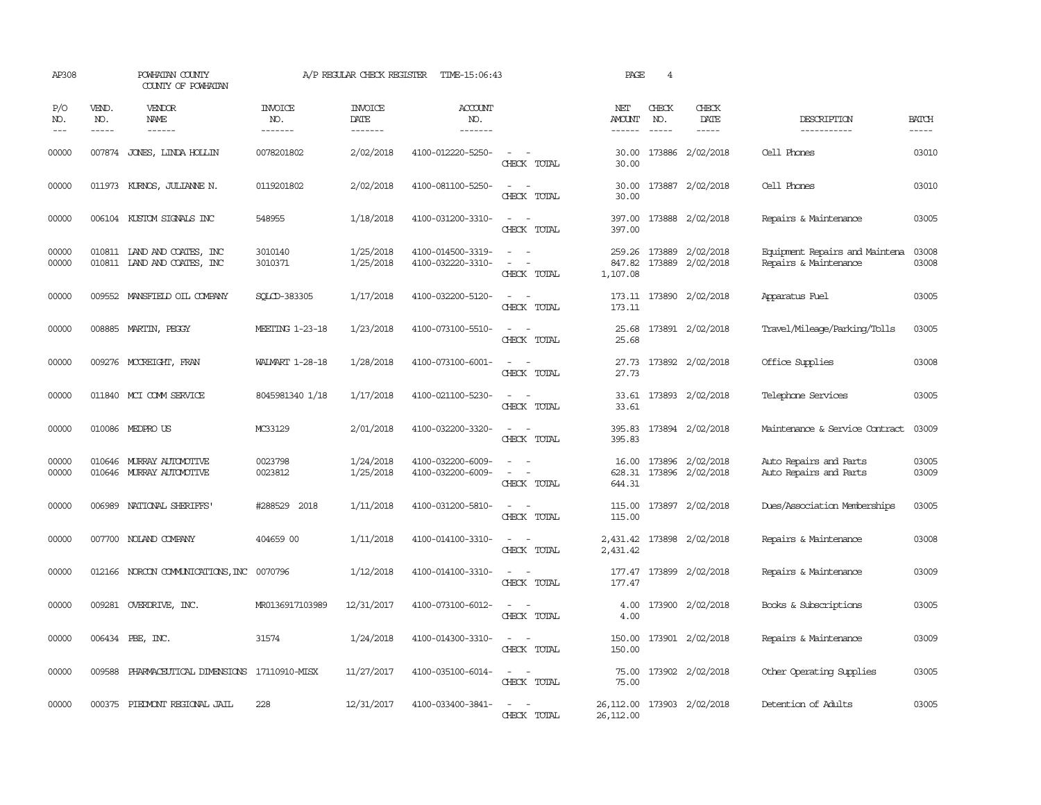AP308 POWHATAN COUNTY A/P REGULAR CHECK REGISTER TIME-15:06:43 PAGE 4

COUNTY OF POWHATAN

| P/O NO. | VEND. NO. | VENDOR NAME | INVOICE NO. | INVOICE DATE | ACCOUNT NO. | | NET AMOUNT | CHECK NO. | CHECK DATE | DESCRIPTION | BATCH |
|---|---|---|---|---|---|---|---|---|---|---|---|
| --- | ----- | ------ | ------- | ------- | ------- | | ------ | ----- | ----- | ----------- | ----- |
| 00000 | 007874 | JONES, LINDA HOLLIN | 0078201802 | 2/02/2018 | 4100-012220-5250- | - - | 30.00 | 173886 | 2/02/2018 | Cell Phones | 03010 |
| | | | | | | CHECK TOTAL | 30.00 | | | | |
| 00000 | 011973 | KURNOS, JULIANNE N. | 0119201802 | 2/02/2018 | 4100-081100-5250- | - - | 30.00 | 173887 | 2/02/2018 | Cell Phones | 03010 |
| | | | | | | CHECK TOTAL | 30.00 | | | | |
| 00000 | 006104 | KUSTOM SIGNALS INC | 548955 | 1/18/2018 | 4100-031200-3310- | - - | 397.00 | 173888 | 2/02/2018 | Repairs & Maintenance | 03005 |
| | | | | | | CHECK TOTAL | 397.00 | | | | |
| 00000 | 010811 | LAND AND COATES, INC | 3010140 | 1/25/2018 | 4100-014500-3319- | - - | 259.26 | 173889 | 2/02/2018 | Equipment Repairs and Maintena | 03008 |
| 00000 | 010811 | LAND AND COATES, INC | 3010371 | 1/25/2018 | 4100-032220-3310- | - - | 847.82 | 173889 | 2/02/2018 | Repairs & Maintenance | 03008 |
| | | | | | | CHECK TOTAL | 1,107.08 | | | | |
| 00000 | 009552 | MANSFIELD OIL COMPANY | SQLCD-383305 | 1/17/2018 | 4100-032200-5120- | - - | 173.11 | 173890 | 2/02/2018 | Apparatus Fuel | 03005 |
| | | | | | | CHECK TOTAL | 173.11 | | | | |
| 00000 | 008885 | MARTIN, PEGGY | MEETING 1-23-18 | 1/23/2018 | 4100-073100-5510- | - - | 25.68 | 173891 | 2/02/2018 | Travel/Mileage/Parking/Tolls | 03005 |
| | | | | | | CHECK TOTAL | 25.68 | | | | |
| 00000 | 009276 | MCCREIGHT, FRAN | WALMART 1-28-18 | 1/28/2018 | 4100-073100-6001- | - - | 27.73 | 173892 | 2/02/2018 | Office Supplies | 03008 |
| | | | | | | CHECK TOTAL | 27.73 | | | | |
| 00000 | 011840 | MCI COMM SERVICE | 8045981340 1/18 | 1/17/2018 | 4100-021100-5230- | - - | 33.61 | 173893 | 2/02/2018 | Telephone Services | 03005 |
| | | | | | | CHECK TOTAL | 33.61 | | | | |
| 00000 | 010086 | MEDPRO US | MC33129 | 2/01/2018 | 4100-032200-3320- | - - | 395.83 | 173894 | 2/02/2018 | Maintenance & Service Contract | 03009 |
| | | | | | | CHECK TOTAL | 395.83 | | | | |
| 00000 | 010646 | MURRAY AUTOMOTIVE | 0023798 | 1/24/2018 | 4100-032200-6009- | - - | 16.00 | 173896 | 2/02/2018 | Auto Repairs and Parts | 03005 |
| 00000 | 010646 | MURRAY AUTOMOTIVE | 0023812 | 1/25/2018 | 4100-032200-6009- | - - | 628.31 | 173896 | 2/02/2018 | Auto Repairs and Parts | 03009 |
| | | | | | | CHECK TOTAL | 644.31 | | | | |
| 00000 | 006989 | NATIONAL SHERIFFS' | #288529 2018 | 1/11/2018 | 4100-031200-5810- | - - | 115.00 | 173897 | 2/02/2018 | Dues/Association Memberships | 03005 |
| | | | | | | CHECK TOTAL | 115.00 | | | | |
| 00000 | 007700 | NOLAND COMPANY | 404659 00 | 1/11/2018 | 4100-014100-3310- | - - | 2,431.42 | 173898 | 2/02/2018 | Repairs & Maintenance | 03008 |
| | | | | | | CHECK TOTAL | 2,431.42 | | | | |
| 00000 | 012166 | NORCON COMMUNICATIONS,INC | 0070796 | 1/12/2018 | 4100-014100-3310- | - - | 177.47 | 173899 | 2/02/2018 | Repairs & Maintenance | 03009 |
| | | | | | | CHECK TOTAL | 177.47 | | | | |
| 00000 | 009281 | OVERDRIVE, INC. | MR0136917103989 | 12/31/2017 | 4100-073100-6012- | - - | 4.00 | 173900 | 2/02/2018 | Books & Subscriptions | 03005 |
| | | | | | | CHECK TOTAL | 4.00 | | | | |
| 00000 | 006434 | PBE, INC. | 31574 | 1/24/2018 | 4100-014300-3310- | - - | 150.00 | 173901 | 2/02/2018 | Repairs & Maintenance | 03009 |
| | | | | | | CHECK TOTAL | 150.00 | | | | |
| 00000 | 009588 | PHARMACEUTICAL DIMENSIONS | 17110910-MISX | 11/27/2017 | 4100-035100-6014- | - - | 75.00 | 173902 | 2/02/2018 | Other Operating Supplies | 03005 |
| | | | | | | CHECK TOTAL | 75.00 | | | | |
| 00000 | 000375 | PIEDMONT REGIONAL JAIL | 228 | 12/31/2017 | 4100-033400-3841- | - - | 26,112.00 | 173903 | 2/02/2018 | Detention of Adults | 03005 |
| | | | | | | CHECK TOTAL | 26,112.00 | | | | |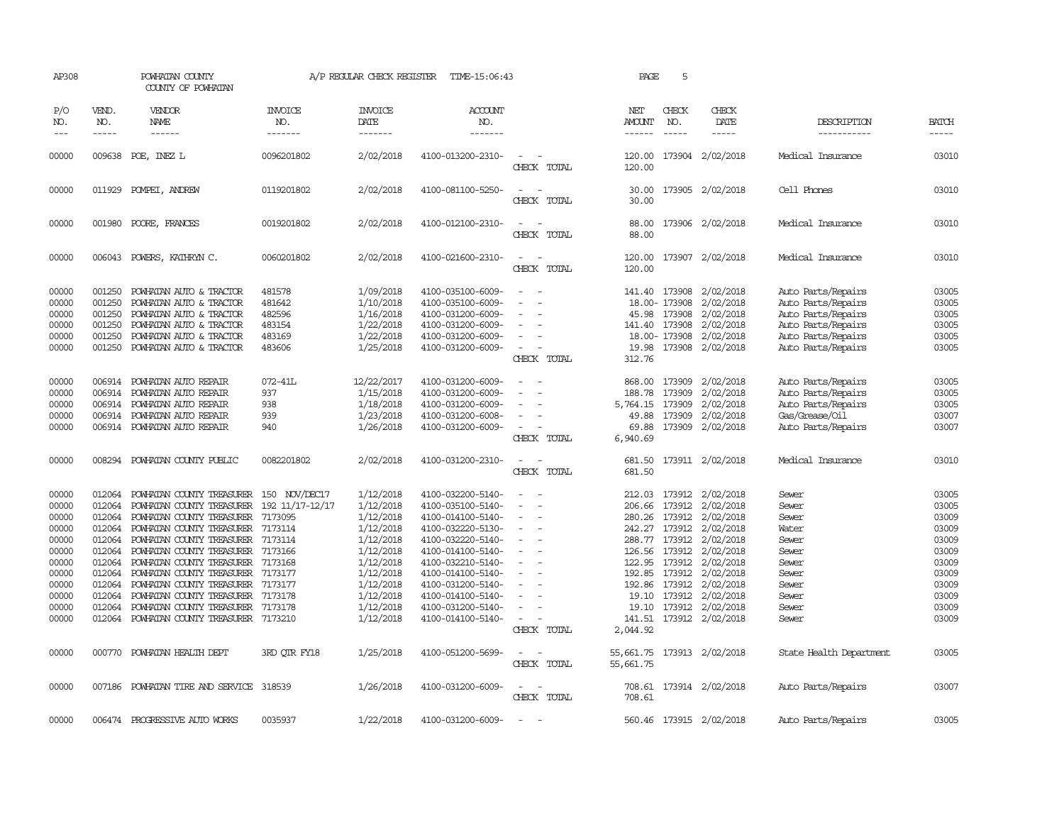AP308 POWHATAN COUNTY A/P REGULAR CHECK REGISTER TIME-15:06:43 PAGE 5

COUNTY OF POWHATAN

| P/O NO. | VEND. NO. | VENDOR NAME | INVOICE NO. | INVOICE DATE | ACCOUNT NO. | | NET AMOUNT | CHECK NO. | CHECK DATE | DESCRIPTION | BATCH |
|---|---|---|---|---|---|---|---|---|---|---|---|
| 00000 | 009638 | POE, INEZ L | 0096201802 | 2/02/2018 | 4100-013200-2310- | - - | 120.00 | 173904 | 2/02/2018 | Medical Insurance | 03010 |
| | | | | | | CHECK TOTAL | 120.00 | | | | |
| 00000 | 011929 | POMPEI, ANDREW | 0119201802 | 2/02/2018 | 4100-081100-5250- | - - | 30.00 | 173905 | 2/02/2018 | Cell Phones | 03010 |
| | | | | | | CHECK TOTAL | 30.00 | | | | |
| 00000 | 001980 | POORE, FRANCES | 0019201802 | 2/02/2018 | 4100-012100-2310- | - - | 88.00 | 173906 | 2/02/2018 | Medical Insurance | 03010 |
| | | | | | | CHECK TOTAL | 88.00 | | | | |
| 00000 | 006043 | POWERS, KATHRYN C. | 0060201802 | 2/02/2018 | 4100-021600-2310- | - - | 120.00 | 173907 | 2/02/2018 | Medical Insurance | 03010 |
| | | | | | | CHECK TOTAL | 120.00 | | | | |
| 00000 | 001250 | POWHATAN AUTO & TRACTOR | 481578 | 1/09/2018 | 4100-035100-6009- | - - | 141.40 | 173908 | 2/02/2018 | Auto Parts/Repairs | 03005 |
| 00000 | 001250 | POWHATAN AUTO & TRACTOR | 481642 | 1/10/2018 | 4100-035100-6009- | - - | 18.00- | 173908 | 2/02/2018 | Auto Parts/Repairs | 03005 |
| 00000 | 001250 | POWHATAN AUTO & TRACTOR | 482596 | 1/16/2018 | 4100-031200-6009- | - - | 45.98 | 173908 | 2/02/2018 | Auto Parts/Repairs | 03005 |
| 00000 | 001250 | POWHATAN AUTO & TRACTOR | 483154 | 1/22/2018 | 4100-031200-6009- | - - | 141.40 | 173908 | 2/02/2018 | Auto Parts/Repairs | 03005 |
| 00000 | 001250 | POWHATAN AUTO & TRACTOR | 483169 | 1/22/2018 | 4100-031200-6009- | - - | 18.00- | 173908 | 2/02/2018 | Auto Parts/Repairs | 03005 |
| 00000 | 001250 | POWHATAN AUTO & TRACTOR | 483606 | 1/25/2018 | 4100-031200-6009- | - - | 19.98 | 173908 | 2/02/2018 | Auto Parts/Repairs | 03005 |
| | | | | | | CHECK TOTAL | 312.76 | | | | |
| 00000 | 006914 | POWHATAN AUTO REPAIR | 072-41L | 12/22/2017 | 4100-031200-6009- | - - | 868.00 | 173909 | 2/02/2018 | Auto Parts/Repairs | 03005 |
| 00000 | 006914 | POWHATAN AUTO REPAIR | 937 | 1/15/2018 | 4100-031200-6009- | - - | 188.78 | 173909 | 2/02/2018 | Auto Parts/Repairs | 03005 |
| 00000 | 006914 | POWHATAN AUTO REPAIR | 938 | 1/18/2018 | 4100-031200-6009- | - - | 5,764.15 | 173909 | 2/02/2018 | Auto Parts/Repairs | 03005 |
| 00000 | 006914 | POWHATAN AUTO REPAIR | 939 | 1/23/2018 | 4100-031200-6008- | - - | 49.88 | 173909 | 2/02/2018 | Gas/Grease/Oil | 03007 |
| 00000 | 006914 | POWHATAN AUTO REPAIR | 940 | 1/26/2018 | 4100-031200-6009- | - - | 69.88 | 173909 | 2/02/2018 | Auto Parts/Repairs | 03007 |
| | | | | | | CHECK TOTAL | 6,940.69 | | | | |
| 00000 | 008294 | POWHATAN COUNTY PUBLIC | 0082201802 | 2/02/2018 | 4100-031200-2310- | - - | 681.50 | 173911 | 2/02/2018 | Medical Insurance | 03010 |
| | | | | | | CHECK TOTAL | 681.50 | | | | |
| 00000 | 012064 | POWHATAN COUNTY TREASURER | 150 NOV/DEC17 | 1/12/2018 | 4100-032200-5140- | - - | 212.03 | 173912 | 2/02/2018 | Sewer | 03005 |
| 00000 | 012064 | POWHATAN COUNTY TREASURER | 192 11/17-12/17 | 1/12/2018 | 4100-035100-5140- | - - | 206.66 | 173912 | 2/02/2018 | Sewer | 03005 |
| 00000 | 012064 | POWHATAN COUNTY TREASURER | 7173095 | 1/12/2018 | 4100-014100-5140- | - - | 280.26 | 173912 | 2/02/2018 | Sewer | 03009 |
| 00000 | 012064 | POWHATAN COUNTY TREASURER | 7173114 | 1/12/2018 | 4100-032220-5130- | - - | 242.27 | 173912 | 2/02/2018 | Water | 03009 |
| 00000 | 012064 | POWHATAN COUNTY TREASURER | 7173114 | 1/12/2018 | 4100-032220-5140- | - - | 288.77 | 173912 | 2/02/2018 | Sewer | 03009 |
| 00000 | 012064 | POWHATAN COUNTY TREASURER | 7173166 | 1/12/2018 | 4100-014100-5140- | - - | 126.56 | 173912 | 2/02/2018 | Sewer | 03009 |
| 00000 | 012064 | POWHATAN COUNTY TREASURER | 7173168 | 1/12/2018 | 4100-032210-5140- | - - | 122.95 | 173912 | 2/02/2018 | Sewer | 03009 |
| 00000 | 012064 | POWHATAN COUNTY TREASURER | 7173177 | 1/12/2018 | 4100-014100-5140- | - - | 192.85 | 173912 | 2/02/2018 | Sewer | 03009 |
| 00000 | 012064 | POWHATAN COUNTY TREASURER | 7173177 | 1/12/2018 | 4100-031200-5140- | - - | 192.86 | 173912 | 2/02/2018 | Sewer | 03009 |
| 00000 | 012064 | POWHATAN COUNTY TREASURER | 7173178 | 1/12/2018 | 4100-014100-5140- | - - | 19.10 | 173912 | 2/02/2018 | Sewer | 03009 |
| 00000 | 012064 | POWHATAN COUNTY TREASURER | 7173178 | 1/12/2018 | 4100-031200-5140- | - - | 19.10 | 173912 | 2/02/2018 | Sewer | 03009 |
| 00000 | 012064 | POWHATAN COUNTY TREASURER | 7173210 | 1/12/2018 | 4100-014100-5140- | - - | 141.51 | 173912 | 2/02/2018 | Sewer | 03009 |
| | | | | | | CHECK TOTAL | 2,044.92 | | | | |
| 00000 | 000770 | POWHATAN HEALTH DEPT | 3RD QTR FY18 | 1/25/2018 | 4100-051200-5699- | - - | 55,661.75 | 173913 | 2/02/2018 | State Health Department | 03005 |
| | | | | | | CHECK TOTAL | 55,661.75 | | | | |
| 00000 | 007186 | POWHATAN TIRE AND SERVICE | 318539 | 1/26/2018 | 4100-031200-6009- | - - | 708.61 | 173914 | 2/02/2018 | Auto Parts/Repairs | 03007 |
| | | | | | | CHECK TOTAL | 708.61 | | | | |
| 00000 | 006474 | PROGRESSIVE AUTO WORKS | 0035937 | 1/22/2018 | 4100-031200-6009- | - - | 560.46 | 173915 | 2/02/2018 | Auto Parts/Repairs | 03005 |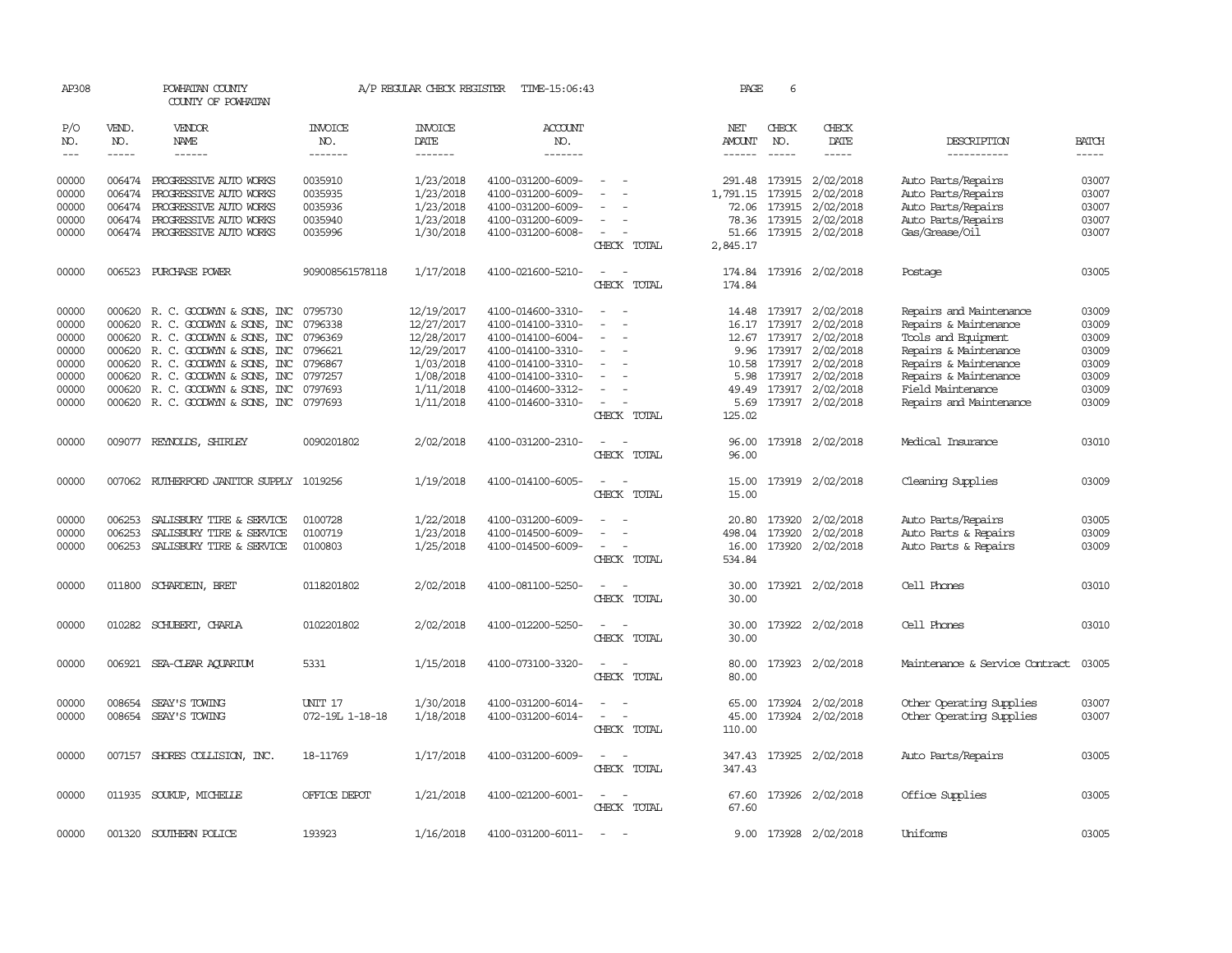AP308 POWHATAN COUNTY A/P REGULAR CHECK REGISTER TIME-15:06:43 PAGE 6

COUNTY OF POWHATAN

| P/O NO. | VEND. NO. | VENDOR NAME | INVOICE NO. | INVOICE DATE | ACCOUNT NO. | | NET AMOUNT | CHECK NO. | CHECK DATE | DESCRIPTION | BATCH |
|---|---|---|---|---|---|---|---|---|---|---|---|
| 00000 | 006474 | PROGRESSIVE AUTO WORKS | 0035910 | 1/23/2018 | 4100-031200-6009- | - - | 291.48 | 173915 | 2/02/2018 | Auto Parts/Repairs | 03007 |
| 00000 | 006474 | PROGRESSIVE AUTO WORKS | 0035935 | 1/23/2018 | 4100-031200-6009- | - - | 1,791.15 | 173915 | 2/02/2018 | Auto Parts/Repairs | 03007 |
| 00000 | 006474 | PROGRESSIVE AUTO WORKS | 0035936 | 1/23/2018 | 4100-031200-6009- | - - | 72.06 | 173915 | 2/02/2018 | Auto Parts/Repairs | 03007 |
| 00000 | 006474 | PROGRESSIVE AUTO WORKS | 0035940 | 1/23/2018 | 4100-031200-6009- | - - | 78.36 | 173915 | 2/02/2018 | Auto Parts/Repairs | 03007 |
| 00000 | 006474 | PROGRESSIVE AUTO WORKS | 0035996 | 1/30/2018 | 4100-031200-6008- | - - | 51.66 | 173915 | 2/02/2018 | Gas/Grease/Oil | 03007 |
| | | | | | | CHECK TOTAL | 2,845.17 | | | | |
| 00000 | 006523 | PURCHASE POWER | 909008561578118 | 1/17/2018 | 4100-021600-5210- | - - | 174.84 | 173916 | 2/02/2018 | Postage | 03005 |
| | | | | | | CHECK TOTAL | 174.84 | | | | |
| 00000 | 000620 | R. C. GOODWYN & SONS, INC | 0795730 | 12/19/2017 | 4100-014600-3310- | - - | 14.48 | 173917 | 2/02/2018 | Repairs and Maintenance | 03009 |
| 00000 | 000620 | R. C. GOODWYN & SONS, INC | 0796338 | 12/27/2017 | 4100-014100-3310- | - - | 16.17 | 173917 | 2/02/2018 | Repairs & Maintenance | 03009 |
| 00000 | 000620 | R. C. GOODWYN & SONS, INC | 0796369 | 12/28/2017 | 4100-014100-6004- | - - | 12.67 | 173917 | 2/02/2018 | Tools and Equipment | 03009 |
| 00000 | 000620 | R. C. GOODWYN & SONS, INC | 0796621 | 12/29/2017 | 4100-014100-3310- | - - | 9.96 | 173917 | 2/02/2018 | Repairs & Maintenance | 03009 |
| 00000 | 000620 | R. C. GOODWYN & SONS, INC | 0796867 | 1/03/2018 | 4100-014100-3310- | - - | 10.58 | 173917 | 2/02/2018 | Repairs & Maintenance | 03009 |
| 00000 | 000620 | R. C. GOODWYN & SONS, INC | 0797257 | 1/08/2018 | 4100-014100-3310- | - - | 5.98 | 173917 | 2/02/2018 | Repairs & Maintenance | 03009 |
| 00000 | 000620 | R. C. GOODWYN & SONS, INC | 0797693 | 1/11/2018 | 4100-014600-3312- | - - | 49.49 | 173917 | 2/02/2018 | Field Maintenance | 03009 |
| 00000 | 000620 | R. C. GOODWYN & SONS, INC | 0797693 | 1/11/2018 | 4100-014600-3310- | - - | 5.69 | 173917 | 2/02/2018 | Repairs and Maintenance | 03009 |
| | | | | | | CHECK TOTAL | 125.02 | | | | |
| 00000 | 009077 | REYNOLDS, SHIRLEY | 0090201802 | 2/02/2018 | 4100-031200-2310- | - - | 96.00 | 173918 | 2/02/2018 | Medical Insurance | 03010 |
| | | | | | | CHECK TOTAL | 96.00 | | | | |
| 00000 | 007062 | RUTHERFORD JANITOR SUPPLY | 1019256 | 1/19/2018 | 4100-014100-6005- | - - | 15.00 | 173919 | 2/02/2018 | Cleaning Supplies | 03009 |
| | | | | | | CHECK TOTAL | 15.00 | | | | |
| 00000 | 006253 | SALISBURY TIRE & SERVICE | 0100728 | 1/22/2018 | 4100-031200-6009- | - - | 20.80 | 173920 | 2/02/2018 | Auto Parts/Repairs | 03005 |
| 00000 | 006253 | SALISBURY TIRE & SERVICE | 0100719 | 1/23/2018 | 4100-014500-6009- | - - | 498.04 | 173920 | 2/02/2018 | Auto Parts & Repairs | 03009 |
| 00000 | 006253 | SALISBURY TIRE & SERVICE | 0100803 | 1/25/2018 | 4100-014500-6009- | - - | 16.00 | 173920 | 2/02/2018 | Auto Parts & Repairs | 03009 |
| | | | | | | CHECK TOTAL | 534.84 | | | | |
| 00000 | 011800 | SCHARDEIN, BRET | 0118201802 | 2/02/2018 | 4100-081100-5250- | - - | 30.00 | 173921 | 2/02/2018 | Cell Phones | 03010 |
| | | | | | | CHECK TOTAL | 30.00 | | | | |
| 00000 | 010282 | SCHUBERT, CHARLA | 0102201802 | 2/02/2018 | 4100-012200-5250- | - - | 30.00 | 173922 | 2/02/2018 | Cell Phones | 03010 |
| | | | | | | CHECK TOTAL | 30.00 | | | | |
| 00000 | 006921 | SEA-CLEAR AQUARIUM | 5331 | 1/15/2018 | 4100-073100-3320- | - - | 80.00 | 173923 | 2/02/2018 | Maintenance & Service Contract | 03005 |
| | | | | | | CHECK TOTAL | 80.00 | | | | |
| 00000 | 008654 | SEAY'S TOWING | UNIT 17 | 1/30/2018 | 4100-031200-6014- | - - | 65.00 | 173924 | 2/02/2018 | Other Operating Supplies | 03007 |
| 00000 | 008654 | SEAY'S TOWING | 072-19L 1-18-18 | 1/18/2018 | 4100-031200-6014- | - - | 45.00 | 173924 | 2/02/2018 | Other Operating Supplies | 03007 |
| | | | | | | CHECK TOTAL | 110.00 | | | | |
| 00000 | 007157 | SHORES COLLISION, INC. | 18-11769 | 1/17/2018 | 4100-031200-6009- | - - | 347.43 | 173925 | 2/02/2018 | Auto Parts/Repairs | 03005 |
| | | | | | | CHECK TOTAL | 347.43 | | | | |
| 00000 | 011935 | SOUKUP, MICHELLE | OFFICE DEPOT | 1/21/2018 | 4100-021200-6001- | - - | 67.60 | 173926 | 2/02/2018 | Office Supplies | 03005 |
| | | | | | | CHECK TOTAL | 67.60 | | | | |
| 00000 | 001320 | SOUTHERN POLICE | 193923 | 1/16/2018 | 4100-031200-6011- | - - | 9.00 | 173928 | 2/02/2018 | Uniforms | 03005 |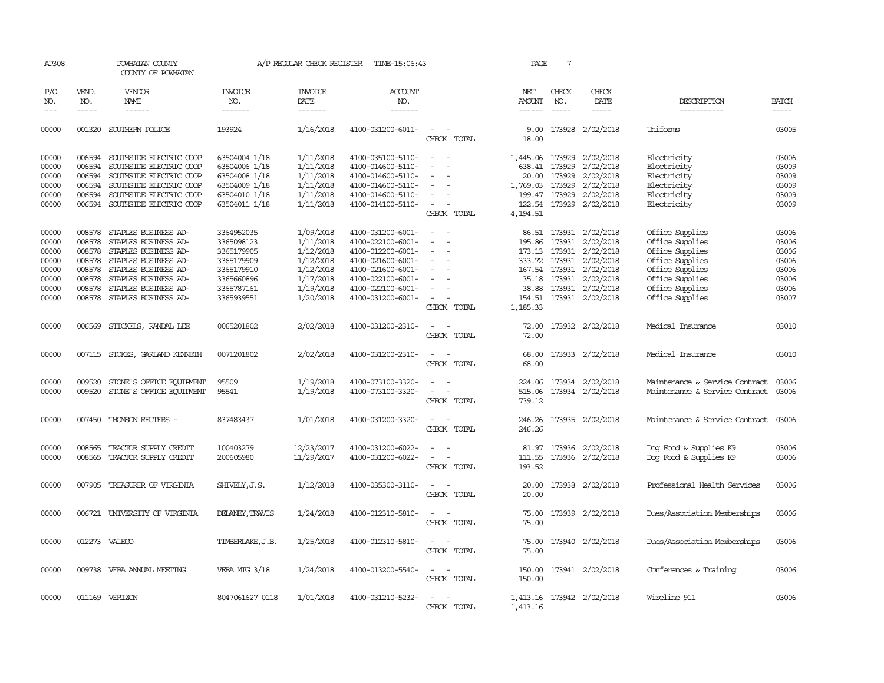AP308 POWHATAN COUNTY A/P REGULAR CHECK REGISTER TIME-15:06:43

COUNTY OF POWHATAN

| P/O NO. | VEND. NO. | VENDOR NAME | INVOICE NO. | INVOICE DATE | ACCOUNT NO. | | NET AMOUNT | CHECK NO. | CHECK DATE | DESCRIPTION | BATCH |
|---|---|---|---|---|---|---|---|---|---|---|---|
| 00000 | 001320 | SOUTHERN POLICE | 193924 | 1/16/2018 | 4100-031200-6011- | - - | 9.00 | 173928 | 2/02/2018 | Uniforms | 03005 |
| | | | | | | CHECK TOTAL | 18.00 | | | | |
| 00000 | 006594 | SOUTHSIDE ELECTRIC COOP | 63504004 1/18 | 1/11/2018 | 4100-035100-5110- | - - | 1,445.06 | 173929 | 2/02/2018 | Electricity | 03006 |
| 00000 | 006594 | SOUTHSIDE ELECTRIC COOP | 63504006 1/18 | 1/11/2018 | 4100-014600-5110- | - - | 638.41 | 173929 | 2/02/2018 | Electricity | 03009 |
| 00000 | 006594 | SOUTHSIDE ELECTRIC COOP | 63504008 1/18 | 1/11/2018 | 4100-014600-5110- | - - | 20.00 | 173929 | 2/02/2018 | Electricity | 03009 |
| 00000 | 006594 | SOUTHSIDE ELECTRIC COOP | 63504009 1/18 | 1/11/2018 | 4100-014600-5110- | - - | 1,769.03 | 173929 | 2/02/2018 | Electricity | 03009 |
| 00000 | 006594 | SOUTHSIDE ELECTRIC COOP | 63504010 1/18 | 1/11/2018 | 4100-014600-5110- | - - | 199.47 | 173929 | 2/02/2018 | Electricity | 03009 |
| 00000 | 006594 | SOUTHSIDE ELECTRIC COOP | 63504011 1/18 | 1/11/2018 | 4100-014100-5110- | - - | 122.54 | 173929 | 2/02/2018 | Electricity | 03009 |
| | | | | | | CHECK TOTAL | 4,194.51 | | | | |
| 00000 | 008578 | STAPLES BUSINESS AD- | 3364952035 | 1/09/2018 | 4100-031200-6001- | - - | 86.51 | 173931 | 2/02/2018 | Office Supplies | 03006 |
| 00000 | 008578 | STAPLES BUSINESS AD- | 3365098123 | 1/11/2018 | 4100-022100-6001- | - - | 195.86 | 173931 | 2/02/2018 | Office Supplies | 03006 |
| 00000 | 008578 | STAPLES BUSINESS AD- | 3365179905 | 1/12/2018 | 4100-012200-6001- | - - | 173.13 | 173931 | 2/02/2018 | Office Supplies | 03006 |
| 00000 | 008578 | STAPLES BUSINESS AD- | 3365179909 | 1/12/2018 | 4100-021600-6001- | - - | 333.72 | 173931 | 2/02/2018 | Office Supplies | 03006 |
| 00000 | 008578 | STAPLES BUSINESS AD- | 3365179910 | 1/12/2018 | 4100-021600-6001- | - - | 167.54 | 173931 | 2/02/2018 | Office Supplies | 03006 |
| 00000 | 008578 | STAPLES BUSINESS AD- | 3365660896 | 1/17/2018 | 4100-022100-6001- | - - | 35.18 | 173931 | 2/02/2018 | Office Supplies | 03006 |
| 00000 | 008578 | STAPLES BUSINESS AD- | 3365787161 | 1/19/2018 | 4100-022100-6001- | - - | 38.88 | 173931 | 2/02/2018 | Office Supplies | 03006 |
| 00000 | 008578 | STAPLES BUSINESS AD- | 3365939551 | 1/20/2018 | 4100-031200-6001- | - - | 154.51 | 173931 | 2/02/2018 | Office Supplies | 03007 |
| | | | | | | CHECK TOTAL | 1,185.33 | | | | |
| 00000 | 006569 | STICKELS, RANDAL LEE | 0065201802 | 2/02/2018 | 4100-031200-2310- | - - | 72.00 | 173932 | 2/02/2018 | Medical Insurance | 03010 |
| | | | | | | CHECK TOTAL | 72.00 | | | | |
| 00000 | 007115 | STOKES, GARLAND KENNETH | 0071201802 | 2/02/2018 | 4100-031200-2310- | - - | 68.00 | 173933 | 2/02/2018 | Medical Insurance | 03010 |
| | | | | | | CHECK TOTAL | 68.00 | | | | |
| 00000 | 009520 | STONE'S OFFICE EQUIPMENT | 95509 | 1/19/2018 | 4100-073100-3320- | - - | 224.06 | 173934 | 2/02/2018 | Maintenance & Service Contract | 03006 |
| 00000 | 009520 | STONE'S OFFICE EQUIPMENT | 95541 | 1/19/2018 | 4100-073100-3320- | - - | 515.06 | 173934 | 2/02/2018 | Maintenance & Service Contract | 03006 |
| | | | | | | CHECK TOTAL | 739.12 | | | | |
| 00000 | 007450 | THOMSON REUTERS - | 837483437 | 1/01/2018 | 4100-031200-3320- | - - | 246.26 | 173935 | 2/02/2018 | Maintenance & Service Contract | 03006 |
| | | | | | | CHECK TOTAL | 246.26 | | | | |
| 00000 | 008565 | TRACTOR SUPPLY CREDIT | 100403279 | 12/23/2017 | 4100-031200-6022- | - - | 81.97 | 173936 | 2/02/2018 | Dog Food & Supplies K9 | 03006 |
| 00000 | 008565 | TRACTOR SUPPLY CREDIT | 200605980 | 11/29/2017 | 4100-031200-6022- | - - | 111.55 | 173936 | 2/02/2018 | Dog Food & Supplies K9 | 03006 |
| | | | | | | CHECK TOTAL | 193.52 | | | | |
| 00000 | 007905 | TREASURER OF VIRGINIA | SHIVELY,J.S. | 1/12/2018 | 4100-035300-3110- | - - | 20.00 | 173938 | 2/02/2018 | Professional Health Services | 03006 |
| | | | | | | CHECK TOTAL | 20.00 | | | | |
| 00000 | 006721 | UNIVERSITY OF VIRGINIA | DELANEY,TRAVIS | 1/24/2018 | 4100-012310-5810- | - - | 75.00 | 173939 | 2/02/2018 | Dues/Association Memberships | 03006 |
| | | | | | | CHECK TOTAL | 75.00 | | | | |
| 00000 | 012273 | VALECO | TIMBERLAKE,J.B. | 1/25/2018 | 4100-012310-5810- | - - | 75.00 | 173940 | 2/02/2018 | Dues/Association Memberships | 03006 |
| | | | | | | CHECK TOTAL | 75.00 | | | | |
| 00000 | 009738 | VEBA ANNUAL MEETING | VEBA MTG 3/18 | 1/24/2018 | 4100-013200-5540- | - - | 150.00 | 173941 | 2/02/2018 | Conferences & Training | 03006 |
| | | | | | | CHECK TOTAL | 150.00 | | | | |
| 00000 | 011169 | VERIZON | 8047061627 0118 | 1/01/2018 | 4100-031210-5232- | - - | 1,413.16 | 173942 | 2/02/2018 | Wireline 911 | 03006 |
| | | | | | | CHECK TOTAL | 1,413.16 | | | | |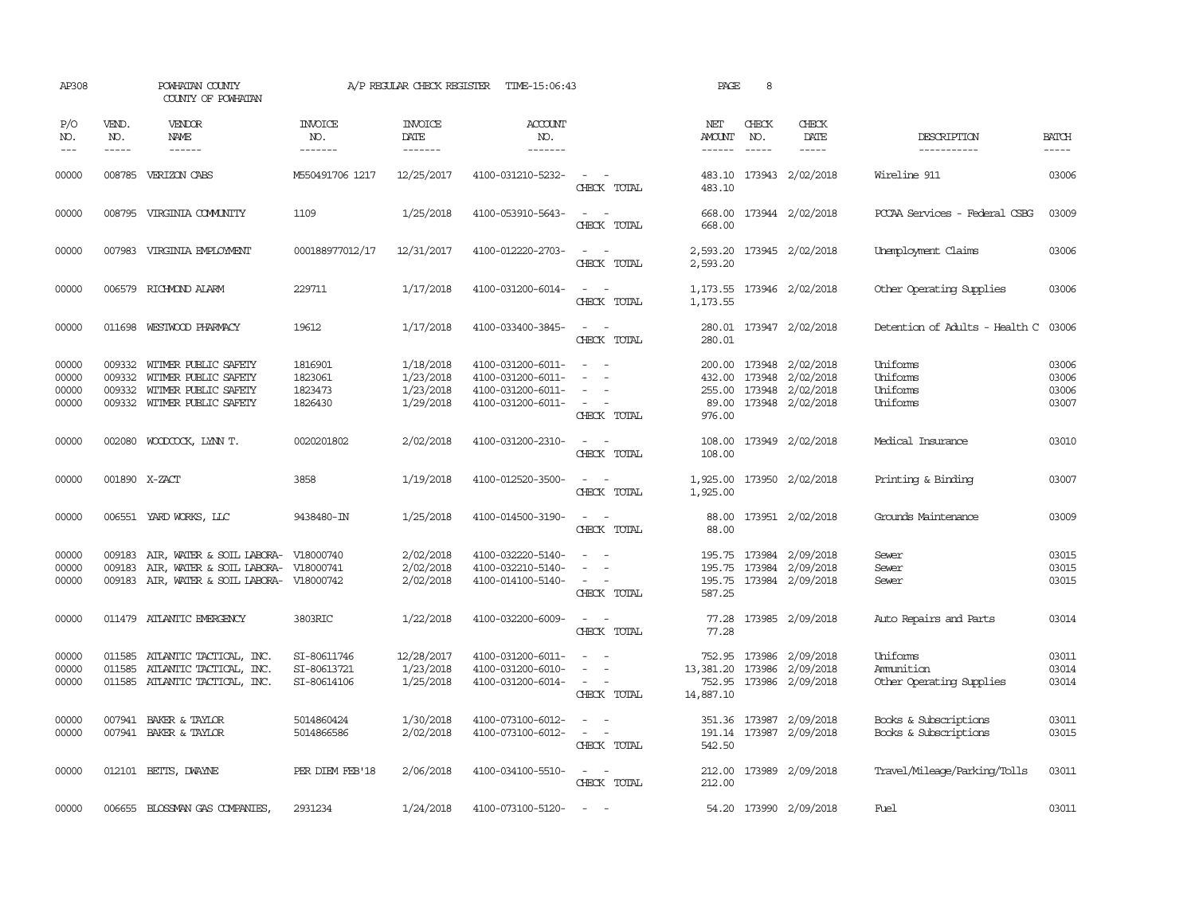AP308 POWHATAN COUNTY COUNTY OF POWHATAN A/P REGULAR CHECK REGISTER TIME-15:06:43

| P/O NO. | VEND. NO. | VENDOR NAME | INVOICE NO. | INVOICE DATE | ACCOUNT NO. | | NET AMOUNT | CHECK NO. | CHECK DATE | DESCRIPTION | BATCH |
|---|---|---|---|---|---|---|---|---|---|---|---|
| 00000 | 008785 | VERIZON CABS | M550491706 1217 | 12/25/2017 | 4100-031210-5232- | - - | 483.10 | 173943 | 2/02/2018 | Wireline 911 | 03006 |
| | | | | | | CHECK TOTAL | 483.10 | | | | |
| 00000 | 008795 | VIRGINIA COMMUNITY | 1109 | 1/25/2018 | 4100-053910-5643- | - - | 668.00 | 173944 | 2/02/2018 | PCCAA Services - Federal CSBG | 03009 |
| | | | | | | CHECK TOTAL | 668.00 | | | | |
| 00000 | 007983 | VIRGINIA EMPLOYMENT | 000188977012/17 | 12/31/2017 | 4100-012220-2703- | - - | 2,593.20 | 173945 | 2/02/2018 | Unemployment Claims | 03006 |
| | | | | | | CHECK TOTAL | 2,593.20 | | | | |
| 00000 | 006579 | RICHMOND ALARM | 229711 | 1/17/2018 | 4100-031200-6014- | - - | 1,173.55 | 173946 | 2/02/2018 | Other Operating Supplies | 03006 |
| | | | | | | CHECK TOTAL | 1,173.55 | | | | |
| 00000 | 011698 | WESTWOOD PHARMACY | 19612 | 1/17/2018 | 4100-033400-3845- | - - | 280.01 | 173947 | 2/02/2018 | Detention of Adults - Health C | 03006 |
| | | | | | | CHECK TOTAL | 280.01 | | | | |
| 00000 | 009332 | WITMER PUBLIC SAFETY | 1816901 | 1/18/2018 | 4100-031200-6011- | - - | 200.00 | 173948 | 2/02/2018 | Uniforms | 03006 |
| 00000 | 009332 | WITMER PUBLIC SAFETY | 1823061 | 1/23/2018 | 4100-031200-6011- | - - | 432.00 | 173948 | 2/02/2018 | Uniforms | 03006 |
| 00000 | 009332 | WITMER PUBLIC SAFETY | 1823473 | 1/23/2018 | 4100-031200-6011- | - - | 255.00 | 173948 | 2/02/2018 | Uniforms | 03006 |
| 00000 | 009332 | WITMER PUBLIC SAFETY | 1826430 | 1/29/2018 | 4100-031200-6011- | - - | 89.00 | 173948 | 2/02/2018 | Uniforms | 03007 |
| | | | | | | CHECK TOTAL | 976.00 | | | | |
| 00000 | 002080 | WOODCOCK, LYNN T. | 0020201802 | 2/02/2018 | 4100-031200-2310- | - - | 108.00 | 173949 | 2/02/2018 | Medical Insurance | 03010 |
| | | | | | | CHECK TOTAL | 108.00 | | | | |
| 00000 | 001890 | X-ZACT | 3858 | 1/19/2018 | 4100-012520-3500- | - - | 1,925.00 | 173950 | 2/02/2018 | Printing & Binding | 03007 |
| | | | | | | CHECK TOTAL | 1,925.00 | | | | |
| 00000 | 006551 | YARD WORKS, LLC | 9438480-IN | 1/25/2018 | 4100-014500-3190- | - - | 88.00 | 173951 | 2/02/2018 | Grounds Maintenance | 03009 |
| | | | | | | CHECK TOTAL | 88.00 | | | | |
| 00000 | 009183 | AIR, WATER & SOIL LABORA- | V18000740 | 2/02/2018 | 4100-032220-5140- | - - | 195.75 | 173984 | 2/09/2018 | Sewer | 03015 |
| 00000 | 009183 | AIR, WATER & SOIL LABORA- | V18000741 | 2/02/2018 | 4100-032210-5140- | - - | 195.75 | 173984 | 2/09/2018 | Sewer | 03015 |
| 00000 | 009183 | AIR, WATER & SOIL LABORA- | V18000742 | 2/02/2018 | 4100-014100-5140- | - - | 195.75 | 173984 | 2/09/2018 | Sewer | 03015 |
| | | | | | | CHECK TOTAL | 587.25 | | | | |
| 00000 | 011479 | ATLANTIC EMERGENCY | 3803RIC | 1/22/2018 | 4100-032200-6009- | - - | 77.28 | 173985 | 2/09/2018 | Auto Repairs and Parts | 03014 |
| | | | | | | CHECK TOTAL | 77.28 | | | | |
| 00000 | 011585 | ATLANTIC TACTICAL, INC. | SI-80611746 | 12/28/2017 | 4100-031200-6011- | - - | 752.95 | 173986 | 2/09/2018 | Uniforms | 03011 |
| 00000 | 011585 | ATLANTIC TACTICAL, INC. | SI-80613721 | 1/23/2018 | 4100-031200-6010- | - - | 13,381.20 | 173986 | 2/09/2018 | Ammunition | 03014 |
| 00000 | 011585 | ATLANTIC TACTICAL, INC. | SI-80614106 | 1/25/2018 | 4100-031200-6014- | - - | 752.95 | 173986 | 2/09/2018 | Other Operating Supplies | 03014 |
| | | | | | | CHECK TOTAL | 14,887.10 | | | | |
| 00000 | 007941 | BAKER & TAYLOR | 5014860424 | 1/30/2018 | 4100-073100-6012- | - - | 351.36 | 173987 | 2/09/2018 | Books & Subscriptions | 03011 |
| 00000 | 007941 | BAKER & TAYLOR | 5014866586 | 2/02/2018 | 4100-073100-6012- | - - | 191.14 | 173987 | 2/09/2018 | Books & Subscriptions | 03015 |
| | | | | | | CHECK TOTAL | 542.50 | | | | |
| 00000 | 012101 | BETTS, DWAYNE | PER DIEM FEB'18 | 2/06/2018 | 4100-034100-5510- | - - | 212.00 | 173989 | 2/09/2018 | Travel/Mileage/Parking/Tolls | 03011 |
| | | | | | | CHECK TOTAL | 212.00 | | | | |
| 00000 | 006655 | BLOSSMAN GAS COMPANIES, | 2931234 | 1/24/2018 | 4100-073100-5120- | - - | 54.20 | 173990 | 2/09/2018 | Fuel | 03011 |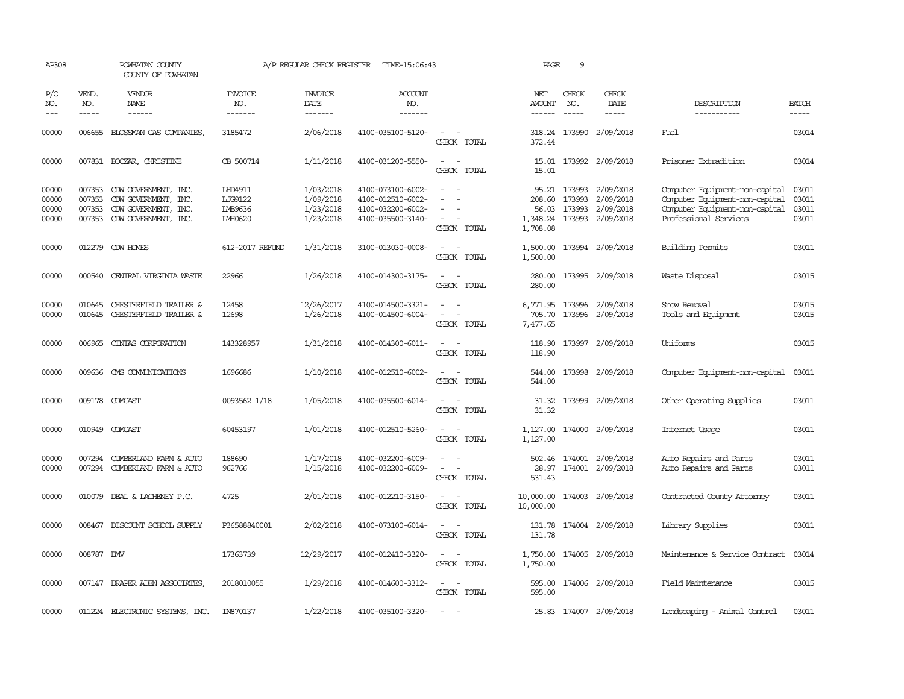AP308 POWHATAN COUNTY A/P REGULAR CHECK REGISTER TIME-15:06:43

COUNTY OF POWHATAN

| P/O NO. | VEND. NO. | VENDOR NAME | INVOICE NO. | INVOICE DATE | ACCOUNT NO. | | NET AMOUNT | CHECK NO. | CHECK DATE | DESCRIPTION | BATCH |
|---|---|---|---|---|---|---|---|---|---|---|---|
| 00000 | 006655 | BLOSSMAN GAS COMPANIES, | 3185472 | 2/06/2018 | 4100-035100-5120- | - - | 318.24 | 173990 | 2/09/2018 | Fuel | 03014 |
| | | | | | | CHECK TOTAL | 372.44 | | | | |
| 00000 | 007831 | BOCZAR, CHRISTINE | CB 500714 | 1/11/2018 | 4100-031200-5550- | - - | 15.01 | 173992 | 2/09/2018 | Prisoner Extradition | 03014 |
| | | | | | | CHECK TOTAL | 15.01 | | | | |
| 00000 | 007353 | CDW GOVERNMENT, INC. | LHD4911 | 1/03/2018 | 4100-073100-6002- | - - | 95.21 | 173993 | 2/09/2018 | Computer Equipment-non-capital | 03011 |
| 00000 | 007353 | CDW GOVERNMENT, INC. | LJG9122 | 1/09/2018 | 4100-012510-6002- | - - | 208.60 | 173993 | 2/09/2018 | Computer Equipment-non-capital | 03011 |
| 00000 | 007353 | CDW GOVERNMENT, INC. | LMB9636 | 1/23/2018 | 4100-032200-6002- | - - | 56.03 | 173993 | 2/09/2018 | Computer Equipment-non-capital | 03011 |
| 00000 | 007353 | CDW GOVERNMENT, INC. | LMH0620 | 1/23/2018 | 4100-035500-3140- | - - | 1,348.24 | 173993 | 2/09/2018 | Professional Services | 03011 |
| | | | | | | CHECK TOTAL | 1,708.08 | | | | |
| 00000 | 012279 | CDW HOMES | 612-2017 REFUND | 1/31/2018 | 3100-013030-0008- | - - | 1,500.00 | 173994 | 2/09/2018 | Building Permits | 03011 |
| | | | | | | CHECK TOTAL | 1,500.00 | | | | |
| 00000 | 000540 | CENTRAL VIRGINIA WASTE | 22966 | 1/26/2018 | 4100-014300-3175- | - - | 280.00 | 173995 | 2/09/2018 | Waste Disposal | 03015 |
| | | | | | | CHECK TOTAL | 280.00 | | | | |
| 00000 | 010645 | CHESTERFIELD TRAILER & | 12458 | 12/26/2017 | 4100-014500-3321- | - - | 6,771.95 | 173996 | 2/09/2018 | Snow Removal | 03015 |
| 00000 | 010645 | CHESTERFIELD TRAILER & | 12698 | 1/26/2018 | 4100-014500-6004- | - - | 705.70 | 173996 | 2/09/2018 | Tools and Equipment | 03015 |
| | | | | | | CHECK TOTAL | 7,477.65 | | | | |
| 00000 | 006965 | CINTAS CORPORATION | 143328957 | 1/31/2018 | 4100-014300-6011- | - - | 118.90 | 173997 | 2/09/2018 | Uniforms | 03015 |
| | | | | | | CHECK TOTAL | 118.90 | | | | |
| 00000 | 009636 | CMS COMMUNICATIONS | 1696686 | 1/10/2018 | 4100-012510-6002- | - - | 544.00 | 173998 | 2/09/2018 | Computer Equipment-non-capital | 03011 |
| | | | | | | CHECK TOTAL | 544.00 | | | | |
| 00000 | 009178 | COMCAST | 0093562 1/18 | 1/05/2018 | 4100-035500-6014- | - - | 31.32 | 173999 | 2/09/2018 | Other Operating Supplies | 03011 |
| | | | | | | CHECK TOTAL | 31.32 | | | | |
| 00000 | 010949 | COMCAST | 60453197 | 1/01/2018 | 4100-012510-5260- | - - | 1,127.00 | 174000 | 2/09/2018 | Internet Usage | 03011 |
| | | | | | | CHECK TOTAL | 1,127.00 | | | | |
| 00000 | 007294 | CUMBERLAND FARM & AUTO | 188690 | 1/17/2018 | 4100-032200-6009- | - - | 502.46 | 174001 | 2/09/2018 | Auto Repairs and Parts | 03011 |
| 00000 | 007294 | CUMBERLAND FARM & AUTO | 962766 | 1/15/2018 | 4100-032200-6009- | - - | 28.97 | 174001 | 2/09/2018 | Auto Repairs and Parts | 03011 |
| | | | | | | CHECK TOTAL | 531.43 | | | | |
| 00000 | 010079 | DEAL & LACHENEY P.C. | 4725 | 2/01/2018 | 4100-012210-3150- | - - | 10,000.00 | 174003 | 2/09/2018 | Contracted County Attorney | 03011 |
| | | | | | | CHECK TOTAL | 10,000.00 | | | | |
| 00000 | 008467 | DISCOUNT SCHOOL SUPPLY | P36588840001 | 2/02/2018 | 4100-073100-6014- | - - | 131.78 | 174004 | 2/09/2018 | Library Supplies | 03011 |
| | | | | | | CHECK TOTAL | 131.78 | | | | |
| 00000 | 008787 | DMV | 17363739 | 12/29/2017 | 4100-012410-3320- | - - | 1,750.00 | 174005 | 2/09/2018 | Maintenance & Service Contract | 03014 |
| | | | | | | CHECK TOTAL | 1,750.00 | | | | |
| 00000 | 007147 | DRAPER ADEN ASSOCIATES, | 2018010055 | 1/29/2018 | 4100-014600-3312- | - - | 595.00 | 174006 | 2/09/2018 | Field Maintenance | 03015 |
| | | | | | | CHECK TOTAL | 595.00 | | | | |
| 00000 | 011224 | ELECTRONIC SYSTEMS, INC. | IN870137 | 1/22/2018 | 4100-035100-3320- | - - | 25.83 | 174007 | 2/09/2018 | Landscaping - Animal Control | 03011 |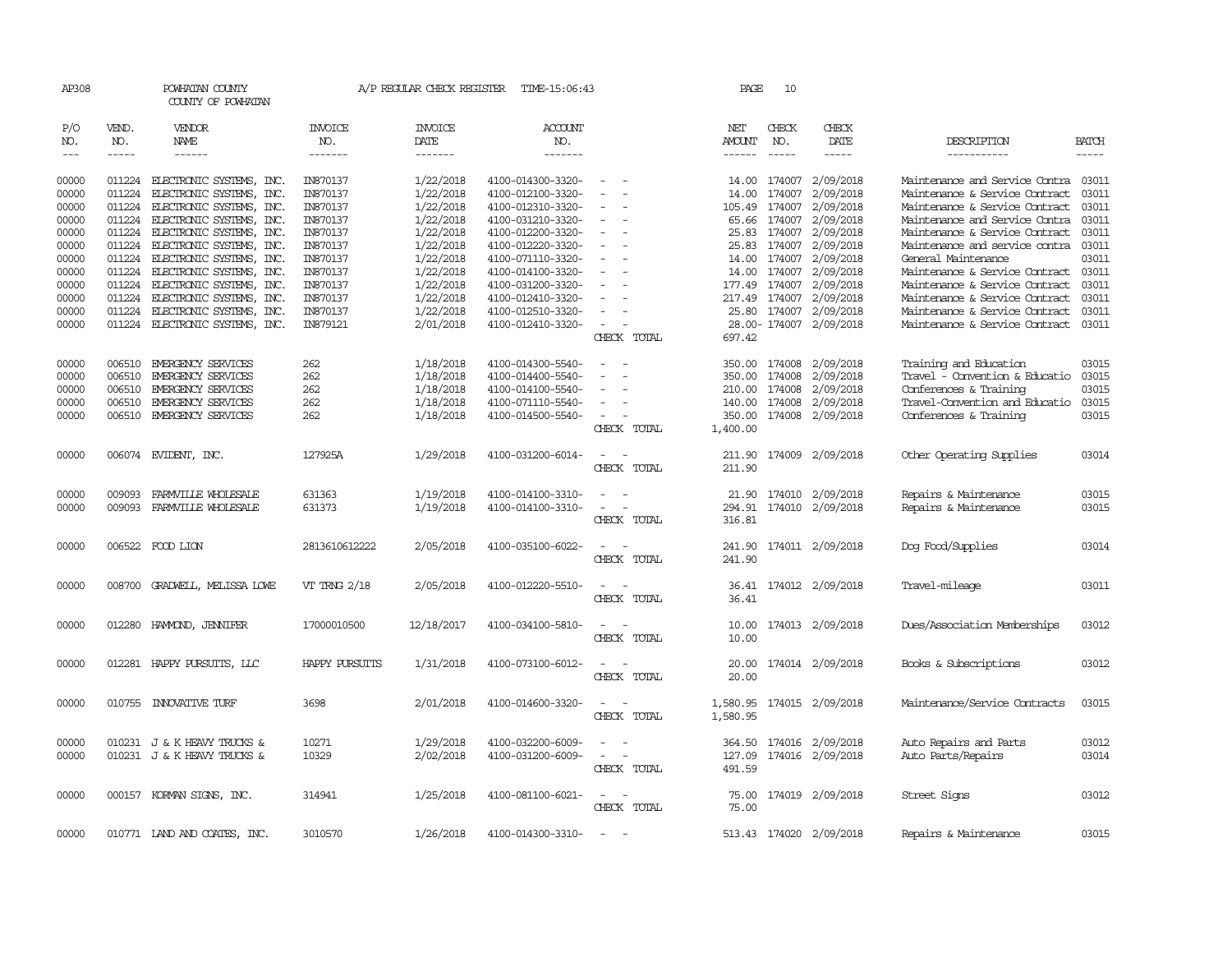AP308 POWHATAN COUNTY A/P REGULAR CHECK REGISTER TIME-15:06:43 PAGE 10

COUNTY OF POWHATAN

| P/O NO. | VEND. NO. | VENDOR NAME | INVOICE NO. | INVOICE DATE | ACCOUNT NO. | | NET AMOUNT | CHECK NO. | CHECK DATE | DESCRIPTION | BATCH |
|---|---|---|---|---|---|---|---|---|---|---|---|
| --- | ----- | ------ | ------- | ------- | ------- | | ------ | ----- | ----- | ----------- | ----- |
| 00000 | 011224 | ELECTRONIC SYSTEMS, INC. | IN870137 | 1/22/2018 | 4100-014300-3320- | - - | 14.00 | 174007 | 2/09/2018 | Maintenance and Service Contra | 03011 |
| 00000 | 011224 | ELECTRONIC SYSTEMS, INC. | IN870137 | 1/22/2018 | 4100-012100-3320- | - - | 14.00 | 174007 | 2/09/2018 | Maintenance & Service Contract | 03011 |
| 00000 | 011224 | ELECTRONIC SYSTEMS, INC. | IN870137 | 1/22/2018 | 4100-012310-3320- | - - | 105.49 | 174007 | 2/09/2018 | Maintenance & Service Contract | 03011 |
| 00000 | 011224 | ELECTRONIC SYSTEMS, INC. | IN870137 | 1/22/2018 | 4100-031210-3320- | - - | 65.66 | 174007 | 2/09/2018 | Maintenance and Service Contra | 03011 |
| 00000 | 011224 | ELECTRONIC SYSTEMS, INC. | IN870137 | 1/22/2018 | 4100-012200-3320- | - - | 25.83 | 174007 | 2/09/2018 | Maintenance & Service Contract | 03011 |
| 00000 | 011224 | ELECTRONIC SYSTEMS, INC. | IN870137 | 1/22/2018 | 4100-012220-3320- | - - | 25.83 | 174007 | 2/09/2018 | Maintenance and service contra | 03011 |
| 00000 | 011224 | ELECTRONIC SYSTEMS, INC. | IN870137 | 1/22/2018 | 4100-071110-3320- | - - | 14.00 | 174007 | 2/09/2018 | General Maintenance | 03011 |
| 00000 | 011224 | ELECTRONIC SYSTEMS, INC. | IN870137 | 1/22/2018 | 4100-014100-3320- | - - | 14.00 | 174007 | 2/09/2018 | Maintenance & Service Contract | 03011 |
| 00000 | 011224 | ELECTRONIC SYSTEMS, INC. | IN870137 | 1/22/2018 | 4100-031200-3320- | - - | 177.49 | 174007 | 2/09/2018 | Maintenance & Service Contract | 03011 |
| 00000 | 011224 | ELECTRONIC SYSTEMS, INC. | IN870137 | 1/22/2018 | 4100-012410-3320- | - - | 217.49 | 174007 | 2/09/2018 | Maintenance & Service Contract | 03011 |
| 00000 | 011224 | ELECTRONIC SYSTEMS, INC. | IN870137 | 1/22/2018 | 4100-012510-3320- | - - | 25.80 | 174007 | 2/09/2018 | Maintenance & Service Contract | 03011 |
| 00000 | 011224 | ELECTRONIC SYSTEMS, INC. | IN879121 | 2/01/2018 | 4100-012410-3320- | - - | 28.00- | 174007 | 2/09/2018 | Maintenance & Service Contract | 03011 |
| | | | | | | CHECK TOTAL | 697.42 | | | | |
| 00000 | 006510 | EMERGENCY SERVICES | 262 | 1/18/2018 | 4100-014300-5540- | - - | 350.00 | 174008 | 2/09/2018 | Training and Education | 03015 |
| 00000 | 006510 | EMERGENCY SERVICES | 262 | 1/18/2018 | 4100-014400-5540- | - - | 350.00 | 174008 | 2/09/2018 | Travel - Convention & Educatio | 03015 |
| 00000 | 006510 | EMERGENCY SERVICES | 262 | 1/18/2018 | 4100-014100-5540- | - - | 210.00 | 174008 | 2/09/2018 | Conferences & Training | 03015 |
| 00000 | 006510 | EMERGENCY SERVICES | 262 | 1/18/2018 | 4100-071110-5540- | - - | 140.00 | 174008 | 2/09/2018 | Travel-Convention and Educatio | 03015 |
| 00000 | 006510 | EMERGENCY SERVICES | 262 | 1/18/2018 | 4100-014500-5540- | - - | 350.00 | 174008 | 2/09/2018 | Conferences & Training | 03015 |
| | | | | | | CHECK TOTAL | 1,400.00 | | | | |
| 00000 | 006074 | EVIDENT, INC. | 127925A | 1/29/2018 | 4100-031200-6014- | - - | 211.90 | 174009 | 2/09/2018 | Other Operating Supplies | 03014 |
| | | | | | | CHECK TOTAL | 211.90 | | | | |
| 00000 | 009093 | FARMVILLE WHOLESALE | 631363 | 1/19/2018 | 4100-014100-3310- | - - | 21.90 | 174010 | 2/09/2018 | Repairs & Maintenance | 03015 |
| 00000 | 009093 | FARMVILLE WHOLESALE | 631373 | 1/19/2018 | 4100-014100-3310- | - - | 294.91 | 174010 | 2/09/2018 | Repairs & Maintenance | 03015 |
| | | | | | | CHECK TOTAL | 316.81 | | | | |
| 00000 | 006522 | FOOD LION | 2813610612222 | 2/05/2018 | 4100-035100-6022- | - - | 241.90 | 174011 | 2/09/2018 | Dog Food/Supplies | 03014 |
| | | | | | | CHECK TOTAL | 241.90 | | | | |
| 00000 | 008700 | GRADWELL, MELISSA LOWE | VT TRNG 2/18 | 2/05/2018 | 4100-012220-5510- | - - | 36.41 | 174012 | 2/09/2018 | Travel-mileage | 03011 |
| | | | | | | CHECK TOTAL | 36.41 | | | | |
| 00000 | 012280 | HAMMOND, JENNIFER | 17000010500 | 12/18/2017 | 4100-034100-5810- | - - | 10.00 | 174013 | 2/09/2018 | Dues/Association Memberships | 03012 |
| | | | | | | CHECK TOTAL | 10.00 | | | | |
| 00000 | 012281 | HAPPY PURSUITS, LLC | HAPPY PURSUITS | 1/31/2018 | 4100-073100-6012- | - - | 20.00 | 174014 | 2/09/2018 | Books & Subscriptions | 03012 |
| | | | | | | CHECK TOTAL | 20.00 | | | | |
| 00000 | 010755 | INNOVATIVE TURF | 3698 | 2/01/2018 | 4100-014600-3320- | - - | 1,580.95 | 174015 | 2/09/2018 | Maintenance/Service Contracts | 03015 |
| | | | | | | CHECK TOTAL | 1,580.95 | | | | |
| 00000 | 010231 | J & K HEAVY TRUCKS & | 10271 | 1/29/2018 | 4100-032200-6009- | - - | 364.50 | 174016 | 2/09/2018 | Auto Repairs and Parts | 03012 |
| 00000 | 010231 | J & K HEAVY TRUCKS & | 10329 | 2/02/2018 | 4100-031200-6009- | - - | 127.09 | 174016 | 2/09/2018 | Auto Parts/Repairs | 03014 |
| | | | | | | CHECK TOTAL | 491.59 | | | | |
| 00000 | 000157 | KORMAN SIGNS, INC. | 314941 | 1/25/2018 | 4100-081100-6021- | - - | 75.00 | 174019 | 2/09/2018 | Street Signs | 03012 |
| | | | | | | CHECK TOTAL | 75.00 | | | | |
| 00000 | 010771 | LAND AND COATES, INC. | 3010570 | 1/26/2018 | 4100-014300-3310- | - - | 513.43 | 174020 | 2/09/2018 | Repairs & Maintenance | 03015 |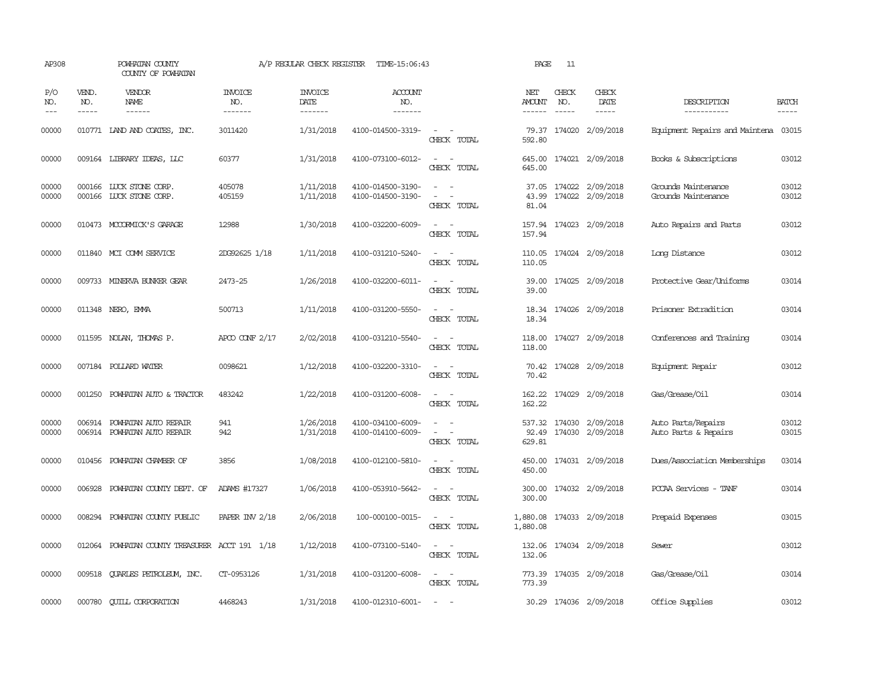AP308 POWHATAN COUNTY A/P REGULAR CHECK REGISTER TIME-15:06:43 PAGE 11

COUNTY OF POWHATAN

| P/O NO. | VEND. NO. | VENDOR NAME | INVOICE NO. | INVOICE DATE | ACCOUNT NO. | | NET AMOUNT | CHECK NO. | CHECK DATE | DESCRIPTION | BATCH |
|---|---|---|---|---|---|---|---|---|---|---|---|
| 00000 | 010771 | LAND AND COATES, INC. | 3011420 | 1/31/2018 | 4100-014500-3319- | - - | 79.37 | 174020 | 2/09/2018 | Equipment Repairs and Maintena | 03015 |
| | | | | | | CHECK TOTAL | 592.80 | | | | |
| 00000 | 009164 | LIBRARY IDEAS, LLC | 60377 | 1/31/2018 | 4100-073100-6012- | - - | 645.00 | 174021 | 2/09/2018 | Books & Subscriptions | 03012 |
| | | | | | | CHECK TOTAL | 645.00 | | | | |
| 00000 | 000166 | LUCK STONE CORP. | 405078 | 1/11/2018 | 4100-014500-3190- | - - | 37.05 | 174022 | 2/09/2018 | Grounds Maintenance | 03012 |
| 00000 | 000166 | LUCK STONE CORP. | 405159 | 1/11/2018 | 4100-014500-3190- | - - | 43.99 | 174022 | 2/09/2018 | Grounds Maintenance | 03012 |
| | | | | | | CHECK TOTAL | 81.04 | | | | |
| 00000 | 010473 | MCCORMICK'S GARAGE | 12988 | 1/30/2018 | 4100-032200-6009- | - - | 157.94 | 174023 | 2/09/2018 | Auto Repairs and Parts | 03012 |
| | | | | | | CHECK TOTAL | 157.94 | | | | |
| 00000 | 011840 | MCI COMM SERVICE | 2DG92625 1/18 | 1/11/2018 | 4100-031210-5240- | - - | 110.05 | 174024 | 2/09/2018 | Long Distance | 03012 |
| | | | | | | CHECK TOTAL | 110.05 | | | | |
| 00000 | 009733 | MINERVA BUNKER GEAR | 2473-25 | 1/26/2018 | 4100-032200-6011- | - - | 39.00 | 174025 | 2/09/2018 | Protective Gear/Uniforms | 03014 |
| | | | | | | CHECK TOTAL | 39.00 | | | | |
| 00000 | 011348 | NERO, EMMA | 500713 | 1/11/2018 | 4100-031200-5550- | - - | 18.34 | 174026 | 2/09/2018 | Prisoner Extradition | 03014 |
| | | | | | | CHECK TOTAL | 18.34 | | | | |
| 00000 | 011595 | NOLAN, THOMAS P. | APCO CONF 2/17 | 2/02/2018 | 4100-031210-5540- | - - | 118.00 | 174027 | 2/09/2018 | Conferences and Training | 03014 |
| | | | | | | CHECK TOTAL | 118.00 | | | | |
| 00000 | 007184 | POLLARD WATER | 0098621 | 1/12/2018 | 4100-032200-3310- | - - | 70.42 | 174028 | 2/09/2018 | Equipment Repair | 03012 |
| | | | | | | CHECK TOTAL | 70.42 | | | | |
| 00000 | 001250 | POWHATAN AUTO & TRACTOR | 483242 | 1/22/2018 | 4100-031200-6008- | - - | 162.22 | 174029 | 2/09/2018 | Gas/Grease/Oil | 03014 |
| | | | | | | CHECK TOTAL | 162.22 | | | | |
| 00000 | 006914 | POWHATAN AUTO REPAIR | 941 | 1/26/2018 | 4100-034100-6009- | - - | 537.32 | 174030 | 2/09/2018 | Auto Parts/Repairs | 03012 |
| 00000 | 006914 | POWHATAN AUTO REPAIR | 942 | 1/31/2018 | 4100-014100-6009- | - - | 92.49 | 174030 | 2/09/2018 | Auto Parts & Repairs | 03015 |
| | | | | | | CHECK TOTAL | 629.81 | | | | |
| 00000 | 010456 | POWHATAN CHAMBER OF | 3856 | 1/08/2018 | 4100-012100-5810- | - - | 450.00 | 174031 | 2/09/2018 | Dues/Association Memberships | 03014 |
| | | | | | | CHECK TOTAL | 450.00 | | | | |
| 00000 | 006928 | POWHATAN COUNTY DEPT. OF | ADAMS #17327 | 1/06/2018 | 4100-053910-5642- | - - | 300.00 | 174032 | 2/09/2018 | PCCAA Services - TANF | 03014 |
| | | | | | | CHECK TOTAL | 300.00 | | | | |
| 00000 | 008294 | POWHATAN COUNTY PUBLIC | PAPER INV 2/18 | 2/06/2018 | 100-000100-0015- | - - | 1,880.08 | 174033 | 2/09/2018 | Prepaid Expenses | 03015 |
| | | | | | | CHECK TOTAL | 1,880.08 | | | | |
| 00000 | 012064 | POWHATAN COUNTY TREASURER | ACCT 191 1/18 | 1/12/2018 | 4100-073100-5140- | - - | 132.06 | 174034 | 2/09/2018 | Sewer | 03012 |
| | | | | | | CHECK TOTAL | 132.06 | | | | |
| 00000 | 009518 | QUARLES PETROLEUM, INC. | CT-0953126 | 1/31/2018 | 4100-031200-6008- | - - | 773.39 | 174035 | 2/09/2018 | Gas/Grease/Oil | 03014 |
| | | | | | | CHECK TOTAL | 773.39 | | | | |
| 00000 | 000780 | QUILL CORPORATION | 4468243 | 1/31/2018 | 4100-012310-6001- | - - | 30.29 | 174036 | 2/09/2018 | Office Supplies | 03012 |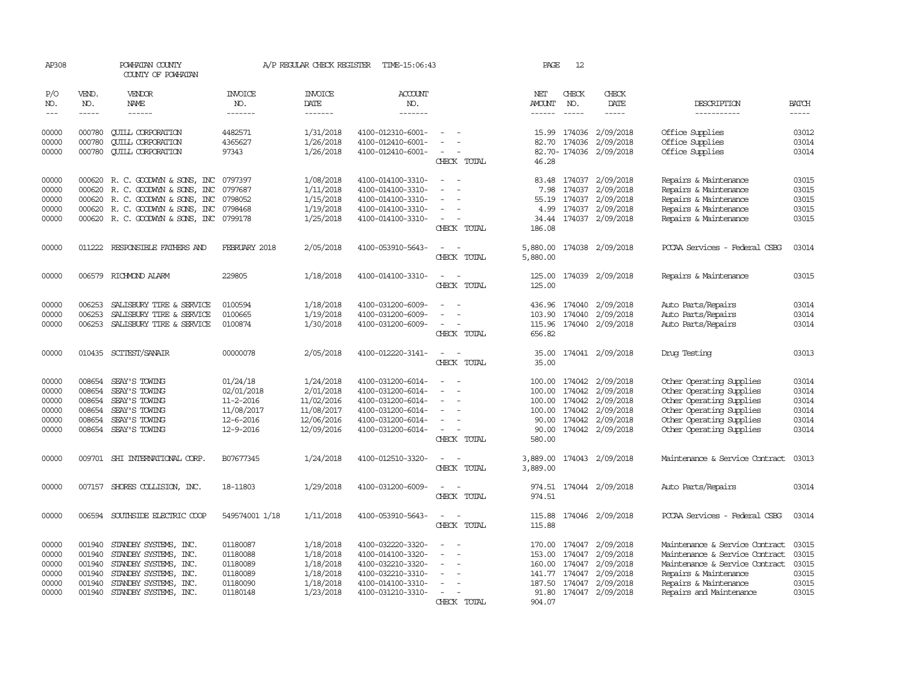AP308 POWHATAN COUNTY A/P REGULAR CHECK REGISTER TIME-15:06:43 PAGE 12

COUNTY OF POWHATAN

| P/O NO. | VEND. NO. | VENDOR NAME | INVOICE NO. | INVOICE DATE | ACCOUNT NO. | | NET AMOUNT | CHECK NO. | CHECK DATE | DESCRIPTION | BATCH |
|---|---|---|---|---|---|---|---|---|---|---|---|
| 00000 | 000780 | QUILL CORPORATION | 4482571 | 1/31/2018 | 4100-012310-6001- | - - | 15.99 | 174036 | 2/09/2018 | Office Supplies | 03012 |
| 00000 | 000780 | QUILL CORPORATION | 4365627 | 1/26/2018 | 4100-012410-6001- | - - | 82.70 | 174036 | 2/09/2018 | Office Supplies | 03014 |
| 00000 | 000780 | QUILL CORPORATION | 97343 | 1/26/2018 | 4100-012410-6001- | - - | 82.70- | 174036 | 2/09/2018 | Office Supplies | 03014 |
| | | | | | | CHECK TOTAL | 46.28 | | | | |
| 00000 | 000620 | R. C. GOODWYN & SONS, INC | 0797397 | 1/08/2018 | 4100-014100-3310- | - - | 83.48 | 174037 | 2/09/2018 | Repairs & Maintenance | 03015 |
| 00000 | 000620 | R. C. GOODWYN & SONS, INC | 0797687 | 1/11/2018 | 4100-014100-3310- | - - | 7.98 | 174037 | 2/09/2018 | Repairs & Maintenance | 03015 |
| 00000 | 000620 | R. C. GOODWYN & SONS, INC | 0798052 | 1/15/2018 | 4100-014100-3310- | - - | 55.19 | 174037 | 2/09/2018 | Repairs & Maintenance | 03015 |
| 00000 | 000620 | R. C. GOODWYN & SONS, INC | 0798468 | 1/19/2018 | 4100-014100-3310- | - - | 4.99 | 174037 | 2/09/2018 | Repairs & Maintenance | 03015 |
| 00000 | 000620 | R. C. GOODWYN & SONS, INC | 0799178 | 1/25/2018 | 4100-014100-3310- | - - | 34.44 | 174037 | 2/09/2018 | Repairs & Maintenance | 03015 |
| | | | | | | CHECK TOTAL | 186.08 | | | | |
| 00000 | 011222 | RESPONSIBLE FATHERS AND | FEBRUARY 2018 | 2/05/2018 | 4100-053910-5643- | - - | 5,880.00 | 174038 | 2/09/2018 | PCCAA Services - Federal CSBG | 03014 |
| | | | | | | CHECK TOTAL | 5,880.00 | | | | |
| 00000 | 006579 | RICHMOND ALARM | 229805 | 1/18/2018 | 4100-014100-3310- | - - | 125.00 | 174039 | 2/09/2018 | Repairs & Maintenance | 03015 |
| | | | | | | CHECK TOTAL | 125.00 | | | | |
| 00000 | 006253 | SALISBURY TIRE & SERVICE | 0100594 | 1/18/2018 | 4100-031200-6009- | - - | 436.96 | 174040 | 2/09/2018 | Auto Parts/Repairs | 03014 |
| 00000 | 006253 | SALISBURY TIRE & SERVICE | 0100665 | 1/19/2018 | 4100-031200-6009- | - - | 103.90 | 174040 | 2/09/2018 | Auto Parts/Repairs | 03014 |
| 00000 | 006253 | SALISBURY TIRE & SERVICE | 0100874 | 1/30/2018 | 4100-031200-6009- | - - | 115.96 | 174040 | 2/09/2018 | Auto Parts/Repairs | 03014 |
| | | | | | | CHECK TOTAL | 656.82 | | | | |
| 00000 | 010435 | SCITEST/SANAIR | 00000078 | 2/05/2018 | 4100-012220-3141- | - - | 35.00 | 174041 | 2/09/2018 | Drug Testing | 03013 |
| | | | | | | CHECK TOTAL | 35.00 | | | | |
| 00000 | 008654 | SEAY'S TOWING | 01/24/18 | 1/24/2018 | 4100-031200-6014- | - - | 100.00 | 174042 | 2/09/2018 | Other Operating Supplies | 03014 |
| 00000 | 008654 | SEAY'S TOWING | 02/01/2018 | 2/01/2018 | 4100-031200-6014- | - - | 100.00 | 174042 | 2/09/2018 | Other Operating Supplies | 03014 |
| 00000 | 008654 | SEAY'S TOWING | 11-2-2016 | 11/02/2016 | 4100-031200-6014- | - - | 100.00 | 174042 | 2/09/2018 | Other Operating Supplies | 03014 |
| 00000 | 008654 | SEAY'S TOWING | 11/08/2017 | 11/08/2017 | 4100-031200-6014- | - - | 100.00 | 174042 | 2/09/2018 | Other Operating Supplies | 03014 |
| 00000 | 008654 | SEAY'S TOWING | 12-6-2016 | 12/06/2016 | 4100-031200-6014- | - - | 90.00 | 174042 | 2/09/2018 | Other Operating Supplies | 03014 |
| 00000 | 008654 | SEAY'S TOWING | 12-9-2016 | 12/09/2016 | 4100-031200-6014- | - - | 90.00 | 174042 | 2/09/2018 | Other Operating Supplies | 03014 |
| | | | | | | CHECK TOTAL | 580.00 | | | | |
| 00000 | 009701 | SHI INTERNATIONAL CORP. | B07677345 | 1/24/2018 | 4100-012510-3320- | - - | 3,889.00 | 174043 | 2/09/2018 | Maintenance & Service Contract | 03013 |
| | | | | | | CHECK TOTAL | 3,889.00 | | | | |
| 00000 | 007157 | SHORES COLLISION, INC. | 18-11803 | 1/29/2018 | 4100-031200-6009- | - - | 974.51 | 174044 | 2/09/2018 | Auto Parts/Repairs | 03014 |
| | | | | | | CHECK TOTAL | 974.51 | | | | |
| 00000 | 006594 | SOUTHSIDE ELECTRIC COOP | 549574001 1/18 | 1/11/2018 | 4100-053910-5643- | - - | 115.88 | 174046 | 2/09/2018 | PCCAA Services - Federal CSBG | 03014 |
| | | | | | | CHECK TOTAL | 115.88 | | | | |
| 00000 | 001940 | STANDBY SYSTEMS, INC. | 01180087 | 1/18/2018 | 4100-032220-3320- | - - | 170.00 | 174047 | 2/09/2018 | Maintenance & Service Contract | 03015 |
| 00000 | 001940 | STANDBY SYSTEMS, INC. | 01180088 | 1/18/2018 | 4100-014100-3320- | - - | 153.00 | 174047 | 2/09/2018 | Maintenance & Service Contract | 03015 |
| 00000 | 001940 | STANDBY SYSTEMS, INC. | 01180089 | 1/18/2018 | 4100-032210-3320- | - - | 160.00 | 174047 | 2/09/2018 | Maintenance & Service Contract | 03015 |
| 00000 | 001940 | STANDBY SYSTEMS, INC. | 01180089 | 1/18/2018 | 4100-032210-3310- | - - | 141.77 | 174047 | 2/09/2018 | Repairs & Maintenance | 03015 |
| 00000 | 001940 | STANDBY SYSTEMS, INC. | 01180090 | 1/18/2018 | 4100-014100-3310- | - - | 187.50 | 174047 | 2/09/2018 | Repairs & Maintenance | 03015 |
| 00000 | 001940 | STANDBY SYSTEMS, INC. | 01180148 | 1/23/2018 | 4100-031210-3310- | - - | 91.80 | 174047 | 2/09/2018 | Repairs and Maintenance | 03015 |
| | | | | | | CHECK TOTAL | 904.07 | | | | |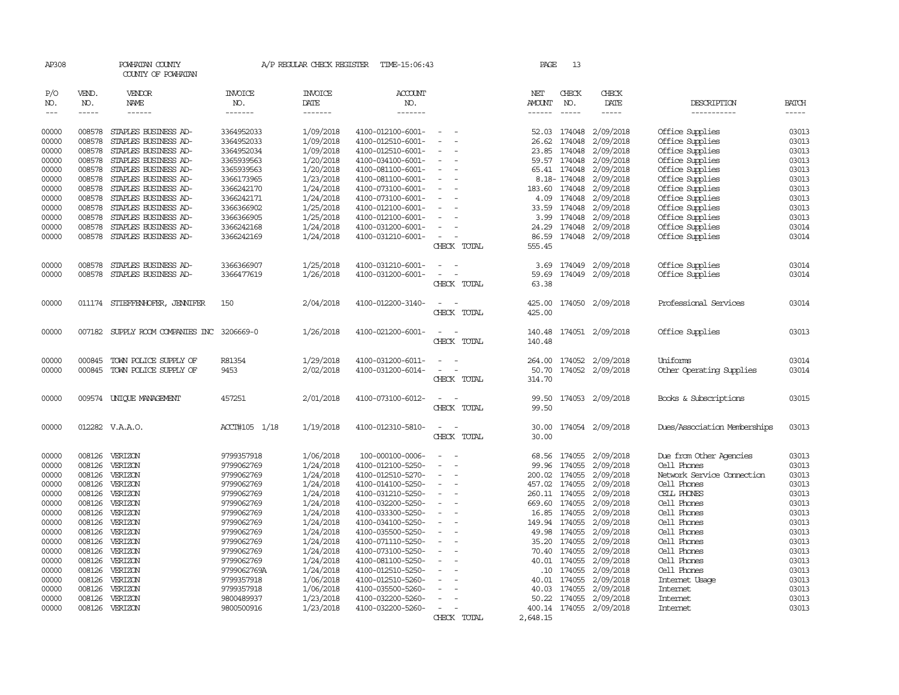AP308 POWHATAN COUNTY A/P REGULAR CHECK REGISTER TIME-15:06:43 PAGE 13

COUNTY OF POWHATAN

| P/O NO. | VEND. NO. | VENDOR NAME | INVOICE NO. | INVOICE DATE | ACCOUNT NO. | | NET AMOUNT | CHECK NO. | CHECK DATE | DESCRIPTION | BATCH |
|---|---|---|---|---|---|---|---|---|---|---|---|
| 00000 | 008578 | STAPLES BUSINESS AD- | 3364952033 | 1/09/2018 | 4100-012100-6001- | - - | 52.03 | 174048 | 2/09/2018 | Office Supplies | 03013 |
| 00000 | 008578 | STAPLES BUSINESS AD- | 3364952033 | 1/09/2018 | 4100-012510-6001- | - - | 26.62 | 174048 | 2/09/2018 | Office Supplies | 03013 |
| 00000 | 008578 | STAPLES BUSINESS AD- | 3364952034 | 1/09/2018 | 4100-012510-6001- | - - | 23.85 | 174048 | 2/09/2018 | Office Supplies | 03013 |
| 00000 | 008578 | STAPLES BUSINESS AD- | 3365939563 | 1/20/2018 | 4100-034100-6001- | - - | 59.57 | 174048 | 2/09/2018 | Office Supplies | 03013 |
| 00000 | 008578 | STAPLES BUSINESS AD- | 3365939563 | 1/20/2018 | 4100-081100-6001- | - - | 65.41 | 174048 | 2/09/2018 | Office Supplies | 03013 |
| 00000 | 008578 | STAPLES BUSINESS AD- | 3366173965 | 1/23/2018 | 4100-081100-6001- | - - | 8.18- | 174048 | 2/09/2018 | Office Supplies | 03013 |
| 00000 | 008578 | STAPLES BUSINESS AD- | 3366242170 | 1/24/2018 | 4100-073100-6001- | - - | 183.60 | 174048 | 2/09/2018 | Office Supplies | 03013 |
| 00000 | 008578 | STAPLES BUSINESS AD- | 3366242171 | 1/24/2018 | 4100-073100-6001- | - - | 4.09 | 174048 | 2/09/2018 | Office Supplies | 03013 |
| 00000 | 008578 | STAPLES BUSINESS AD- | 3366366902 | 1/25/2018 | 4100-012100-6001- | - - | 33.59 | 174048 | 2/09/2018 | Office Supplies | 03013 |
| 00000 | 008578 | STAPLES BUSINESS AD- | 3366366905 | 1/25/2018 | 4100-012100-6001- | - - | 3.99 | 174048 | 2/09/2018 | Office Supplies | 03013 |
| 00000 | 008578 | STAPLES BUSINESS AD- | 3366242168 | 1/24/2018 | 4100-031200-6001- | - - | 24.29 | 174048 | 2/09/2018 | Office Supplies | 03014 |
| 00000 | 008578 | STAPLES BUSINESS AD- | 3366242169 | 1/24/2018 | 4100-031210-6001- | - - | 86.59 | 174048 | 2/09/2018 | Office Supplies | 03014 |
| | | | | | | CHECK TOTAL | 555.45 | | | | |
| 00000 | 008578 | STAPLES BUSINESS AD- | 3366366907 | 1/25/2018 | 4100-031210-6001- | - - | 3.69 | 174049 | 2/09/2018 | Office Supplies | 03014 |
| 00000 | 008578 | STAPLES BUSINESS AD- | 3366477619 | 1/26/2018 | 4100-031200-6001- | - - | 59.69 | 174049 | 2/09/2018 | Office Supplies | 03014 |
| | | | | | | CHECK TOTAL | 63.38 | | | | |
| 00000 | 011174 | STIEFFENHOFER, JENNIFER | 150 | 2/04/2018 | 4100-012200-3140- | - - | 425.00 | 174050 | 2/09/2018 | Professional Services | 03014 |
| | | | | | | CHECK TOTAL | 425.00 | | | | |
| 00000 | 007182 | SUPPLY ROOM COMPANIES INC | 3206669-0 | 1/26/2018 | 4100-021200-6001- | - - | 140.48 | 174051 | 2/09/2018 | Office Supplies | 03013 |
| | | | | | | CHECK TOTAL | 140.48 | | | | |
| 00000 | 000845 | TOWN POLICE SUPPLY OF | R81354 | 1/29/2018 | 4100-031200-6011- | - - | 264.00 | 174052 | 2/09/2018 | Uniforms | 03014 |
| 00000 | 000845 | TOWN POLICE SUPPLY OF | 9453 | 2/02/2018 | 4100-031200-6014- | - - | 50.70 | 174052 | 2/09/2018 | Other Operating Supplies | 03014 |
| | | | | | | CHECK TOTAL | 314.70 | | | | |
| 00000 | 009574 | UNIQUE MANAGEMENT | 457251 | 2/01/2018 | 4100-073100-6012- | - - | 99.50 | 174053 | 2/09/2018 | Books & Subscriptions | 03015 |
| | | | | | | CHECK TOTAL | 99.50 | | | | |
| 00000 | 012282 | V.A.A.O. | ACCT#105 1/18 | 1/19/2018 | 4100-012310-5810- | - - | 30.00 | 174054 | 2/09/2018 | Dues/Association Memberships | 03013 |
| | | | | | | CHECK TOTAL | 30.00 | | | | |
| 00000 | 008126 | VERIZON | 9799357918 | 1/06/2018 | 100-000100-0006- | - - | 68.56 | 174055 | 2/09/2018 | Due from Other Agencies | 03013 |
| 00000 | 008126 | VERIZON | 9799062769 | 1/24/2018 | 4100-012100-5250- | - - | 99.96 | 174055 | 2/09/2018 | Cell Phones | 03013 |
| 00000 | 008126 | VERIZON | 9799062769 | 1/24/2018 | 4100-012510-5270- | - - | 200.02 | 174055 | 2/09/2018 | Network Service Connection | 03013 |
| 00000 | 008126 | VERIZON | 9799062769 | 1/24/2018 | 4100-014100-5250- | - - | 457.02 | 174055 | 2/09/2018 | Cell Phones | 03013 |
| 00000 | 008126 | VERIZON | 9799062769 | 1/24/2018 | 4100-031210-5250- | - - | 260.11 | 174055 | 2/09/2018 | CELL PHONES | 03013 |
| 00000 | 008126 | VERIZON | 9799062769 | 1/24/2018 | 4100-032200-5250- | - - | 669.60 | 174055 | 2/09/2018 | Cell Phones | 03013 |
| 00000 | 008126 | VERIZON | 9799062769 | 1/24/2018 | 4100-033300-5250- | - - | 16.85 | 174055 | 2/09/2018 | Cell Phones | 03013 |
| 00000 | 008126 | VERIZON | 9799062769 | 1/24/2018 | 4100-034100-5250- | - - | 149.94 | 174055 | 2/09/2018 | Cell Phones | 03013 |
| 00000 | 008126 | VERIZON | 9799062769 | 1/24/2018 | 4100-035500-5250- | - - | 49.98 | 174055 | 2/09/2018 | Cell Phones | 03013 |
| 00000 | 008126 | VERIZON | 9799062769 | 1/24/2018 | 4100-071110-5250- | - - | 35.20 | 174055 | 2/09/2018 | Cell Phones | 03013 |
| 00000 | 008126 | VERIZON | 9799062769 | 1/24/2018 | 4100-073100-5250- | - - | 70.40 | 174055 | 2/09/2018 | Cell Phones | 03013 |
| 00000 | 008126 | VERIZON | 9799062769 | 1/24/2018 | 4100-081100-5250- | - - | 40.01 | 174055 | 2/09/2018 | Cell Phones | 03013 |
| 00000 | 008126 | VERIZON | 9799062769A | 1/24/2018 | 4100-012510-5250- | - - | .10 | 174055 | 2/09/2018 | Cell Phones | 03013 |
| 00000 | 008126 | VERIZON | 9799357918 | 1/06/2018 | 4100-012510-5260- | - - | 40.01 | 174055 | 2/09/2018 | Internet Usage | 03013 |
| 00000 | 008126 | VERIZON | 9799357918 | 1/06/2018 | 4100-035500-5260- | - - | 40.03 | 174055 | 2/09/2018 | Internet | 03013 |
| 00000 | 008126 | VERIZON | 9800489937 | 1/23/2018 | 4100-032200-5260- | - - | 50.22 | 174055 | 2/09/2018 | Internet | 03013 |
| 00000 | 008126 | VERIZON | 9800500916 | 1/23/2018 | 4100-032200-5260- | - - | 400.14 | 174055 | 2/09/2018 | Internet | 03013 |
| | | | | | | CHECK TOTAL | 2,648.15 | | | | |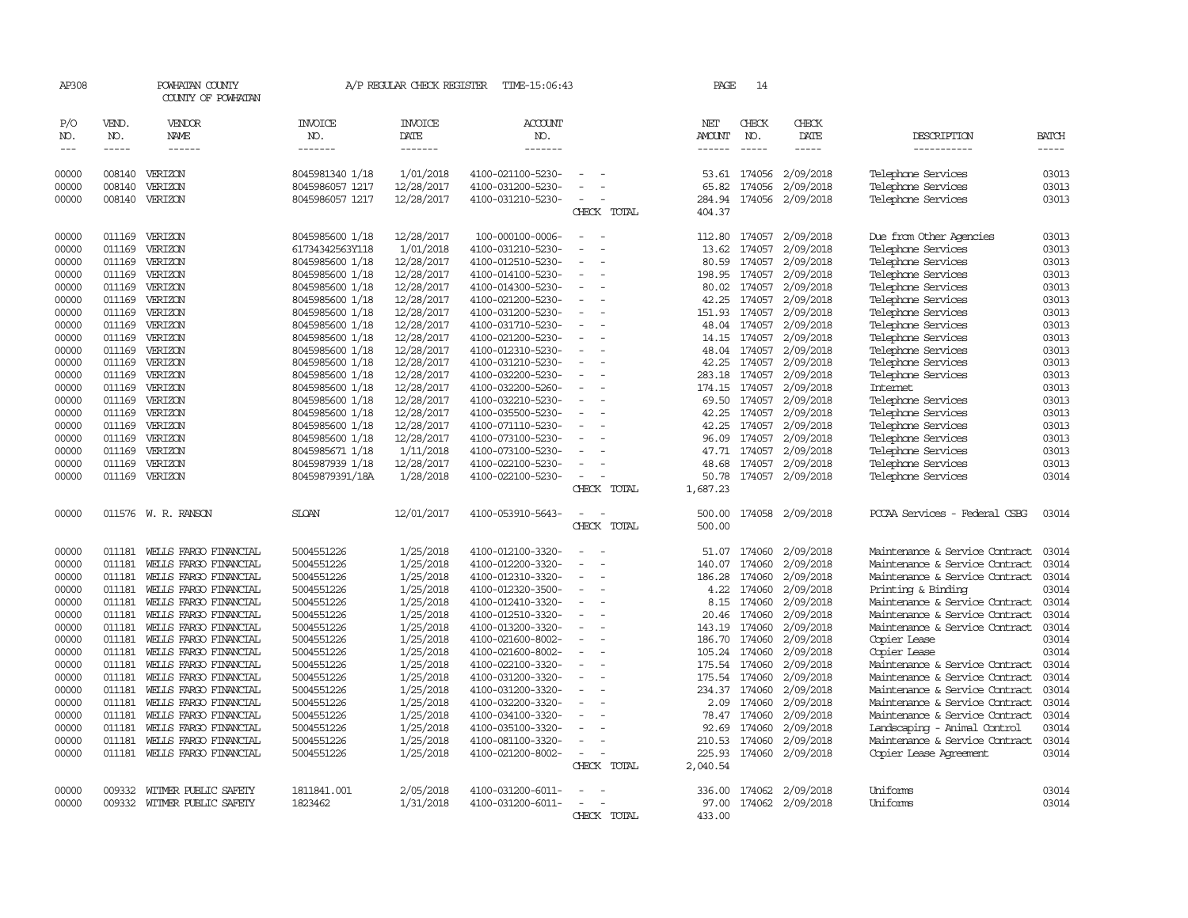AP308 POWHATAN COUNTY A/P REGULAR CHECK REGISTER TIME-15:06:43 PAGE 14

COUNTY OF POWHATAN

| P/O NO. | VEND. NO. | VENDOR NAME | INVOICE NO. | INVOICE DATE | ACCOUNT NO. | | NET AMOUNT | CHECK NO. | CHECK DATE | DESCRIPTION | BATCH |
|---|---|---|---|---|---|---|---|---|---|---|---|
| 00000 | 008140 | VERIZON | 8045981340 1/18 | 1/01/2018 | 4100-021100-5230- | - - | 53.61 | 174056 | 2/09/2018 | Telephone Services | 03013 |
| 00000 | 008140 | VERIZON | 8045986057 1217 | 12/28/2017 | 4100-031200-5230- | - - | 65.82 | 174056 | 2/09/2018 | Telephone Services | 03013 |
| 00000 | 008140 | VERIZON | 8045986057 1217 | 12/28/2017 | 4100-031210-5230- | - - | 284.94 | 174056 | 2/09/2018 | Telephone Services | 03013 |
| | | | | | | CHECK TOTAL | 404.37 | | | | |
| 00000 | 011169 | VERIZON | 8045985600 1/18 | 12/28/2017 | 100-000100-0006- | - - | 112.80 | 174057 | 2/09/2018 | Due from Other Agencies | 03013 |
| 00000 | 011169 | VERIZON | 61734342563Y118 | 1/01/2018 | 4100-031210-5230- | - - | 13.62 | 174057 | 2/09/2018 | Telephone Services | 03013 |
| 00000 | 011169 | VERIZON | 8045985600 1/18 | 12/28/2017 | 4100-012510-5230- | - - | 80.59 | 174057 | 2/09/2018 | Telephone Services | 03013 |
| 00000 | 011169 | VERIZON | 8045985600 1/18 | 12/28/2017 | 4100-014100-5230- | - - | 198.95 | 174057 | 2/09/2018 | Telephone Services | 03013 |
| 00000 | 011169 | VERIZON | 8045985600 1/18 | 12/28/2017 | 4100-014300-5230- | - - | 80.02 | 174057 | 2/09/2018 | Telephone Services | 03013 |
| 00000 | 011169 | VERIZON | 8045985600 1/18 | 12/28/2017 | 4100-021200-5230- | - - | 42.25 | 174057 | 2/09/2018 | Telephone Services | 03013 |
| 00000 | 011169 | VERIZON | 8045985600 1/18 | 12/28/2017 | 4100-031200-5230- | - - | 151.93 | 174057 | 2/09/2018 | Telephone Services | 03013 |
| 00000 | 011169 | VERIZON | 8045985600 1/18 | 12/28/2017 | 4100-031710-5230- | - - | 48.04 | 174057 | 2/09/2018 | Telephone Services | 03013 |
| 00000 | 011169 | VERIZON | 8045985600 1/18 | 12/28/2017 | 4100-021200-5230- | - - | 14.15 | 174057 | 2/09/2018 | Telephone Services | 03013 |
| 00000 | 011169 | VERIZON | 8045985600 1/18 | 12/28/2017 | 4100-012310-5230- | - - | 48.04 | 174057 | 2/09/2018 | Telephone Services | 03013 |
| 00000 | 011169 | VERIZON | 8045985600 1/18 | 12/28/2017 | 4100-031210-5230- | - - | 42.25 | 174057 | 2/09/2018 | Telephone Services | 03013 |
| 00000 | 011169 | VERIZON | 8045985600 1/18 | 12/28/2017 | 4100-032200-5230- | - - | 283.18 | 174057 | 2/09/2018 | Telephone Services | 03013 |
| 00000 | 011169 | VERIZON | 8045985600 1/18 | 12/28/2017 | 4100-032200-5260- | - - | 174.15 | 174057 | 2/09/2018 | Internet | 03013 |
| 00000 | 011169 | VERIZON | 8045985600 1/18 | 12/28/2017 | 4100-032210-5230- | - - | 69.50 | 174057 | 2/09/2018 | Telephone Services | 03013 |
| 00000 | 011169 | VERIZON | 8045985600 1/18 | 12/28/2017 | 4100-035500-5230- | - - | 42.25 | 174057 | 2/09/2018 | Telephone Services | 03013 |
| 00000 | 011169 | VERIZON | 8045985600 1/18 | 12/28/2017 | 4100-071110-5230- | - - | 42.25 | 174057 | 2/09/2018 | Telephone Services | 03013 |
| 00000 | 011169 | VERIZON | 8045985600 1/18 | 12/28/2017 | 4100-073100-5230- | - - | 96.09 | 174057 | 2/09/2018 | Telephone Services | 03013 |
| 00000 | 011169 | VERIZON | 8045985671 1/18 | 1/11/2018 | 4100-073100-5230- | - - | 47.71 | 174057 | 2/09/2018 | Telephone Services | 03013 |
| 00000 | 011169 | VERIZON | 8045987939 1/18 | 12/28/2017 | 4100-022100-5230- | - - | 48.68 | 174057 | 2/09/2018 | Telephone Services | 03013 |
| 00000 | 011169 | VERIZON | 80459879391/18A | 1/28/2018 | 4100-022100-5230- | - - | 50.78 | 174057 | 2/09/2018 | Telephone Services | 03014 |
| | | | | | | CHECK TOTAL | 1,687.23 | | | | |
| 00000 | 011576 | W. R. RANSON | SLOAN | 12/01/2017 | 4100-053910-5643- | - - | 500.00 | 174058 | 2/09/2018 | PCCAA Services - Federal CSBG | 03014 |
| | | | | | | CHECK TOTAL | 500.00 | | | | |
| 00000 | 011181 | WELLS FARGO FINANCIAL | 5004551226 | 1/25/2018 | 4100-012100-3320- | - - | 51.07 | 174060 | 2/09/2018 | Maintenance & Service Contract | 03014 |
| 00000 | 011181 | WELLS FARGO FINANCIAL | 5004551226 | 1/25/2018 | 4100-012200-3320- | - - | 140.07 | 174060 | 2/09/2018 | Maintenance & Service Contract | 03014 |
| 00000 | 011181 | WELLS FARGO FINANCIAL | 5004551226 | 1/25/2018 | 4100-012310-3320- | - - | 186.28 | 174060 | 2/09/2018 | Maintenance & Service Contract | 03014 |
| 00000 | 011181 | WELLS FARGO FINANCIAL | 5004551226 | 1/25/2018 | 4100-012320-3500- | - - | 4.22 | 174060 | 2/09/2018 | Printing & Binding | 03014 |
| 00000 | 011181 | WELLS FARGO FINANCIAL | 5004551226 | 1/25/2018 | 4100-012410-3320- | - - | 8.15 | 174060 | 2/09/2018 | Maintenance & Service Contract | 03014 |
| 00000 | 011181 | WELLS FARGO FINANCIAL | 5004551226 | 1/25/2018 | 4100-012510-3320- | - - | 20.46 | 174060 | 2/09/2018 | Maintenance & Service Contract | 03014 |
| 00000 | 011181 | WELLS FARGO FINANCIAL | 5004551226 | 1/25/2018 | 4100-013200-3320- | - - | 143.19 | 174060 | 2/09/2018 | Maintenance & Service Contract | 03014 |
| 00000 | 011181 | WELLS FARGO FINANCIAL | 5004551226 | 1/25/2018 | 4100-021600-8002- | - - | 186.70 | 174060 | 2/09/2018 | Copier Lease | 03014 |
| 00000 | 011181 | WELLS FARGO FINANCIAL | 5004551226 | 1/25/2018 | 4100-021600-8002- | - - | 105.24 | 174060 | 2/09/2018 | Copier Lease | 03014 |
| 00000 | 011181 | WELLS FARGO FINANCIAL | 5004551226 | 1/25/2018 | 4100-022100-3320- | - - | 175.54 | 174060 | 2/09/2018 | Maintenance & Service Contract | 03014 |
| 00000 | 011181 | WELLS FARGO FINANCIAL | 5004551226 | 1/25/2018 | 4100-031200-3320- | - - | 175.54 | 174060 | 2/09/2018 | Maintenance & Service Contract | 03014 |
| 00000 | 011181 | WELLS FARGO FINANCIAL | 5004551226 | 1/25/2018 | 4100-031200-3320- | - - | 234.37 | 174060 | 2/09/2018 | Maintenance & Service Contract | 03014 |
| 00000 | 011181 | WELLS FARGO FINANCIAL | 5004551226 | 1/25/2018 | 4100-032200-3320- | - - | 2.09 | 174060 | 2/09/2018 | Maintenance & Service Contract | 03014 |
| 00000 | 011181 | WELLS FARGO FINANCIAL | 5004551226 | 1/25/2018 | 4100-034100-3320- | - - | 78.47 | 174060 | 2/09/2018 | Maintenance & Service Contract | 03014 |
| 00000 | 011181 | WELLS FARGO FINANCIAL | 5004551226 | 1/25/2018 | 4100-035100-3320- | - - | 92.69 | 174060 | 2/09/2018 | Landscaping - Animal Control | 03014 |
| 00000 | 011181 | WELLS FARGO FINANCIAL | 5004551226 | 1/25/2018 | 4100-081100-3320- | - - | 210.53 | 174060 | 2/09/2018 | Maintenance & Service Contract | 03014 |
| 00000 | 011181 | WELLS FARGO FINANCIAL | 5004551226 | 1/25/2018 | 4100-021200-8002- | - - | 225.93 | 174060 | 2/09/2018 | Copier Lease Agreement | 03014 |
| | | | | | | CHECK TOTAL | 2,040.54 | | | | |
| 00000 | 009332 | WITMER PUBLIC SAFETY | 1811841.001 | 2/05/2018 | 4100-031200-6011- | - - | 336.00 | 174062 | 2/09/2018 | Uniforms | 03014 |
| 00000 | 009332 | WITMER PUBLIC SAFETY | 1823462 | 1/31/2018 | 4100-031200-6011- | - - | 97.00 | 174062 | 2/09/2018 | Uniforms | 03014 |
| | | | | | | CHECK TOTAL | 433.00 | | | | |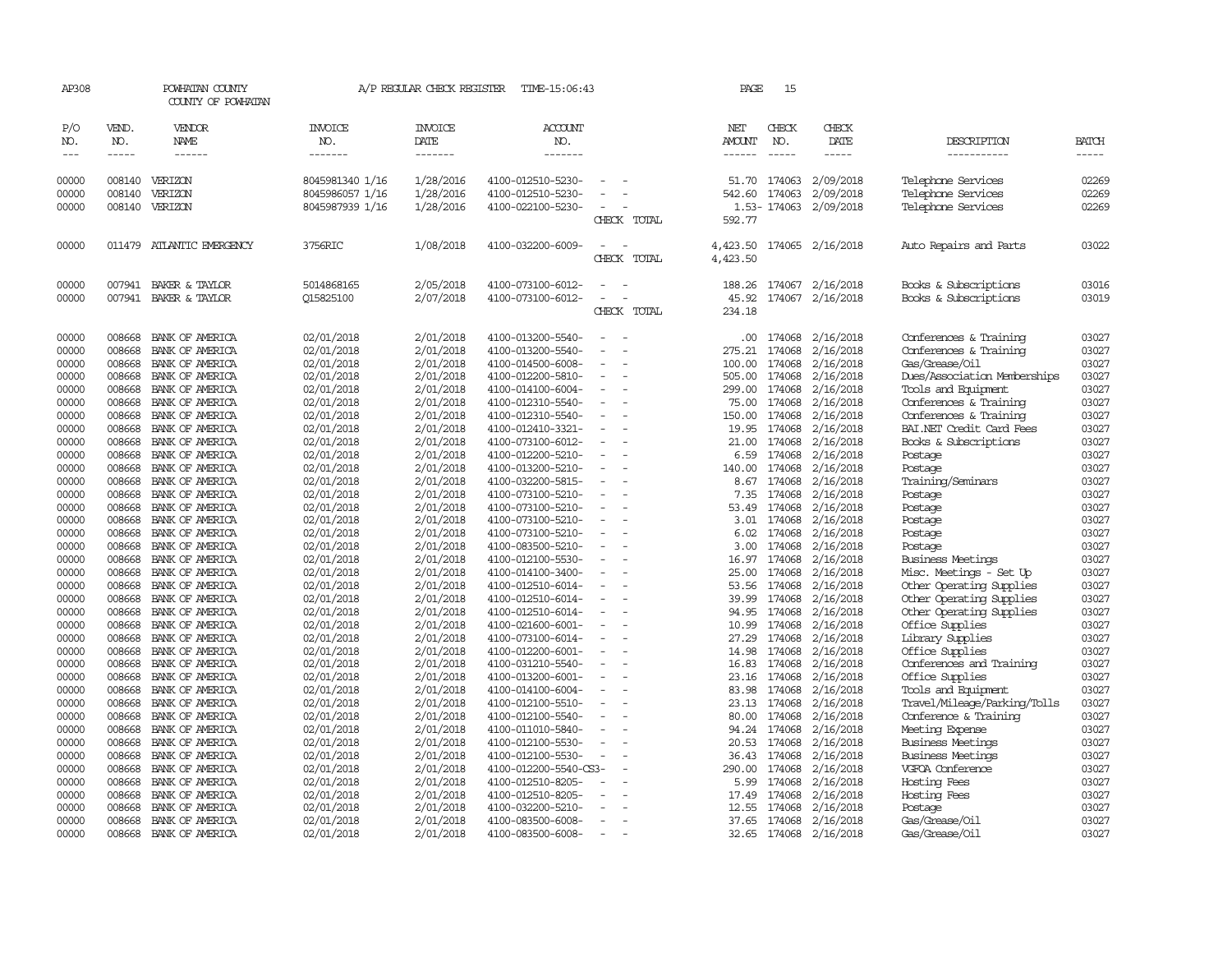AP308 POWHATAN COUNTY A/P REGULAR CHECK REGISTER TIME-15:06:43

COUNTY OF POWHATAN

| P/O NO. | VEND. NO. | VENDOR NAME | INVOICE NO. | INVOICE DATE | ACCOUNT NO. | | NET AMOUNT | CHECK NO. | CHECK DATE | DESCRIPTION | BATCH |
|---|---|---|---|---|---|---|---|---|---|---|---|
| 00000 | 008140 | VERIZON | 8045981340 1/16 | 1/28/2016 | 4100-012510-5230- | - - | 51.70 | 174063 | 2/09/2018 | Telephone Services | 02269 |
| 00000 | 008140 | VERIZON | 8045986057 1/16 | 1/28/2016 | 4100-012510-5230- | - - | 542.60 | 174063 | 2/09/2018 | Telephone Services | 02269 |
| 00000 | 008140 | VERIZON | 8045987939 1/16 | 1/28/2016 | 4100-022100-5230- | - - | 1.53- | 174063 | 2/09/2018 | Telephone Services | 02269 |
| | | | | | | CHECK TOTAL | 592.77 | | | | |
| 00000 | 011479 | ATLANTIC EMERGENCY | 3756RIC | 1/08/2018 | 4100-032200-6009- | - - | 4,423.50 | 174065 | 2/16/2018 | Auto Repairs and Parts | 03022 |
| | | | | | | CHECK TOTAL | 4,423.50 | | | | |
| 00000 | 007941 | BAKER & TAYLOR | 5014868165 | 2/05/2018 | 4100-073100-6012- | - - | 188.26 | 174067 | 2/16/2018 | Books & Subscriptions | 03016 |
| 00000 | 007941 | BAKER & TAYLOR | Q15825100 | 2/07/2018 | 4100-073100-6012- | - - | 45.92 | 174067 | 2/16/2018 | Books & Subscriptions | 03019 |
| | | | | | | CHECK TOTAL | 234.18 | | | | |
| 00000 | 008668 | BANK OF AMERICA | 02/01/2018 | 2/01/2018 | 4100-013200-5540- | - - | .00 | 174068 | 2/16/2018 | Conferences & Training | 03027 |
| 00000 | 008668 | BANK OF AMERICA | 02/01/2018 | 2/01/2018 | 4100-013200-5540- | - - | 275.21 | 174068 | 2/16/2018 | Conferences & Training | 03027 |
| 00000 | 008668 | BANK OF AMERICA | 02/01/2018 | 2/01/2018 | 4100-014500-6008- | - - | 100.00 | 174068 | 2/16/2018 | Gas/Grease/Oil | 03027 |
| 00000 | 008668 | BANK OF AMERICA | 02/01/2018 | 2/01/2018 | 4100-012200-5810- | - - | 505.00 | 174068 | 2/16/2018 | Dues/Association Memberships | 03027 |
| 00000 | 008668 | BANK OF AMERICA | 02/01/2018 | 2/01/2018 | 4100-014100-6004- | - - | 299.00 | 174068 | 2/16/2018 | Tools and Equipment | 03027 |
| 00000 | 008668 | BANK OF AMERICA | 02/01/2018 | 2/01/2018 | 4100-012310-5540- | - - | 75.00 | 174068 | 2/16/2018 | Conferences & Training | 03027 |
| 00000 | 008668 | BANK OF AMERICA | 02/01/2018 | 2/01/2018 | 4100-012310-5540- | - - | 150.00 | 174068 | 2/16/2018 | Conferences & Training | 03027 |
| 00000 | 008668 | BANK OF AMERICA | 02/01/2018 | 2/01/2018 | 4100-012410-3321- | - - | 19.95 | 174068 | 2/16/2018 | BAI.NET Credit Card Fees | 03027 |
| 00000 | 008668 | BANK OF AMERICA | 02/01/2018 | 2/01/2018 | 4100-073100-6012- | - - | 21.00 | 174068 | 2/16/2018 | Books & Subscriptions | 03027 |
| 00000 | 008668 | BANK OF AMERICA | 02/01/2018 | 2/01/2018 | 4100-012200-5210- | - - | 6.59 | 174068 | 2/16/2018 | Postage | 03027 |
| 00000 | 008668 | BANK OF AMERICA | 02/01/2018 | 2/01/2018 | 4100-013200-5210- | - - | 140.00 | 174068 | 2/16/2018 | Postage | 03027 |
| 00000 | 008668 | BANK OF AMERICA | 02/01/2018 | 2/01/2018 | 4100-032200-5815- | - - | 8.67 | 174068 | 2/16/2018 | Training/Seminars | 03027 |
| 00000 | 008668 | BANK OF AMERICA | 02/01/2018 | 2/01/2018 | 4100-073100-5210- | - - | 7.35 | 174068 | 2/16/2018 | Postage | 03027 |
| 00000 | 008668 | BANK OF AMERICA | 02/01/2018 | 2/01/2018 | 4100-073100-5210- | - - | 53.49 | 174068 | 2/16/2018 | Postage | 03027 |
| 00000 | 008668 | BANK OF AMERICA | 02/01/2018 | 2/01/2018 | 4100-073100-5210- | - - | 3.01 | 174068 | 2/16/2018 | Postage | 03027 |
| 00000 | 008668 | BANK OF AMERICA | 02/01/2018 | 2/01/2018 | 4100-073100-5210- | - - | 6.02 | 174068 | 2/16/2018 | Postage | 03027 |
| 00000 | 008668 | BANK OF AMERICA | 02/01/2018 | 2/01/2018 | 4100-083500-5210- | - - | 3.00 | 174068 | 2/16/2018 | Postage | 03027 |
| 00000 | 008668 | BANK OF AMERICA | 02/01/2018 | 2/01/2018 | 4100-012100-5530- | - - | 16.97 | 174068 | 2/16/2018 | Business Meetings | 03027 |
| 00000 | 008668 | BANK OF AMERICA | 02/01/2018 | 2/01/2018 | 4100-014100-3400- | - - | 25.00 | 174068 | 2/16/2018 | Misc. Meetings - Set Up | 03027 |
| 00000 | 008668 | BANK OF AMERICA | 02/01/2018 | 2/01/2018 | 4100-012510-6014- | - - | 53.56 | 174068 | 2/16/2018 | Other Operating Supplies | 03027 |
| 00000 | 008668 | BANK OF AMERICA | 02/01/2018 | 2/01/2018 | 4100-012510-6014- | - - | 39.99 | 174068 | 2/16/2018 | Other Operating Supplies | 03027 |
| 00000 | 008668 | BANK OF AMERICA | 02/01/2018 | 2/01/2018 | 4100-012510-6014- | - - | 94.95 | 174068 | 2/16/2018 | Other Operating Supplies | 03027 |
| 00000 | 008668 | BANK OF AMERICA | 02/01/2018 | 2/01/2018 | 4100-021600-6001- | - - | 10.99 | 174068 | 2/16/2018 | Office Supplies | 03027 |
| 00000 | 008668 | BANK OF AMERICA | 02/01/2018 | 2/01/2018 | 4100-073100-6014- | - - | 27.29 | 174068 | 2/16/2018 | Library Supplies | 03027 |
| 00000 | 008668 | BANK OF AMERICA | 02/01/2018 | 2/01/2018 | 4100-012200-6001- | - - | 14.98 | 174068 | 2/16/2018 | Office Supplies | 03027 |
| 00000 | 008668 | BANK OF AMERICA | 02/01/2018 | 2/01/2018 | 4100-031210-5540- | - - | 16.83 | 174068 | 2/16/2018 | Conferences and Training | 03027 |
| 00000 | 008668 | BANK OF AMERICA | 02/01/2018 | 2/01/2018 | 4100-013200-6001- | - - | 23.16 | 174068 | 2/16/2018 | Office Supplies | 03027 |
| 00000 | 008668 | BANK OF AMERICA | 02/01/2018 | 2/01/2018 | 4100-014100-6004- | - - | 83.98 | 174068 | 2/16/2018 | Tools and Equipment | 03027 |
| 00000 | 008668 | BANK OF AMERICA | 02/01/2018 | 2/01/2018 | 4100-012100-5510- | - - | 23.13 | 174068 | 2/16/2018 | Travel/Mileage/Parking/Tolls | 03027 |
| 00000 | 008668 | BANK OF AMERICA | 02/01/2018 | 2/01/2018 | 4100-012100-5540- | - - | 80.00 | 174068 | 2/16/2018 | Conference & Training | 03027 |
| 00000 | 008668 | BANK OF AMERICA | 02/01/2018 | 2/01/2018 | 4100-011010-5840- | - - | 94.24 | 174068 | 2/16/2018 | Meeting Expense | 03027 |
| 00000 | 008668 | BANK OF AMERICA | 02/01/2018 | 2/01/2018 | 4100-012100-5530- | - - | 20.53 | 174068 | 2/16/2018 | Business Meetings | 03027 |
| 00000 | 008668 | BANK OF AMERICA | 02/01/2018 | 2/01/2018 | 4100-012100-5530- | - - | 36.43 | 174068 | 2/16/2018 | Business Meetings | 03027 |
| 00000 | 008668 | BANK OF AMERICA | 02/01/2018 | 2/01/2018 | 4100-012200-5540-CS3- | - | 290.00 | 174068 | 2/16/2018 | VGFOA Conference | 03027 |
| 00000 | 008668 | BANK OF AMERICA | 02/01/2018 | 2/01/2018 | 4100-012510-8205- | - - | 5.99 | 174068 | 2/16/2018 | Hosting Fees | 03027 |
| 00000 | 008668 | BANK OF AMERICA | 02/01/2018 | 2/01/2018 | 4100-012510-8205- | - - | 17.49 | 174068 | 2/16/2018 | Hosting Fees | 03027 |
| 00000 | 008668 | BANK OF AMERICA | 02/01/2018 | 2/01/2018 | 4100-032200-5210- | - - | 12.55 | 174068 | 2/16/2018 | Postage | 03027 |
| 00000 | 008668 | BANK OF AMERICA | 02/01/2018 | 2/01/2018 | 4100-083500-6008- | - - | 37.65 | 174068 | 2/16/2018 | Gas/Grease/Oil | 03027 |
| 00000 | 008668 | BANK OF AMERICA | 02/01/2018 | 2/01/2018 | 4100-083500-6008- | - - | 32.65 | 174068 | 2/16/2018 | Gas/Grease/Oil | 03027 |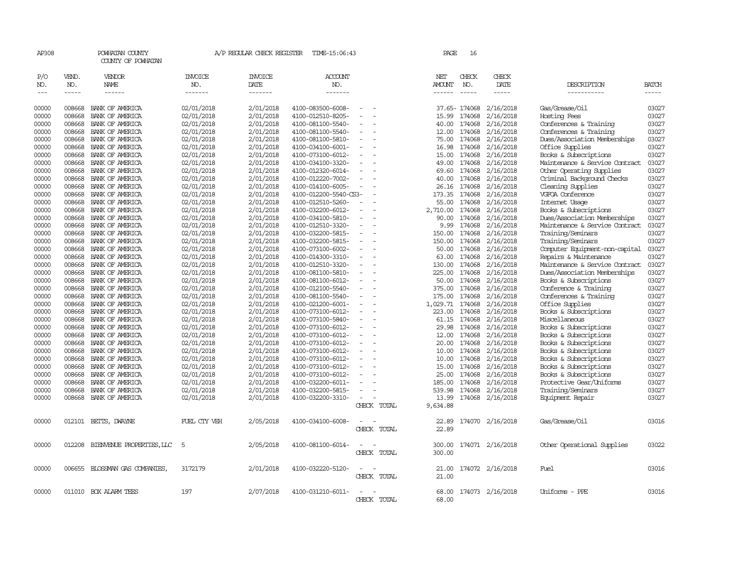AP308 POWHATAN COUNTY A/P REGULAR CHECK REGISTER TIME-15:06:43 PAGE 16

COUNTY OF POWHATAN

| P/O NO. | VEND. NO. | VENDOR NAME | INVOICE NO. | INVOICE DATE | ACCOUNT NO. | | NET AMOUNT | CHECK NO. | CHECK DATE | DESCRIPTION | BATCH |
|---|---|---|---|---|---|---|---|---|---|---|---|
| 00000 | 008668 | BANK OF AMERICA | 02/01/2018 | 2/01/2018 | 4100-083500-6008- | - - | 37.65- | 174068 | 2/16/2018 | Gas/Grease/Oil | 03027 |
| 00000 | 008668 | BANK OF AMERICA | 02/01/2018 | 2/01/2018 | 4100-012510-8205- | - - | 15.99 | 174068 | 2/16/2018 | Hosting Fees | 03027 |
| 00000 | 008668 | BANK OF AMERICA | 02/01/2018 | 2/01/2018 | 4100-081100-5540- | - - | 40.00 | 174068 | 2/16/2018 | Conferences & Training | 03027 |
| 00000 | 008668 | BANK OF AMERICA | 02/01/2018 | 2/01/2018 | 4100-081100-5540- | - - | 12.00 | 174068 | 2/16/2018 | Conferences & Training | 03027 |
| 00000 | 008668 | BANK OF AMERICA | 02/01/2018 | 2/01/2018 | 4100-081100-5810- | - - | 75.00 | 174068 | 2/16/2018 | Dues/Association Memberships | 03027 |
| 00000 | 008668 | BANK OF AMERICA | 02/01/2018 | 2/01/2018 | 4100-034100-6001- | - - | 16.98 | 174068 | 2/16/2018 | Office Supplies | 03027 |
| 00000 | 008668 | BANK OF AMERICA | 02/01/2018 | 2/01/2018 | 4100-073100-6012- | - - | 15.00 | 174068 | 2/16/2018 | Books & Subscriptions | 03027 |
| 00000 | 008668 | BANK OF AMERICA | 02/01/2018 | 2/01/2018 | 4100-034100-3320- | - - | 49.00 | 174068 | 2/16/2018 | Maintenance & Service Contract | 03027 |
| 00000 | 008668 | BANK OF AMERICA | 02/01/2018 | 2/01/2018 | 4100-012320-6014- | - - | 69.60 | 174068 | 2/16/2018 | Other Operating Supplies | 03027 |
| 00000 | 008668 | BANK OF AMERICA | 02/01/2018 | 2/01/2018 | 4100-012220-7002- | - - | 40.00 | 174068 | 2/16/2018 | Criminal Background Checks | 03027 |
| 00000 | 008668 | BANK OF AMERICA | 02/01/2018 | 2/01/2018 | 4100-014100-6005- | - - | 26.16 | 174068 | 2/16/2018 | Cleaning Supplies | 03027 |
| 00000 | 008668 | BANK OF AMERICA | 02/01/2018 | 2/01/2018 | 4100-012200-5540-CS3- | - | 173.35 | 174068 | 2/16/2018 | VGFOA Conference | 03027 |
| 00000 | 008668 | BANK OF AMERICA | 02/01/2018 | 2/01/2018 | 4100-012510-5260- | - - | 55.00 | 174068 | 2/16/2018 | Internet Usage | 03027 |
| 00000 | 008668 | BANK OF AMERICA | 02/01/2018 | 2/01/2018 | 4100-032200-6012- | - - | 2,710.00 | 174068 | 2/16/2018 | Books & Subscriptions | 03027 |
| 00000 | 008668 | BANK OF AMERICA | 02/01/2018 | 2/01/2018 | 4100-034100-5810- | - - | 90.00 | 174068 | 2/16/2018 | Dues/Association Memberships | 03027 |
| 00000 | 008668 | BANK OF AMERICA | 02/01/2018 | 2/01/2018 | 4100-012510-3320- | - - | 9.99 | 174068 | 2/16/2018 | Maintenance & Service Contract | 03027 |
| 00000 | 008668 | BANK OF AMERICA | 02/01/2018 | 2/01/2018 | 4100-032200-5815- | - - | 150.00 | 174068 | 2/16/2018 | Training/Seminars | 03027 |
| 00000 | 008668 | BANK OF AMERICA | 02/01/2018 | 2/01/2018 | 4100-032200-5815- | - - | 150.00 | 174068 | 2/16/2018 | Training/Seminars | 03027 |
| 00000 | 008668 | BANK OF AMERICA | 02/01/2018 | 2/01/2018 | 4100-073100-6002- | - - | 50.00 | 174068 | 2/16/2018 | Computer Equipment-non-capital | 03027 |
| 00000 | 008668 | BANK OF AMERICA | 02/01/2018 | 2/01/2018 | 4100-014300-3310- | - - | 63.00 | 174068 | 2/16/2018 | Repairs & Maintenance | 03027 |
| 00000 | 008668 | BANK OF AMERICA | 02/01/2018 | 2/01/2018 | 4100-012510-3320- | - - | 130.00 | 174068 | 2/16/2018 | Maintenance & Service Contract | 03027 |
| 00000 | 008668 | BANK OF AMERICA | 02/01/2018 | 2/01/2018 | 4100-081100-5810- | - - | 225.00 | 174068 | 2/16/2018 | Dues/Association Memberships | 03027 |
| 00000 | 008668 | BANK OF AMERICA | 02/01/2018 | 2/01/2018 | 4100-081100-6012- | - - | 50.00 | 174068 | 2/16/2018 | Books & Subscriptions | 03027 |
| 00000 | 008668 | BANK OF AMERICA | 02/01/2018 | 2/01/2018 | 4100-012100-5540- | - - | 375.00 | 174068 | 2/16/2018 | Conference & Training | 03027 |
| 00000 | 008668 | BANK OF AMERICA | 02/01/2018 | 2/01/2018 | 4100-081100-5540- | - - | 175.00 | 174068 | 2/16/2018 | Conferences & Training | 03027 |
| 00000 | 008668 | BANK OF AMERICA | 02/01/2018 | 2/01/2018 | 4100-021200-6001- | - - | 1,029.71 | 174068 | 2/16/2018 | Office Supplies | 03027 |
| 00000 | 008668 | BANK OF AMERICA | 02/01/2018 | 2/01/2018 | 4100-073100-6012- | - - | 223.00 | 174068 | 2/16/2018 | Books & Subscriptions | 03027 |
| 00000 | 008668 | BANK OF AMERICA | 02/01/2018 | 2/01/2018 | 4100-073100-5840- | - - | 61.15 | 174068 | 2/16/2018 | Miscellaneous | 03027 |
| 00000 | 008668 | BANK OF AMERICA | 02/01/2018 | 2/01/2018 | 4100-073100-6012- | - - | 29.98 | 174068 | 2/16/2018 | Books & Subscriptions | 03027 |
| 00000 | 008668 | BANK OF AMERICA | 02/01/2018 | 2/01/2018 | 4100-073100-6012- | - - | 12.00 | 174068 | 2/16/2018 | Books & Subscriptions | 03027 |
| 00000 | 008668 | BANK OF AMERICA | 02/01/2018 | 2/01/2018 | 4100-073100-6012- | - - | 20.00 | 174068 | 2/16/2018 | Books & Subscriptions | 03027 |
| 00000 | 008668 | BANK OF AMERICA | 02/01/2018 | 2/01/2018 | 4100-073100-6012- | - - | 10.00 | 174068 | 2/16/2018 | Books & Subscriptions | 03027 |
| 00000 | 008668 | BANK OF AMERICA | 02/01/2018 | 2/01/2018 | 4100-073100-6012- | - - | 10.00 | 174068 | 2/16/2018 | Books & Subscriptions | 03027 |
| 00000 | 008668 | BANK OF AMERICA | 02/01/2018 | 2/01/2018 | 4100-073100-6012- | - - | 15.00 | 174068 | 2/16/2018 | Books & Subscriptions | 03027 |
| 00000 | 008668 | BANK OF AMERICA | 02/01/2018 | 2/01/2018 | 4100-073100-6012- | - - | 25.00 | 174068 | 2/16/2018 | Books & Subscriptions | 03027 |
| 00000 | 008668 | BANK OF AMERICA | 02/01/2018 | 2/01/2018 | 4100-032200-6011- | - - | 185.00 | 174068 | 2/16/2018 | Protective Gear/Uniforms | 03027 |
| 00000 | 008668 | BANK OF AMERICA | 02/01/2018 | 2/01/2018 | 4100-032200-5815- | - - | 539.98 | 174068 | 2/16/2018 | Training/Seminars | 03027 |
| 00000 | 008668 | BANK OF AMERICA | 02/01/2018 | 2/01/2018 | 4100-032200-3310- | - - | 13.99 | 174068 | 2/16/2018 | Equipment Repair | 03027 |
| | | | | | | CHECK TOTAL | 9,634.88 | | | | |
| 00000 | 012101 | BETTS, DWAYNE | FUEL CTY VEH | 2/05/2018 | 4100-034100-6008- | - - | 22.89 | 174070 | 2/16/2018 | Gas/Grease/Oil | 03016 |
| | | | | | | CHECK TOTAL | 22.89 | | | | |
| 00000 | 012208 | BIENVENUE PROPERTIES,LLC | 5 | 2/05/2018 | 4100-081100-6014- | - - | 300.00 | 174071 | 2/16/2018 | Other Operational Supplies | 03022 |
| | | | | | | CHECK TOTAL | 300.00 | | | | |
| 00000 | 006655 | BLOSSMAN GAS COMPANIES, | 3172179 | 2/01/2018 | 4100-032220-5120- | - - | 21.00 | 174072 | 2/16/2018 | Fuel | 03016 |
| | | | | | | CHECK TOTAL | 21.00 | | | | |
| 00000 | 011010 | BOX ALARM TEES | 197 | 2/07/2018 | 4100-031210-6011- | - - | 68.00 | 174073 | 2/16/2018 | Uniforms - PPE | 03016 |
| | | | | | | CHECK TOTAL | 68.00 | | | | |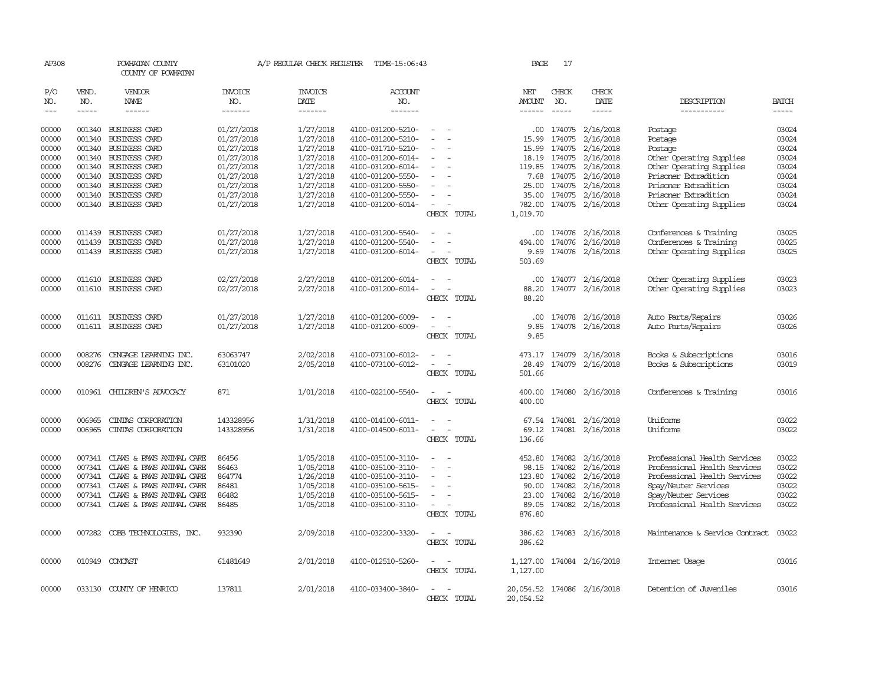AP308 POWHATAN COUNTY A/P REGULAR CHECK REGISTER TIME-15:06:43 PAGE 17

COUNTY OF POWHATAN

| P/O NO. | VEND. NO. | VENDOR NAME | INVOICE NO. | INVOICE DATE | ACCOUNT NO. | | NET AMOUNT | CHECK NO. | CHECK DATE | DESCRIPTION | BATCH |
|---|---|---|---|---|---|---|---|---|---|---|---|
| 00000 | 001340 | BUSINESS CARD | 01/27/2018 | 1/27/2018 | 4100-031200-5210- | - - | .00 | 174075 | 2/16/2018 | Postage | 03024 |
| 00000 | 001340 | BUSINESS CARD | 01/27/2018 | 1/27/2018 | 4100-031200-5210- | - - | 15.99 | 174075 | 2/16/2018 | Postage | 03024 |
| 00000 | 001340 | BUSINESS CARD | 01/27/2018 | 1/27/2018 | 4100-031710-5210- | - - | 15.99 | 174075 | 2/16/2018 | Postage | 03024 |
| 00000 | 001340 | BUSINESS CARD | 01/27/2018 | 1/27/2018 | 4100-031200-6014- | - - | 18.19 | 174075 | 2/16/2018 | Other Operating Supplies | 03024 |
| 00000 | 001340 | BUSINESS CARD | 01/27/2018 | 1/27/2018 | 4100-031200-6014- | - - | 119.85 | 174075 | 2/16/2018 | Other Operating Supplies | 03024 |
| 00000 | 001340 | BUSINESS CARD | 01/27/2018 | 1/27/2018 | 4100-031200-5550- | - - | 7.68 | 174075 | 2/16/2018 | Prisoner Extradition | 03024 |
| 00000 | 001340 | BUSINESS CARD | 01/27/2018 | 1/27/2018 | 4100-031200-5550- | - - | 25.00 | 174075 | 2/16/2018 | Prisoner Extradition | 03024 |
| 00000 | 001340 | BUSINESS CARD | 01/27/2018 | 1/27/2018 | 4100-031200-5550- | - - | 35.00 | 174075 | 2/16/2018 | Prisoner Extradition | 03024 |
| 00000 | 001340 | BUSINESS CARD | 01/27/2018 | 1/27/2018 | 4100-031200-6014- | - - | 782.00 | 174075 | 2/16/2018 | Other Operating Supplies | 03024 |
| | | | | | | CHECK TOTAL | 1,019.70 | | | | |
| 00000 | 011439 | BUSINESS CARD | 01/27/2018 | 1/27/2018 | 4100-031200-5540- | - - | .00 | 174076 | 2/16/2018 | Conferences & Training | 03025 |
| 00000 | 011439 | BUSINESS CARD | 01/27/2018 | 1/27/2018 | 4100-031200-5540- | - - | 494.00 | 174076 | 2/16/2018 | Conferences & Training | 03025 |
| 00000 | 011439 | BUSINESS CARD | 01/27/2018 | 1/27/2018 | 4100-031200-6014- | - - | 9.69 | 174076 | 2/16/2018 | Other Operating Supplies | 03025 |
| | | | | | | CHECK TOTAL | 503.69 | | | | |
| 00000 | 011610 | BUSINESS CARD | 02/27/2018 | 2/27/2018 | 4100-031200-6014- | - - | .00 | 174077 | 2/16/2018 | Other Operating Supplies | 03023 |
| 00000 | 011610 | BUSINESS CARD | 02/27/2018 | 2/27/2018 | 4100-031200-6014- | - - | 88.20 | 174077 | 2/16/2018 | Other Operating Supplies | 03023 |
| | | | | | | CHECK TOTAL | 88.20 | | | | |
| 00000 | 011611 | BUSINESS CARD | 01/27/2018 | 1/27/2018 | 4100-031200-6009- | - - | .00 | 174078 | 2/16/2018 | Auto Parts/Repairs | 03026 |
| 00000 | 011611 | BUSINESS CARD | 01/27/2018 | 1/27/2018 | 4100-031200-6009- | - - | 9.85 | 174078 | 2/16/2018 | Auto Parts/Repairs | 03026 |
| | | | | | | CHECK TOTAL | 9.85 | | | | |
| 00000 | 008276 | CENGAGE LEARNING INC. | 63063747 | 2/02/2018 | 4100-073100-6012- | - - | 473.17 | 174079 | 2/16/2018 | Books & Subscriptions | 03016 |
| 00000 | 008276 | CENGAGE LEARNING INC. | 63101020 | 2/05/2018 | 4100-073100-6012- | - - | 28.49 | 174079 | 2/16/2018 | Books & Subscriptions | 03019 |
| | | | | | | CHECK TOTAL | 501.66 | | | | |
| 00000 | 010961 | CHILDREN'S ADVOCACY | 871 | 1/01/2018 | 4100-022100-5540- | - - | 400.00 | 174080 | 2/16/2018 | Conferences & Training | 03016 |
| | | | | | | CHECK TOTAL | 400.00 | | | | |
| 00000 | 006965 | CINTAS CORPORATION | 143328956 | 1/31/2018 | 4100-014100-6011- | - - | 67.54 | 174081 | 2/16/2018 | Uniforms | 03022 |
| 00000 | 006965 | CINTAS CORPORATION | 143328956 | 1/31/2018 | 4100-014500-6011- | - - | 69.12 | 174081 | 2/16/2018 | Uniforms | 03022 |
| | | | | | | CHECK TOTAL | 136.66 | | | | |
| 00000 | 007341 | CLAWS & PAWS ANIMAL CARE | 86456 | 1/05/2018 | 4100-035100-3110- | - - | 452.80 | 174082 | 2/16/2018 | Professional Health Services | 03022 |
| 00000 | 007341 | CLAWS & PAWS ANIMAL CARE | 86463 | 1/05/2018 | 4100-035100-3110- | - - | 98.15 | 174082 | 2/16/2018 | Professional Health Services | 03022 |
| 00000 | 007341 | CLAWS & PAWS ANIMAL CARE | 864774 | 1/26/2018 | 4100-035100-3110- | - - | 123.80 | 174082 | 2/16/2018 | Professional Health Services | 03022 |
| 00000 | 007341 | CLAWS & PAWS ANIMAL CARE | 86481 | 1/05/2018 | 4100-035100-5615- | - - | 90.00 | 174082 | 2/16/2018 | Spay/Neuter Services | 03022 |
| 00000 | 007341 | CLAWS & PAWS ANIMAL CARE | 86482 | 1/05/2018 | 4100-035100-5615- | - - | 23.00 | 174082 | 2/16/2018 | Spay/Neuter Services | 03022 |
| 00000 | 007341 | CLAWS & PAWS ANIMAL CARE | 86485 | 1/05/2018 | 4100-035100-3110- | - - | 89.05 | 174082 | 2/16/2018 | Professional Health Services | 03022 |
| | | | | | | CHECK TOTAL | 876.80 | | | | |
| 00000 | 007282 | COBB TECHNOLOGIES, INC. | 932390 | 2/09/2018 | 4100-032200-3320- | - - | 386.62 | 174083 | 2/16/2018 | Maintenance & Service Contract | 03022 |
| | | | | | | CHECK TOTAL | 386.62 | | | | |
| 00000 | 010949 | COMCAST | 61481649 | 2/01/2018 | 4100-012510-5260- | - - | 1,127.00 | 174084 | 2/16/2018 | Internet Usage | 03016 |
| | | | | | | CHECK TOTAL | 1,127.00 | | | | |
| 00000 | 033130 | COUNTY OF HENRICO | 137811 | 2/01/2018 | 4100-033400-3840- | - - | 20,054.52 | 174086 | 2/16/2018 | Detention of Juveniles | 03016 |
| | | | | | | CHECK TOTAL | 20,054.52 | | | | |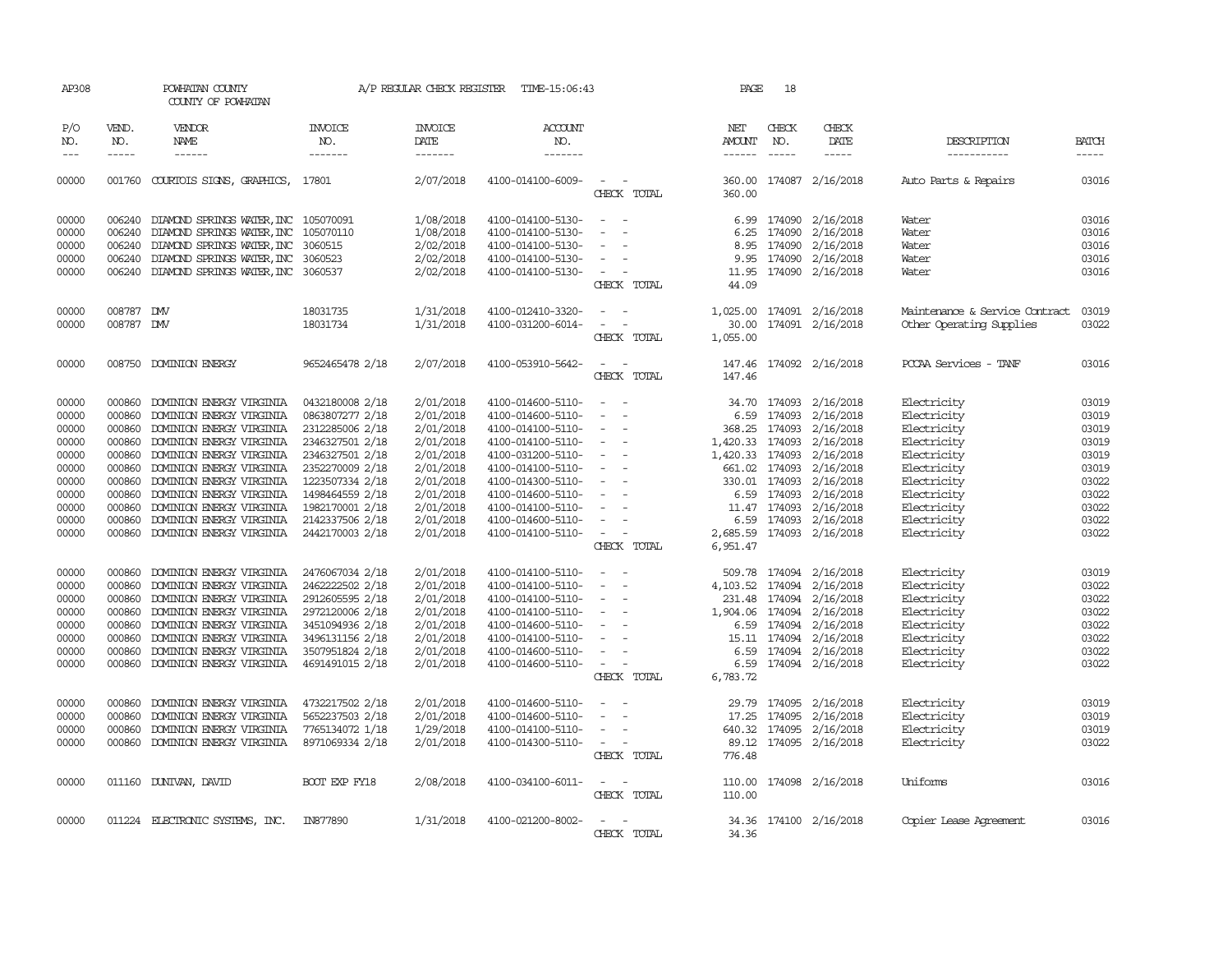AP308 POWHATAN COUNTY A/P REGULAR CHECK REGISTER TIME-15:06:43 PAGE 18

COUNTY OF POWHATAN

| P/O NO. | VEND. NO. | VENDOR NAME | INVOICE NO. | INVOICE DATE | ACCOUNT NO. | | NET AMOUNT | CHECK NO. | CHECK DATE | DESCRIPTION | BATCH |
|---|---|---|---|---|---|---|---|---|---|---|---|
| --- | ----- | ------ | ------- | ------- | ------- | | ------ | ----- | ----- | ----------- | ----- |
| 00000 | 001760 | COURTOIS SIGNS, GRAPHICS, | 17801 | 2/07/2018 | 4100-014100-6009- | - - | 360.00 | 174087 | 2/16/2018 | Auto Parts & Repairs | 03016 |
| | | | | | | CHECK TOTAL | 360.00 | | | | |
| 00000 | 006240 | DIAMOND SPRINGS WATER, INC | 105070091 | 1/08/2018 | 4100-014100-5130- | - - | 6.99 | 174090 | 2/16/2018 | Water | 03016 |
| 00000 | 006240 | DIAMOND SPRINGS WATER, INC | 105070110 | 1/08/2018 | 4100-014100-5130- | - - | 6.25 | 174090 | 2/16/2018 | Water | 03016 |
| 00000 | 006240 | DIAMOND SPRINGS WATER, INC | 3060515 | 2/02/2018 | 4100-014100-5130- | - - | 8.95 | 174090 | 2/16/2018 | Water | 03016 |
| 00000 | 006240 | DIAMOND SPRINGS WATER, INC | 3060523 | 2/02/2018 | 4100-014100-5130- | - - | 9.95 | 174090 | 2/16/2018 | Water | 03016 |
| 00000 | 006240 | DIAMOND SPRINGS WATER, INC | 3060537 | 2/02/2018 | 4100-014100-5130- | - - | 11.95 | 174090 | 2/16/2018 | Water | 03016 |
| | | | | | | CHECK TOTAL | 44.09 | | | | |
| 00000 | 008787 | DMV | 18031735 | 1/31/2018 | 4100-012410-3320- | - - | 1,025.00 | 174091 | 2/16/2018 | Maintenance & Service Contract | 03019 |
| 00000 | 008787 | DMV | 18031734 | 1/31/2018 | 4100-031200-6014- | - - | 30.00 | 174091 | 2/16/2018 | Other Operating Supplies | 03022 |
| | | | | | | CHECK TOTAL | 1,055.00 | | | | |
| 00000 | 008750 | DOMINION ENERGY | 9652465478 2/18 | 2/07/2018 | 4100-053910-5642- | - - | 147.46 | 174092 | 2/16/2018 | PCCAA Services - TANF | 03016 |
| | | | | | | CHECK TOTAL | 147.46 | | | | |
| 00000 | 000860 | DOMINION ENERGY VIRGINIA | 0432180008 2/18 | 2/01/2018 | 4100-014600-5110- | - - | 34.70 | 174093 | 2/16/2018 | Electricity | 03019 |
| 00000 | 000860 | DOMINION ENERGY VIRGINIA | 0863807277 2/18 | 2/01/2018 | 4100-014600-5110- | - - | 6.59 | 174093 | 2/16/2018 | Electricity | 03019 |
| 00000 | 000860 | DOMINION ENERGY VIRGINIA | 2312285006 2/18 | 2/01/2018 | 4100-014100-5110- | - - | 368.25 | 174093 | 2/16/2018 | Electricity | 03019 |
| 00000 | 000860 | DOMINION ENERGY VIRGINIA | 2346327501 2/18 | 2/01/2018 | 4100-014100-5110- | - - | 1,420.33 | 174093 | 2/16/2018 | Electricity | 03019 |
| 00000 | 000860 | DOMINION ENERGY VIRGINIA | 2346327501 2/18 | 2/01/2018 | 4100-031200-5110- | - - | 1,420.33 | 174093 | 2/16/2018 | Electricity | 03019 |
| 00000 | 000860 | DOMINION ENERGY VIRGINIA | 2352270009 2/18 | 2/01/2018 | 4100-014100-5110- | - - | 661.02 | 174093 | 2/16/2018 | Electricity | 03019 |
| 00000 | 000860 | DOMINION ENERGY VIRGINIA | 1223507334 2/18 | 2/01/2018 | 4100-014300-5110- | - - | 330.01 | 174093 | 2/16/2018 | Electricity | 03022 |
| 00000 | 000860 | DOMINION ENERGY VIRGINIA | 1498464559 2/18 | 2/01/2018 | 4100-014600-5110- | - - | 6.59 | 174093 | 2/16/2018 | Electricity | 03022 |
| 00000 | 000860 | DOMINION ENERGY VIRGINIA | 1982170001 2/18 | 2/01/2018 | 4100-014100-5110- | - - | 11.47 | 174093 | 2/16/2018 | Electricity | 03022 |
| 00000 | 000860 | DOMINION ENERGY VIRGINIA | 2142337506 2/18 | 2/01/2018 | 4100-014600-5110- | - - | 6.59 | 174093 | 2/16/2018 | Electricity | 03022 |
| 00000 | 000860 | DOMINION ENERGY VIRGINIA | 2442170003 2/18 | 2/01/2018 | 4100-014100-5110- | - - | 2,685.59 | 174093 | 2/16/2018 | Electricity | 03022 |
| | | | | | | CHECK TOTAL | 6,951.47 | | | | |
| 00000 | 000860 | DOMINION ENERGY VIRGINIA | 2476067034 2/18 | 2/01/2018 | 4100-014100-5110- | - - | 509.78 | 174094 | 2/16/2018 | Electricity | 03019 |
| 00000 | 000860 | DOMINION ENERGY VIRGINIA | 2462222502 2/18 | 2/01/2018 | 4100-014100-5110- | - - | 4,103.52 | 174094 | 2/16/2018 | Electricity | 03022 |
| 00000 | 000860 | DOMINION ENERGY VIRGINIA | 2912605595 2/18 | 2/01/2018 | 4100-014100-5110- | - - | 231.48 | 174094 | 2/16/2018 | Electricity | 03022 |
| 00000 | 000860 | DOMINION ENERGY VIRGINIA | 2972120006 2/18 | 2/01/2018 | 4100-014100-5110- | - - | 1,904.06 | 174094 | 2/16/2018 | Electricity | 03022 |
| 00000 | 000860 | DOMINION ENERGY VIRGINIA | 3451094936 2/18 | 2/01/2018 | 4100-014600-5110- | - - | 6.59 | 174094 | 2/16/2018 | Electricity | 03022 |
| 00000 | 000860 | DOMINION ENERGY VIRGINIA | 3496131156 2/18 | 2/01/2018 | 4100-014100-5110- | - - | 15.11 | 174094 | 2/16/2018 | Electricity | 03022 |
| 00000 | 000860 | DOMINION ENERGY VIRGINIA | 3507951824 2/18 | 2/01/2018 | 4100-014600-5110- | - - | 6.59 | 174094 | 2/16/2018 | Electricity | 03022 |
| 00000 | 000860 | DOMINION ENERGY VIRGINIA | 4691491015 2/18 | 2/01/2018 | 4100-014600-5110- | - - | 6.59 | 174094 | 2/16/2018 | Electricity | 03022 |
| | | | | | | CHECK TOTAL | 6,783.72 | | | | |
| 00000 | 000860 | DOMINION ENERGY VIRGINIA | 4732217502 2/18 | 2/01/2018 | 4100-014600-5110- | - - | 29.79 | 174095 | 2/16/2018 | Electricity | 03019 |
| 00000 | 000860 | DOMINION ENERGY VIRGINIA | 5652237503 2/18 | 2/01/2018 | 4100-014600-5110- | - - | 17.25 | 174095 | 2/16/2018 | Electricity | 03019 |
| 00000 | 000860 | DOMINION ENERGY VIRGINIA | 7765134072 1/18 | 1/29/2018 | 4100-014100-5110- | - - | 640.32 | 174095 | 2/16/2018 | Electricity | 03019 |
| 00000 | 000860 | DOMINION ENERGY VIRGINIA | 8971069334 2/18 | 2/01/2018 | 4100-014300-5110- | - - | 89.12 | 174095 | 2/16/2018 | Electricity | 03022 |
| | | | | | | CHECK TOTAL | 776.48 | | | | |
| 00000 | 011160 | DUNIVAN, DAVID | BOOT EXP FY18 | 2/08/2018 | 4100-034100-6011- | - - | 110.00 | 174098 | 2/16/2018 | Uniforms | 03016 |
| | | | | | | CHECK TOTAL | 110.00 | | | | |
| 00000 | 011224 | ELECTRONIC SYSTEMS, INC. | IN877890 | 1/31/2018 | 4100-021200-8002- | - - | 34.36 | 174100 | 2/16/2018 | Copier Lease Agreement | 03016 |
| | | | | | | CHECK TOTAL | 34.36 | | | | |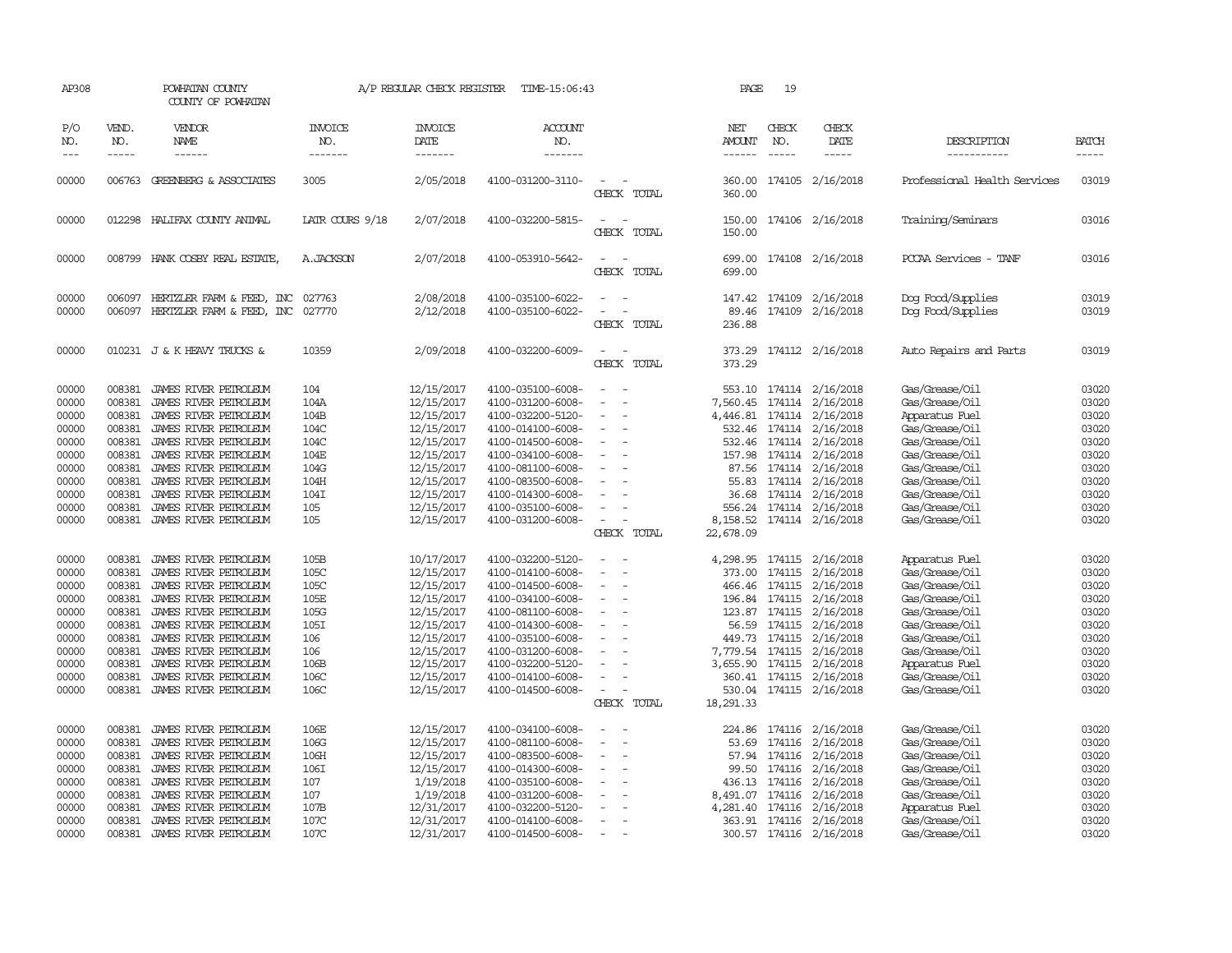AP308 POWHATAN COUNTY A/P REGULAR CHECK REGISTER TIME-15:06:43

COUNTY OF POWHATAN

| P/O NO. | VEND. NO. | VENDOR NAME | INVOICE NO. | INVOICE DATE | ACCOUNT NO. | | NET AMOUNT | CHECK NO. | CHECK DATE | DESCRIPTION | BATCH |
|---|---|---|---|---|---|---|---|---|---|---|---|
| 00000 | 006763 | GREENBERG & ASSOCIATES | 3005 | 2/05/2018 | 4100-031200-3110- | - - | 360.00 | 174105 | 2/16/2018 | Professional Health Services | 03019 |
| | | | | | | CHECK TOTAL | 360.00 | | | | |
| 00000 | 012298 | HALIFAX COUNTY ANIMAL | LATR COURS 9/18 | 2/07/2018 | 4100-032200-5815- | - - | 150.00 | 174106 | 2/16/2018 | Training/Seminars | 03016 |
| | | | | | | CHECK TOTAL | 150.00 | | | | |
| 00000 | 008799 | HANK COSBY REAL ESTATE, | A.JACKSON | 2/07/2018 | 4100-053910-5642- | - - | 699.00 | 174108 | 2/16/2018 | PCCAA Services - TANF | 03016 |
| | | | | | | CHECK TOTAL | 699.00 | | | | |
| 00000 | 006097 | HERTZLER FARM & FEED, INC | 027763 | 2/08/2018 | 4100-035100-6022- | - - | 147.42 | 174109 | 2/16/2018 | Dog Food/Supplies | 03019 |
| 00000 | 006097 | HERTZLER FARM & FEED, INC | 027770 | 2/12/2018 | 4100-035100-6022- | - - | 89.46 | 174109 | 2/16/2018 | Dog Food/Supplies | 03019 |
| | | | | | | CHECK TOTAL | 236.88 | | | | |
| 00000 | 010231 | J & K HEAVY TRUCKS & | 10359 | 2/09/2018 | 4100-032200-6009- | - - | 373.29 | 174112 | 2/16/2018 | Auto Repairs and Parts | 03019 |
| | | | | | | CHECK TOTAL | 373.29 | | | | |
| 00000 | 008381 | JAMES RIVER PETROLEUM | 104 | 12/15/2017 | 4100-035100-6008- | - - | 553.10 | 174114 | 2/16/2018 | Gas/Grease/Oil | 03020 |
| 00000 | 008381 | JAMES RIVER PETROLEUM | 104A | 12/15/2017 | 4100-031200-6008- | - - | 7,560.45 | 174114 | 2/16/2018 | Gas/Grease/Oil | 03020 |
| 00000 | 008381 | JAMES RIVER PETROLEUM | 104B | 12/15/2017 | 4100-032200-5120- | - - | 4,446.81 | 174114 | 2/16/2018 | Apparatus Fuel | 03020 |
| 00000 | 008381 | JAMES RIVER PETROLEUM | 104C | 12/15/2017 | 4100-014100-6008- | - - | 532.46 | 174114 | 2/16/2018 | Gas/Grease/Oil | 03020 |
| 00000 | 008381 | JAMES RIVER PETROLEUM | 104C | 12/15/2017 | 4100-014500-6008- | - - | 532.46 | 174114 | 2/16/2018 | Gas/Grease/Oil | 03020 |
| 00000 | 008381 | JAMES RIVER PETROLEUM | 104E | 12/15/2017 | 4100-034100-6008- | - - | 157.98 | 174114 | 2/16/2018 | Gas/Grease/Oil | 03020 |
| 00000 | 008381 | JAMES RIVER PETROLEUM | 104G | 12/15/2017 | 4100-081100-6008- | - - | 87.56 | 174114 | 2/16/2018 | Gas/Grease/Oil | 03020 |
| 00000 | 008381 | JAMES RIVER PETROLEUM | 104H | 12/15/2017 | 4100-083500-6008- | - - | 55.83 | 174114 | 2/16/2018 | Gas/Grease/Oil | 03020 |
| 00000 | 008381 | JAMES RIVER PETROLEUM | 104I | 12/15/2017 | 4100-014300-6008- | - - | 36.68 | 174114 | 2/16/2018 | Gas/Grease/Oil | 03020 |
| 00000 | 008381 | JAMES RIVER PETROLEUM | 105 | 12/15/2017 | 4100-035100-6008- | - - | 556.24 | 174114 | 2/16/2018 | Gas/Grease/Oil | 03020 |
| 00000 | 008381 | JAMES RIVER PETROLEUM | 105 | 12/15/2017 | 4100-031200-6008- | - - | 8,158.52 | 174114 | 2/16/2018 | Gas/Grease/Oil | 03020 |
| | | | | | | CHECK TOTAL | 22,678.09 | | | | |
| 00000 | 008381 | JAMES RIVER PETROLEUM | 105B | 10/17/2017 | 4100-032200-5120- | - - | 4,298.95 | 174115 | 2/16/2018 | Apparatus Fuel | 03020 |
| 00000 | 008381 | JAMES RIVER PETROLEUM | 105C | 12/15/2017 | 4100-014100-6008- | - - | 373.00 | 174115 | 2/16/2018 | Gas/Grease/Oil | 03020 |
| 00000 | 008381 | JAMES RIVER PETROLEUM | 105C | 12/15/2017 | 4100-014500-6008- | - - | 466.46 | 174115 | 2/16/2018 | Gas/Grease/Oil | 03020 |
| 00000 | 008381 | JAMES RIVER PETROLEUM | 105E | 12/15/2017 | 4100-034100-6008- | - - | 196.84 | 174115 | 2/16/2018 | Gas/Grease/Oil | 03020 |
| 00000 | 008381 | JAMES RIVER PETROLEUM | 105G | 12/15/2017 | 4100-081100-6008- | - - | 123.87 | 174115 | 2/16/2018 | Gas/Grease/Oil | 03020 |
| 00000 | 008381 | JAMES RIVER PETROLEUM | 105I | 12/15/2017 | 4100-014300-6008- | - - | 56.59 | 174115 | 2/16/2018 | Gas/Grease/Oil | 03020 |
| 00000 | 008381 | JAMES RIVER PETROLEUM | 106 | 12/15/2017 | 4100-035100-6008- | - - | 449.73 | 174115 | 2/16/2018 | Gas/Grease/Oil | 03020 |
| 00000 | 008381 | JAMES RIVER PETROLEUM | 106 | 12/15/2017 | 4100-031200-6008- | - - | 7,779.54 | 174115 | 2/16/2018 | Gas/Grease/Oil | 03020 |
| 00000 | 008381 | JAMES RIVER PETROLEUM | 106B | 12/15/2017 | 4100-032200-5120- | - - | 3,655.90 | 174115 | 2/16/2018 | Apparatus Fuel | 03020 |
| 00000 | 008381 | JAMES RIVER PETROLEUM | 106C | 12/15/2017 | 4100-014100-6008- | - - | 360.41 | 174115 | 2/16/2018 | Gas/Grease/Oil | 03020 |
| 00000 | 008381 | JAMES RIVER PETROLEUM | 106C | 12/15/2017 | 4100-014500-6008- | - - | 530.04 | 174115 | 2/16/2018 | Gas/Grease/Oil | 03020 |
| | | | | | | CHECK TOTAL | 18,291.33 | | | | |
| 00000 | 008381 | JAMES RIVER PETROLEUM | 106E | 12/15/2017 | 4100-034100-6008- | - - | 224.86 | 174116 | 2/16/2018 | Gas/Grease/Oil | 03020 |
| 00000 | 008381 | JAMES RIVER PETROLEUM | 106G | 12/15/2017 | 4100-081100-6008- | - - | 53.69 | 174116 | 2/16/2018 | Gas/Grease/Oil | 03020 |
| 00000 | 008381 | JAMES RIVER PETROLEUM | 106H | 12/15/2017 | 4100-083500-6008- | - - | 57.94 | 174116 | 2/16/2018 | Gas/Grease/Oil | 03020 |
| 00000 | 008381 | JAMES RIVER PETROLEUM | 106I | 12/15/2017 | 4100-014300-6008- | - - | 99.50 | 174116 | 2/16/2018 | Gas/Grease/Oil | 03020 |
| 00000 | 008381 | JAMES RIVER PETROLEUM | 107 | 1/19/2018 | 4100-035100-6008- | - - | 436.13 | 174116 | 2/16/2018 | Gas/Grease/Oil | 03020 |
| 00000 | 008381 | JAMES RIVER PETROLEUM | 107 | 1/19/2018 | 4100-031200-6008- | - - | 8,491.07 | 174116 | 2/16/2018 | Gas/Grease/Oil | 03020 |
| 00000 | 008381 | JAMES RIVER PETROLEUM | 107B | 12/31/2017 | 4100-032200-5120- | - - | 4,281.40 | 174116 | 2/16/2018 | Apparatus Fuel | 03020 |
| 00000 | 008381 | JAMES RIVER PETROLEUM | 107C | 12/31/2017 | 4100-014100-6008- | - - | 363.91 | 174116 | 2/16/2018 | Gas/Grease/Oil | 03020 |
| 00000 | 008381 | JAMES RIVER PETROLEUM | 107C | 12/31/2017 | 4100-014500-6008- | - - | 300.57 | 174116 | 2/16/2018 | Gas/Grease/Oil | 03020 |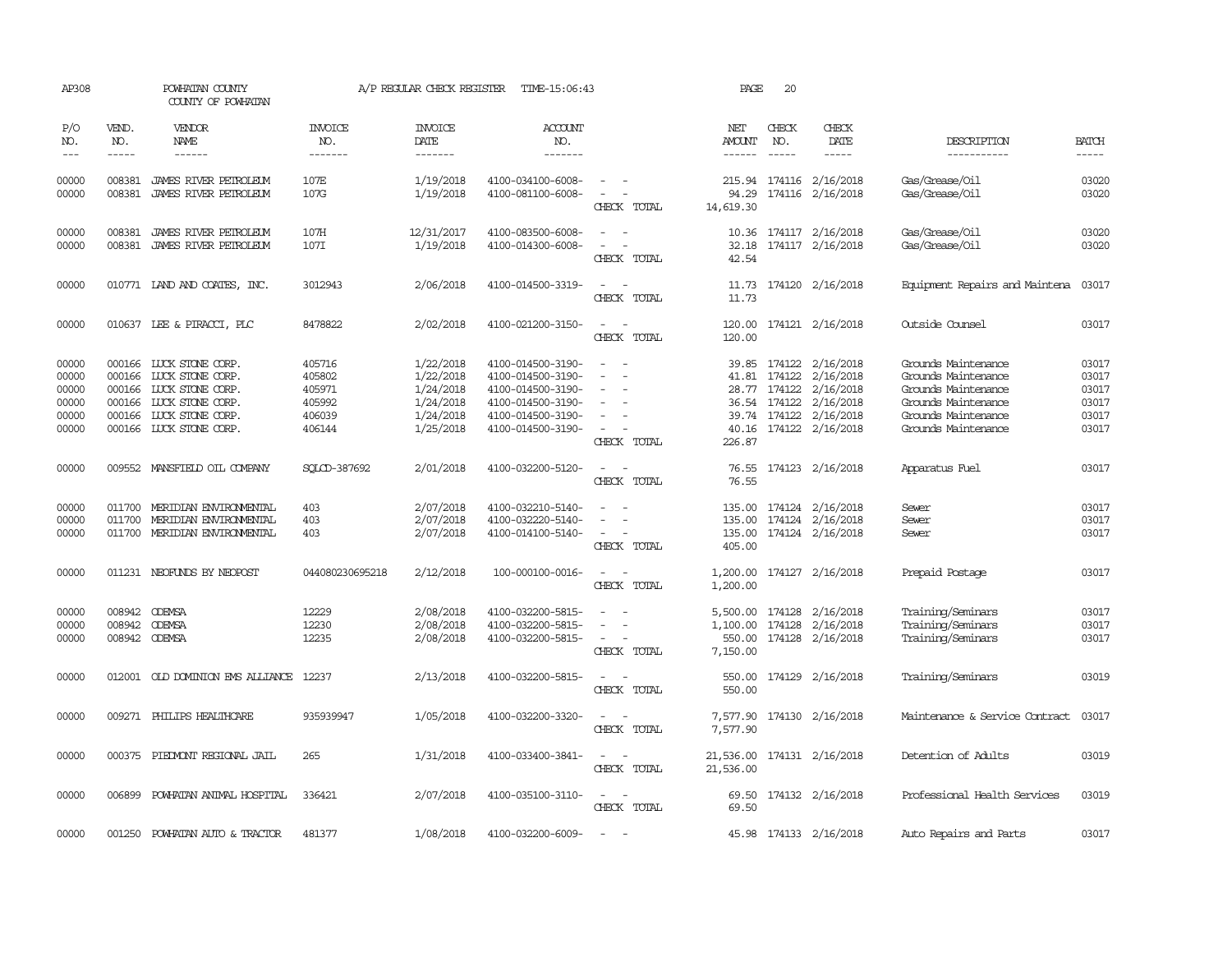AP308 POWHATAN COUNTY A/P REGULAR CHECK REGISTER TIME-15:06:43 PAGE 20
COUNTY OF POWHATAN

| P/O NO. | VEND. NO. | VENDOR NAME | INVOICE NO. | INVOICE DATE | ACCOUNT NO. | | NET AMOUNT | CHECK NO. | CHECK DATE | DESCRIPTION | BATCH |
|---|---|---|---|---|---|---|---|---|---|---|---|
| 00000 | 008381 | JAMES RIVER PETROLEUM | 107E | 1/19/2018 | 4100-034100-6008- | - - | 215.94 | 174116 | 2/16/2018 | Gas/Grease/Oil | 03020 |
| 00000 | 008381 | JAMES RIVER PETROLEUM | 107G | 1/19/2018 | 4100-081100-6008- | - - | 94.29 | 174116 | 2/16/2018 | Gas/Grease/Oil | 03020 |
| | | | | | | CHECK TOTAL | 14,619.30 | | | | |
| 00000 | 008381 | JAMES RIVER PETROLEUM | 107H | 12/31/2017 | 4100-083500-6008- | - - | 10.36 | 174117 | 2/16/2018 | Gas/Grease/Oil | 03020 |
| 00000 | 008381 | JAMES RIVER PETROLEUM | 107I | 1/19/2018 | 4100-014300-6008- | - - | 32.18 | 174117 | 2/16/2018 | Gas/Grease/Oil | 03020 |
| | | | | | | CHECK TOTAL | 42.54 | | | | |
| 00000 | 010771 | LAND AND COATES, INC. | 3012943 | 2/06/2018 | 4100-014500-3319- | - - | 11.73 | 174120 | 2/16/2018 | Equipment Repairs and Maintena | 03017 |
| | | | | | | CHECK TOTAL | 11.73 | | | | |
| 00000 | 010637 | LEE & PIRACCI, PLC | 8478822 | 2/02/2018 | 4100-021200-3150- | - - | 120.00 | 174121 | 2/16/2018 | Outside Counsel | 03017 |
| | | | | | | CHECK TOTAL | 120.00 | | | | |
| 00000 | 000166 | LUCK STONE CORP. | 405716 | 1/22/2018 | 4100-014500-3190- | - - | 39.85 | 174122 | 2/16/2018 | Grounds Maintenance | 03017 |
| 00000 | 000166 | LUCK STONE CORP. | 405802 | 1/22/2018 | 4100-014500-3190- | - - | 41.81 | 174122 | 2/16/2018 | Grounds Maintenance | 03017 |
| 00000 | 000166 | LUCK STONE CORP. | 405971 | 1/24/2018 | 4100-014500-3190- | - - | 28.77 | 174122 | 2/16/2018 | Grounds Maintenance | 03017 |
| 00000 | 000166 | LUCK STONE CORP. | 405992 | 1/24/2018 | 4100-014500-3190- | - - | 36.54 | 174122 | 2/16/2018 | Grounds Maintenance | 03017 |
| 00000 | 000166 | LUCK STONE CORP. | 406039 | 1/24/2018 | 4100-014500-3190- | - - | 39.74 | 174122 | 2/16/2018 | Grounds Maintenance | 03017 |
| 00000 | 000166 | LUCK STONE CORP. | 406144 | 1/25/2018 | 4100-014500-3190- | - - | 40.16 | 174122 | 2/16/2018 | Grounds Maintenance | 03017 |
| | | | | | | CHECK TOTAL | 226.87 | | | | |
| 00000 | 009552 | MANSFIELD OIL COMPANY | SQLCD-387692 | 2/01/2018 | 4100-032200-5120- | - - | 76.55 | 174123 | 2/16/2018 | Apparatus Fuel | 03017 |
| | | | | | | CHECK TOTAL | 76.55 | | | | |
| 00000 | 011700 | MERIDIAN ENVIRONMENTAL | 403 | 2/07/2018 | 4100-032210-5140- | - - | 135.00 | 174124 | 2/16/2018 | Sewer | 03017 |
| 00000 | 011700 | MERIDIAN ENVIRONMENTAL | 403 | 2/07/2018 | 4100-032220-5140- | - - | 135.00 | 174124 | 2/16/2018 | Sewer | 03017 |
| 00000 | 011700 | MERIDIAN ENVIRONMENTAL | 403 | 2/07/2018 | 4100-014100-5140- | - - | 135.00 | 174124 | 2/16/2018 | Sewer | 03017 |
| | | | | | | CHECK TOTAL | 405.00 | | | | |
| 00000 | 011231 | NEOFUNDS BY NEOPOST | 044080230695218 | 2/12/2018 | 100-000100-0016- | - - | 1,200.00 | 174127 | 2/16/2018 | Prepaid Postage | 03017 |
| | | | | | | CHECK TOTAL | 1,200.00 | | | | |
| 00000 | 008942 | ODEMSA | 12229 | 2/08/2018 | 4100-032200-5815- | - - | 5,500.00 | 174128 | 2/16/2018 | Training/Seminars | 03017 |
| 00000 | 008942 | ODEMSA | 12230 | 2/08/2018 | 4100-032200-5815- | - - | 1,100.00 | 174128 | 2/16/2018 | Training/Seminars | 03017 |
| 00000 | 008942 | ODEMSA | 12235 | 2/08/2018 | 4100-032200-5815- | - - | 550.00 | 174128 | 2/16/2018 | Training/Seminars | 03017 |
| | | | | | | CHECK TOTAL | 7,150.00 | | | | |
| 00000 | 012001 | OLD DOMINION EMS ALLIANCE | 12237 | 2/13/2018 | 4100-032200-5815- | - - | 550.00 | 174129 | 2/16/2018 | Training/Seminars | 03019 |
| | | | | | | CHECK TOTAL | 550.00 | | | | |
| 00000 | 009271 | PHILIPS HEALTHCARE | 935939947 | 1/05/2018 | 4100-032200-3320- | - - | 7,577.90 | 174130 | 2/16/2018 | Maintenance & Service Contract | 03017 |
| | | | | | | CHECK TOTAL | 7,577.90 | | | | |
| 00000 | 000375 | PIEDMONT REGIONAL JAIL | 265 | 1/31/2018 | 4100-033400-3841- | - - | 21,536.00 | 174131 | 2/16/2018 | Detention of Adults | 03019 |
| | | | | | | CHECK TOTAL | 21,536.00 | | | | |
| 00000 | 006899 | POWHATAN ANIMAL HOSPITAL | 336421 | 2/07/2018 | 4100-035100-3110- | - - | 69.50 | 174132 | 2/16/2018 | Professional Health Services | 03019 |
| | | | | | | CHECK TOTAL | 69.50 | | | | |
| 00000 | 001250 | POWHATAN AUTO & TRACTOR | 481377 | 1/08/2018 | 4100-032200-6009- | - - | 45.98 | 174133 | 2/16/2018 | Auto Repairs and Parts | 03017 |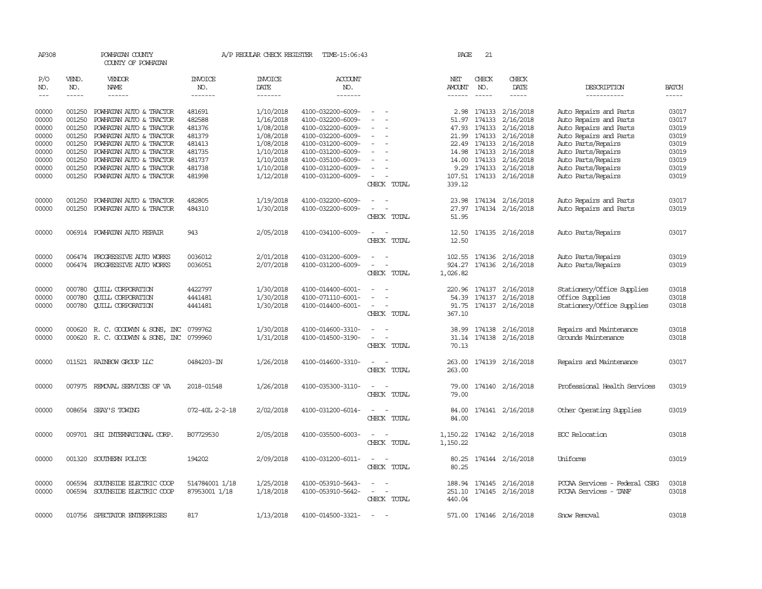AP308 POWHATAN COUNTY A/P REGULAR CHECK REGISTER TIME-15:06:43 PAGE 21

COUNTY OF POWHATAN

| P/O NO. | VEND. NO. | VENDOR NAME | INVOICE NO. | INVOICE DATE | ACCOUNT NO. | | NET AMOUNT | CHECK NO. | CHECK DATE | DESCRIPTION | BATCH |
|---|---|---|---|---|---|---|---|---|---|---|---|
| 00000 | 001250 | POWHATAN AUTO & TRACTOR | 481691 | 1/10/2018 | 4100-032200-6009- | - - | 2.98 | 174133 | 2/16/2018 | Auto Repairs and Parts | 03017 |
| 00000 | 001250 | POWHATAN AUTO & TRACTOR | 482588 | 1/16/2018 | 4100-032200-6009- | - - | 51.97 | 174133 | 2/16/2018 | Auto Repairs and Parts | 03017 |
| 00000 | 001250 | POWHATAN AUTO & TRACTOR | 481376 | 1/08/2018 | 4100-032200-6009- | - - | 47.93 | 174133 | 2/16/2018 | Auto Repairs and Parts | 03019 |
| 00000 | 001250 | POWHATAN AUTO & TRACTOR | 481379 | 1/08/2018 | 4100-032200-6009- | - - | 21.99 | 174133 | 2/16/2018 | Auto Repairs and Parts | 03019 |
| 00000 | 001250 | POWHATAN AUTO & TRACTOR | 481413 | 1/08/2018 | 4100-031200-6009- | - - | 22.49 | 174133 | 2/16/2018 | Auto Parts/Repairs | 03019 |
| 00000 | 001250 | POWHATAN AUTO & TRACTOR | 481735 | 1/10/2018 | 4100-031200-6009- | - - | 14.98 | 174133 | 2/16/2018 | Auto Parts/Repairs | 03019 |
| 00000 | 001250 | POWHATAN AUTO & TRACTOR | 481737 | 1/10/2018 | 4100-035100-6009- | - - | 14.00 | 174133 | 2/16/2018 | Auto Parts/Repairs | 03019 |
| 00000 | 001250 | POWHATAN AUTO & TRACTOR | 481738 | 1/10/2018 | 4100-031200-6009- | - - | 9.29 | 174133 | 2/16/2018 | Auto Parts/Repairs | 03019 |
| 00000 | 001250 | POWHATAN AUTO & TRACTOR | 481998 | 1/12/2018 | 4100-031200-6009- | - - | 107.51 | 174133 | 2/16/2018 | Auto Parts/Repairs | 03019 |
| | | | | | | CHECK TOTAL | 339.12 | | | | |
| 00000 | 001250 | POWHATAN AUTO & TRACTOR | 482805 | 1/19/2018 | 4100-032200-6009- | - - | 23.98 | 174134 | 2/16/2018 | Auto Repairs and Parts | 03017 |
| 00000 | 001250 | POWHATAN AUTO & TRACTOR | 484310 | 1/30/2018 | 4100-032200-6009- | - - | 27.97 | 174134 | 2/16/2018 | Auto Repairs and Parts | 03019 |
| | | | | | | CHECK TOTAL | 51.95 | | | | |
| 00000 | 006914 | POWHATAN AUTO REPAIR | 943 | 2/05/2018 | 4100-034100-6009- | - - | 12.50 | 174135 | 2/16/2018 | Auto Parts/Repairs | 03017 |
| | | | | | | CHECK TOTAL | 12.50 | | | | |
| 00000 | 006474 | PROGRESSIVE AUTO WORKS | 0036012 | 2/01/2018 | 4100-031200-6009- | - - | 102.55 | 174136 | 2/16/2018 | Auto Parts/Repairs | 03019 |
| 00000 | 006474 | PROGRESSIVE AUTO WORKS | 0036051 | 2/07/2018 | 4100-031200-6009- | - - | 924.27 | 174136 | 2/16/2018 | Auto Parts/Repairs | 03019 |
| | | | | | | CHECK TOTAL | 1,026.82 | | | | |
| 00000 | 000780 | QUILL CORPORATION | 4422797 | 1/30/2018 | 4100-014400-6001- | - - | 220.96 | 174137 | 2/16/2018 | Stationery/Office Supplies | 03018 |
| 00000 | 000780 | QUILL CORPORATION | 4441481 | 1/30/2018 | 4100-071110-6001- | - - | 54.39 | 174137 | 2/16/2018 | Office Supplies | 03018 |
| 00000 | 000780 | QUILL CORPORATION | 4441481 | 1/30/2018 | 4100-014400-6001- | - - | 91.75 | 174137 | 2/16/2018 | Stationery/Office Supplies | 03018 |
| | | | | | | CHECK TOTAL | 367.10 | | | | |
| 00000 | 000620 | R. C. GOODWYN & SONS, INC | 0799762 | 1/30/2018 | 4100-014600-3310- | - - | 38.99 | 174138 | 2/16/2018 | Repairs and Maintenance | 03018 |
| 00000 | 000620 | R. C. GOODWYN & SONS, INC | 0799960 | 1/31/2018 | 4100-014500-3190- | - - | 31.14 | 174138 | 2/16/2018 | Grounds Maintenance | 03018 |
| | | | | | | CHECK TOTAL | 70.13 | | | | |
| 00000 | 011521 | RAINBOW GROUP LLC | 0484203-IN | 1/26/2018 | 4100-014600-3310- | - - | 263.00 | 174139 | 2/16/2018 | Repairs and Maintenance | 03017 |
| | | | | | | CHECK TOTAL | 263.00 | | | | |
| 00000 | 007975 | REMOVAL SERVICES OF VA | 2018-01548 | 1/26/2018 | 4100-035300-3110- | - - | 79.00 | 174140 | 2/16/2018 | Professional Health Services | 03019 |
| | | | | | | CHECK TOTAL | 79.00 | | | | |
| 00000 | 008654 | SEAY'S TOWING | 072-40L 2-2-18 | 2/02/2018 | 4100-031200-6014- | - - | 84.00 | 174141 | 2/16/2018 | Other Operating Supplies | 03019 |
| | | | | | | CHECK TOTAL | 84.00 | | | | |
| 00000 | 009701 | SHI INTERNATIONAL CORP. | B07729530 | 2/05/2018 | 4100-035500-6003- | - - | 1,150.22 | 174142 | 2/16/2018 | EOC Relocation | 03018 |
| | | | | | | CHECK TOTAL | 1,150.22 | | | | |
| 00000 | 001320 | SOUTHERN POLICE | 194202 | 2/09/2018 | 4100-031200-6011- | - - | 80.25 | 174144 | 2/16/2018 | Uniforms | 03019 |
| | | | | | | CHECK TOTAL | 80.25 | | | | |
| 00000 | 006594 | SOUTHSIDE ELECTRIC COOP | 514784001 1/18 | 1/25/2018 | 4100-053910-5643- | - - | 188.94 | 174145 | 2/16/2018 | PCCAA Services - Federal CSBG | 03018 |
| 00000 | 006594 | SOUTHSIDE ELECTRIC COOP | 87953001 1/18 | 1/18/2018 | 4100-053910-5642- | - - | 251.10 | 174145 | 2/16/2018 | PCCAA Services - TANF | 03018 |
| | | | | | | CHECK TOTAL | 440.04 | | | | |
| 00000 | 010756 | SPECTATOR ENTERPRISES | 817 | 1/13/2018 | 4100-014500-3321- | - - | 571.00 | 174146 | 2/16/2018 | Snow Removal | 03018 |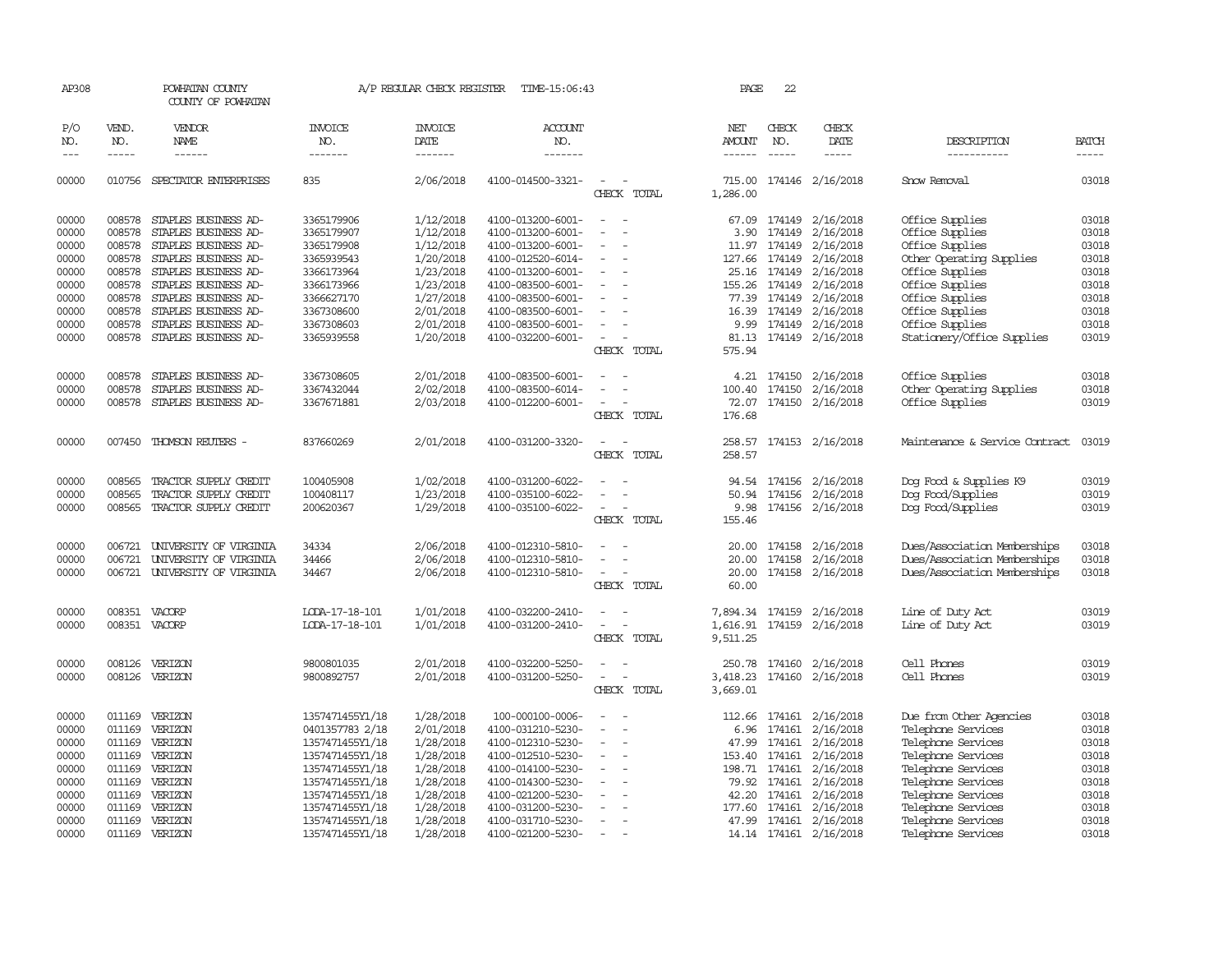AP308 POWHATAN COUNTY A/P REGULAR CHECK REGISTER TIME-15:06:43

COUNTY OF POWHATAN

| P/O NO. | VEND. NO. | VENDOR NAME | INVOICE NO. | INVOICE DATE | ACCOUNT NO. | | NET AMOUNT | CHECK NO. | CHECK DATE | DESCRIPTION | BATCH |
|---|---|---|---|---|---|---|---|---|---|---|---|
| 00000 | 010756 | SPECTATOR ENTERPRISES | 835 | 2/06/2018 | 4100-014500-3321- | - - | 715.00 | 174146 | 2/16/2018 | Snow Removal | 03018 |
| | | | | | | CHECK TOTAL | 1,286.00 | | | | |
| 00000 | 008578 | STAPLES BUSINESS AD- | 3365179906 | 1/12/2018 | 4100-013200-6001- | - - | 67.09 | 174149 | 2/16/2018 | Office Supplies | 03018 |
| 00000 | 008578 | STAPLES BUSINESS AD- | 3365179907 | 1/12/2018 | 4100-013200-6001- | - - | 3.90 | 174149 | 2/16/2018 | Office Supplies | 03018 |
| 00000 | 008578 | STAPLES BUSINESS AD- | 3365179908 | 1/12/2018 | 4100-013200-6001- | - - | 11.97 | 174149 | 2/16/2018 | Office Supplies | 03018 |
| 00000 | 008578 | STAPLES BUSINESS AD- | 3365939543 | 1/20/2018 | 4100-012520-6014- | - - | 127.66 | 174149 | 2/16/2018 | Other Operating Supplies | 03018 |
| 00000 | 008578 | STAPLES BUSINESS AD- | 3366173964 | 1/23/2018 | 4100-013200-6001- | - - | 25.16 | 174149 | 2/16/2018 | Office Supplies | 03018 |
| 00000 | 008578 | STAPLES BUSINESS AD- | 3366173966 | 1/23/2018 | 4100-083500-6001- | - - | 155.26 | 174149 | 2/16/2018 | Office Supplies | 03018 |
| 00000 | 008578 | STAPLES BUSINESS AD- | 3366627170 | 1/27/2018 | 4100-083500-6001- | - - | 77.39 | 174149 | 2/16/2018 | Office Supplies | 03018 |
| 00000 | 008578 | STAPLES BUSINESS AD- | 3367308600 | 2/01/2018 | 4100-083500-6001- | - - | 16.39 | 174149 | 2/16/2018 | Office Supplies | 03018 |
| 00000 | 008578 | STAPLES BUSINESS AD- | 3367308603 | 2/01/2018 | 4100-083500-6001- | - - | 9.99 | 174149 | 2/16/2018 | Office Supplies | 03018 |
| 00000 | 008578 | STAPLES BUSINESS AD- | 3365939558 | 1/20/2018 | 4100-032200-6001- | - - | 81.13 | 174149 | 2/16/2018 | Stationery/Office Supplies | 03019 |
| | | | | | | CHECK TOTAL | 575.94 | | | | |
| 00000 | 008578 | STAPLES BUSINESS AD- | 3367308605 | 2/01/2018 | 4100-083500-6001- | - - | 4.21 | 174150 | 2/16/2018 | Office Supplies | 03018 |
| 00000 | 008578 | STAPLES BUSINESS AD- | 3367432044 | 2/02/2018 | 4100-083500-6014- | - - | 100.40 | 174150 | 2/16/2018 | Other Operating Supplies | 03018 |
| 00000 | 008578 | STAPLES BUSINESS AD- | 3367671881 | 2/03/2018 | 4100-012200-6001- | - - | 72.07 | 174150 | 2/16/2018 | Office Supplies | 03019 |
| | | | | | | CHECK TOTAL | 176.68 | | | | |
| 00000 | 007450 | THOMSON REUTERS - | 837660269 | 2/01/2018 | 4100-031200-3320- | - - | 258.57 | 174153 | 2/16/2018 | Maintenance & Service Contract | 03019 |
| | | | | | | CHECK TOTAL | 258.57 | | | | |
| 00000 | 008565 | TRACTOR SUPPLY CREDIT | 100405908 | 1/02/2018 | 4100-031200-6022- | - - | 94.54 | 174156 | 2/16/2018 | Dog Food & Supplies K9 | 03019 |
| 00000 | 008565 | TRACTOR SUPPLY CREDIT | 100408117 | 1/23/2018 | 4100-035100-6022- | - - | 50.94 | 174156 | 2/16/2018 | Dog Food/Supplies | 03019 |
| 00000 | 008565 | TRACTOR SUPPLY CREDIT | 200620367 | 1/29/2018 | 4100-035100-6022- | - - | 9.98 | 174156 | 2/16/2018 | Dog Food/Supplies | 03019 |
| | | | | | | CHECK TOTAL | 155.46 | | | | |
| 00000 | 006721 | UNIVERSITY OF VIRGINIA | 34334 | 2/06/2018 | 4100-012310-5810- | - - | 20.00 | 174158 | 2/16/2018 | Dues/Association Memberships | 03018 |
| 00000 | 006721 | UNIVERSITY OF VIRGINIA | 34466 | 2/06/2018 | 4100-012310-5810- | - - | 20.00 | 174158 | 2/16/2018 | Dues/Association Memberships | 03018 |
| 00000 | 006721 | UNIVERSITY OF VIRGINIA | 34467 | 2/06/2018 | 4100-012310-5810- | - - | 20.00 | 174158 | 2/16/2018 | Dues/Association Memberships | 03018 |
| | | | | | | CHECK TOTAL | 60.00 | | | | |
| 00000 | 008351 | VACORP | LODA-17-18-101 | 1/01/2018 | 4100-032200-2410- | - - | 7,894.34 | 174159 | 2/16/2018 | Line of Duty Act | 03019 |
| 00000 | 008351 | VACORP | LODA-17-18-101 | 1/01/2018 | 4100-031200-2410- | - - | 1,616.91 | 174159 | 2/16/2018 | Line of Duty Act | 03019 |
| | | | | | | CHECK TOTAL | 9,511.25 | | | | |
| 00000 | 008126 | VERIZON | 9800801035 | 2/01/2018 | 4100-032200-5250- | - - | 250.78 | 174160 | 2/16/2018 | Cell Phones | 03019 |
| 00000 | 008126 | VERIZON | 9800892757 | 2/01/2018 | 4100-031200-5250- | - - | 3,418.23 | 174160 | 2/16/2018 | Cell Phones | 03019 |
| | | | | | | CHECK TOTAL | 3,669.01 | | | | |
| 00000 | 011169 | VERIZON | 1357471455Y1/18 | 1/28/2018 | 100-000100-0006- | - - | 112.66 | 174161 | 2/16/2018 | Due from Other Agencies | 03018 |
| 00000 | 011169 | VERIZON | 0401357783 2/18 | 2/01/2018 | 4100-031210-5230- | - - | 6.96 | 174161 | 2/16/2018 | Telephone Services | 03018 |
| 00000 | 011169 | VERIZON | 1357471455Y1/18 | 1/28/2018 | 4100-012310-5230- | - - | 47.99 | 174161 | 2/16/2018 | Telephone Services | 03018 |
| 00000 | 011169 | VERIZON | 1357471455Y1/18 | 1/28/2018 | 4100-012510-5230- | - - | 153.40 | 174161 | 2/16/2018 | Telephone Services | 03018 |
| 00000 | 011169 | VERIZON | 1357471455Y1/18 | 1/28/2018 | 4100-014100-5230- | - - | 198.71 | 174161 | 2/16/2018 | Telephone Services | 03018 |
| 00000 | 011169 | VERIZON | 1357471455Y1/18 | 1/28/2018 | 4100-014300-5230- | - - | 79.92 | 174161 | 2/16/2018 | Telephone Services | 03018 |
| 00000 | 011169 | VERIZON | 1357471455Y1/18 | 1/28/2018 | 4100-021200-5230- | - - | 42.20 | 174161 | 2/16/2018 | Telephone Services | 03018 |
| 00000 | 011169 | VERIZON | 1357471455Y1/18 | 1/28/2018 | 4100-031200-5230- | - - | 177.60 | 174161 | 2/16/2018 | Telephone Services | 03018 |
| 00000 | 011169 | VERIZON | 1357471455Y1/18 | 1/28/2018 | 4100-031710-5230- | - - | 47.99 | 174161 | 2/16/2018 | Telephone Services | 03018 |
| 00000 | 011169 | VERIZON | 1357471455Y1/18 | 1/28/2018 | 4100-021200-5230- | - - | 14.14 | 174161 | 2/16/2018 | Telephone Services | 03018 |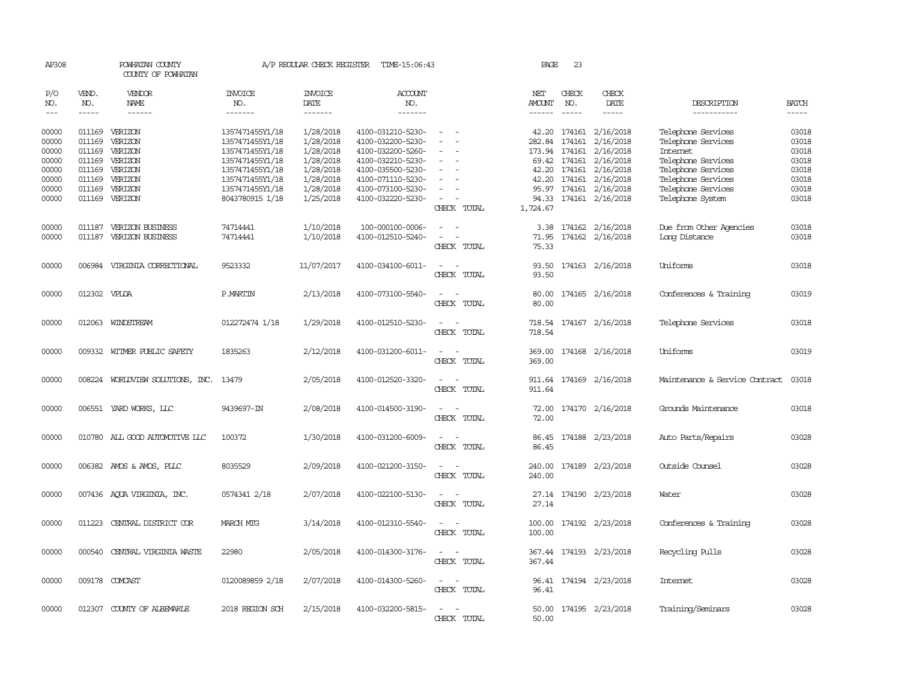AP308 POWHATAN COUNTY A/P REGULAR CHECK REGISTER TIME-15:06:43 PAGE 23
COUNTY OF POWHATAN

| P/O NO. | VEND. NO. | VENDOR NAME | INVOICE NO. | INVOICE DATE | ACCOUNT NO. | | NET AMOUNT | CHECK NO. | CHECK DATE | DESCRIPTION | BATCH |
|---|---|---|---|---|---|---|---|---|---|---|---|
| 00000 | 011169 | VERIZON | 1357471455Y1/18 | 1/28/2018 | 4100-031210-5230- | - - | 42.20 | 174161 | 2/16/2018 | Telephone Services | 03018 |
| 00000 | 011169 | VERIZON | 1357471455Y1/18 | 1/28/2018 | 4100-032200-5230- | - - | 282.84 | 174161 | 2/16/2018 | Telephone Services | 03018 |
| 00000 | 011169 | VERIZON | 1357471455Y1/18 | 1/28/2018 | 4100-032200-5260- | - - | 173.94 | 174161 | 2/16/2018 | Internet | 03018 |
| 00000 | 011169 | VERIZON | 1357471455Y1/18 | 1/28/2018 | 4100-032210-5230- | - - | 69.42 | 174161 | 2/16/2018 | Telephone Services | 03018 |
| 00000 | 011169 | VERIZON | 1357471455Y1/18 | 1/28/2018 | 4100-035500-5230- | - - | 42.20 | 174161 | 2/16/2018 | Telephone Services | 03018 |
| 00000 | 011169 | VERIZON | 1357471455Y1/18 | 1/28/2018 | 4100-071110-5230- | - - | 42.20 | 174161 | 2/16/2018 | Telephone Services | 03018 |
| 00000 | 011169 | VERIZON | 1357471455Y1/18 | 1/28/2018 | 4100-073100-5230- | - - | 95.97 | 174161 | 2/16/2018 | Telephone Services | 03018 |
| 00000 | 011169 | VERIZON | 8043780915 1/18 | 1/25/2018 | 4100-032220-5230- | - - | 94.33 | 174161 | 2/16/2018 | Telephone System | 03018 |
| | | | | | | CHECK TOTAL | 1,724.67 | | | | |
| 00000 | 011187 | VERIZON BUSINESS | 74714441 | 1/10/2018 | 100-000100-0006- | - - | 3.38 | 174162 | 2/16/2018 | Due from Other Agencies | 03018 |
| 00000 | 011187 | VERIZON BUSINESS | 74714441 | 1/10/2018 | 4100-012510-5240- | - - | 71.95 | 174162 | 2/16/2018 | Long Distance | 03018 |
| | | | | | | CHECK TOTAL | 75.33 | | | | |
| 00000 | 006984 | VIRGINIA CORRECTIONAL | 9523332 | 11/07/2017 | 4100-034100-6011- | - - | 93.50 | 174163 | 2/16/2018 | Uniforms | 03018 |
| | | | | | | CHECK TOTAL | 93.50 | | | | |
| 00000 | 012302 | VPLDA | P.MARTIN | 2/13/2018 | 4100-073100-5540- | - - | 80.00 | 174165 | 2/16/2018 | Conferences & Training | 03019 |
| | | | | | | CHECK TOTAL | 80.00 | | | | |
| 00000 | 012063 | WINDSTREAM | 012272474 1/18 | 1/29/2018 | 4100-012510-5230- | - - | 718.54 | 174167 | 2/16/2018 | Telephone Services | 03018 |
| | | | | | | CHECK TOTAL | 718.54 | | | | |
| 00000 | 009332 | WITMER PUBLIC SAFETY | 1835263 | 2/12/2018 | 4100-031200-6011- | - - | 369.00 | 174168 | 2/16/2018 | Uniforms | 03019 |
| | | | | | | CHECK TOTAL | 369.00 | | | | |
| 00000 | 008224 | WORLDVIEW SOLUTIONS, INC. | 13479 | 2/05/2018 | 4100-012520-3320- | - - | 911.64 | 174169 | 2/16/2018 | Maintenance & Service Contract | 03018 |
| | | | | | | CHECK TOTAL | 911.64 | | | | |
| 00000 | 006551 | YARD WORKS, LLC | 9439697-IN | 2/08/2018 | 4100-014500-3190- | - - | 72.00 | 174170 | 2/16/2018 | Grounds Maintenance | 03018 |
| | | | | | | CHECK TOTAL | 72.00 | | | | |
| 00000 | 010780 | ALL GOOD AUTOMOTIVE LLC | 100372 | 1/30/2018 | 4100-031200-6009- | - - | 86.45 | 174188 | 2/23/2018 | Auto Parts/Repairs | 03028 |
| | | | | | | CHECK TOTAL | 86.45 | | | | |
| 00000 | 006382 | AMOS & AMOS, PLLC | 8035529 | 2/09/2018 | 4100-021200-3150- | - - | 240.00 | 174189 | 2/23/2018 | Outside Counsel | 03028 |
| | | | | | | CHECK TOTAL | 240.00 | | | | |
| 00000 | 007436 | AQUA VIRGINIA, INC. | 0574341 2/18 | 2/07/2018 | 4100-022100-5130- | - - | 27.14 | 174190 | 2/23/2018 | Water | 03028 |
| | | | | | | CHECK TOTAL | 27.14 | | | | |
| 00000 | 011223 | CENTRAL DISTRICT COR | MARCH MTG | 3/14/2018 | 4100-012310-5540- | - - | 100.00 | 174192 | 2/23/2018 | Conferences & Training | 03028 |
| | | | | | | CHECK TOTAL | 100.00 | | | | |
| 00000 | 000540 | CENTRAL VIRGINIA WASTE | 22980 | 2/05/2018 | 4100-014300-3176- | - - | 367.44 | 174193 | 2/23/2018 | Recycling Pulls | 03028 |
| | | | | | | CHECK TOTAL | 367.44 | | | | |
| 00000 | 009178 | COMCAST | 0120089859 2/18 | 2/07/2018 | 4100-014300-5260- | - - | 96.41 | 174194 | 2/23/2018 | Internet | 03028 |
| | | | | | | CHECK TOTAL | 96.41 | | | | |
| 00000 | 012307 | COUNTY OF ALBEMARLE | 2018 REGION SCH | 2/15/2018 | 4100-032200-5815- | - - | 50.00 | 174195 | 2/23/2018 | Training/Seminars | 03028 |
| | | | | | | CHECK TOTAL | 50.00 | | | | |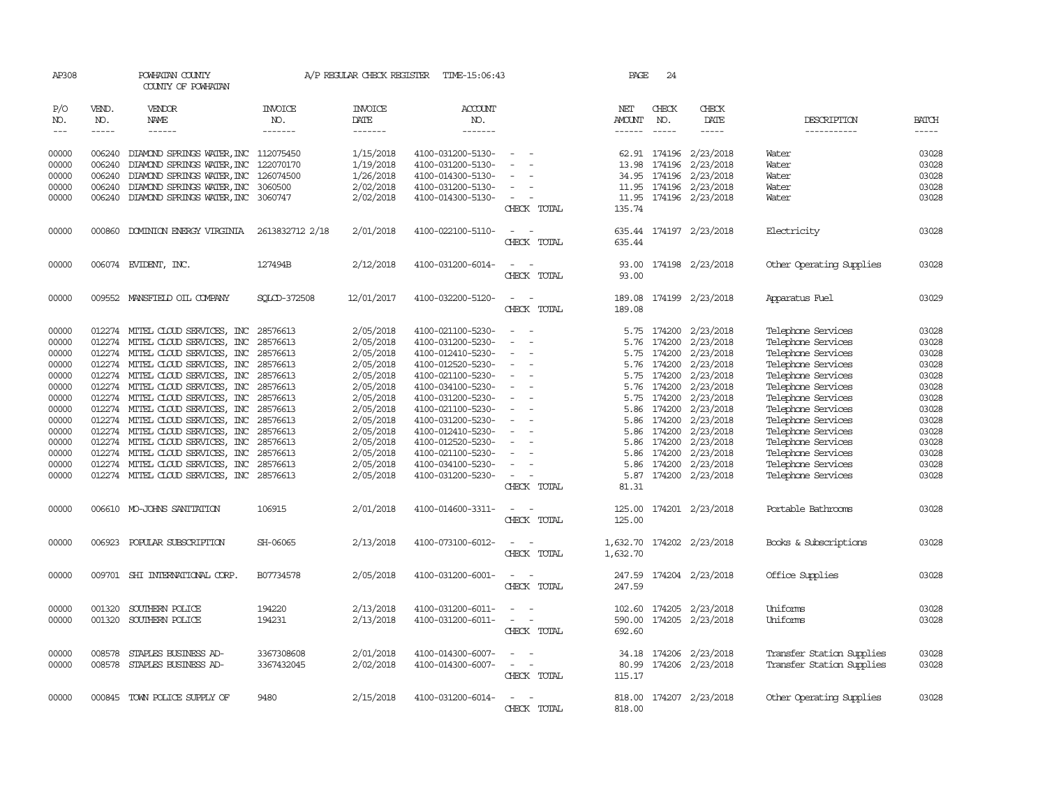AP308 POWHATAN COUNTY A/P REGULAR CHECK REGISTER TIME-15:06:43 PAGE 24
COUNTY OF POWHATAN

| P/O NO. | VEND. NO. | VENDOR NAME | INVOICE NO. | INVOICE DATE | ACCOUNT NO. | | NET AMOUNT | CHECK NO. | CHECK DATE | DESCRIPTION | BATCH |
|---|---|---|---|---|---|---|---|---|---|---|---|
| 00000 | 006240 | DIAMOND SPRINGS WATER,INC | 112075450 | 1/15/2018 | 4100-031200-5130- | - - | 62.91 | 174196 | 2/23/2018 | Water | 03028 |
| 00000 | 006240 | DIAMOND SPRINGS WATER,INC | 122070170 | 1/19/2018 | 4100-031200-5130- | - - | 13.98 | 174196 | 2/23/2018 | Water | 03028 |
| 00000 | 006240 | DIAMOND SPRINGS WATER,INC | 126074500 | 1/26/2018 | 4100-014300-5130- | - - | 34.95 | 174196 | 2/23/2018 | Water | 03028 |
| 00000 | 006240 | DIAMOND SPRINGS WATER,INC | 3060500 | 2/02/2018 | 4100-031200-5130- | - - | 11.95 | 174196 | 2/23/2018 | Water | 03028 |
| 00000 | 006240 | DIAMOND SPRINGS WATER,INC | 3060747 | 2/02/2018 | 4100-014300-5130- | - - | 11.95 | 174196 | 2/23/2018 | Water | 03028 |
| | | | | | | CHECK TOTAL | 135.74 | | | | |
| 00000 | 000860 | DOMINION ENERGY VIRGINIA | 2613832712 2/18 | 2/01/2018 | 4100-022100-5110- | - - | 635.44 | 174197 | 2/23/2018 | Electricity | 03028 |
| | | | | | | CHECK TOTAL | 635.44 | | | | |
| 00000 | 006074 | EVIDENT, INC. | 127494B | 2/12/2018 | 4100-031200-6014- | - - | 93.00 | 174198 | 2/23/2018 | Other Operating Supplies | 03028 |
| | | | | | | CHECK TOTAL | 93.00 | | | | |
| 00000 | 009552 | MANSFIELD OIL COMPANY | SQLCD-372508 | 12/01/2017 | 4100-032200-5120- | - - | 189.08 | 174199 | 2/23/2018 | Apparatus Fuel | 03029 |
| | | | | | | CHECK TOTAL | 189.08 | | | | |
| 00000 | 012274 | MITEL CLOUD SERVICES, INC | 28576613 | 2/05/2018 | 4100-021100-5230- | - - | 5.75 | 174200 | 2/23/2018 | Telephone Services | 03028 |
| 00000 | 012274 | MITEL CLOUD SERVICES, INC | 28576613 | 2/05/2018 | 4100-031200-5230- | - - | 5.76 | 174200 | 2/23/2018 | Telephone Services | 03028 |
| 00000 | 012274 | MITEL CLOUD SERVICES, INC | 28576613 | 2/05/2018 | 4100-012410-5230- | - - | 5.75 | 174200 | 2/23/2018 | Telephone Services | 03028 |
| 00000 | 012274 | MITEL CLOUD SERVICES, INC | 28576613 | 2/05/2018 | 4100-012520-5230- | - - | 5.76 | 174200 | 2/23/2018 | Telephone Services | 03028 |
| 00000 | 012274 | MITEL CLOUD SERVICES, INC | 28576613 | 2/05/2018 | 4100-021100-5230- | - - | 5.75 | 174200 | 2/23/2018 | Telephone Services | 03028 |
| 00000 | 012274 | MITEL CLOUD SERVICES, INC | 28576613 | 2/05/2018 | 4100-034100-5230- | - - | 5.76 | 174200 | 2/23/2018 | Telephone Services | 03028 |
| 00000 | 012274 | MITEL CLOUD SERVICES, INC | 28576613 | 2/05/2018 | 4100-031200-5230- | - - | 5.75 | 174200 | 2/23/2018 | Telephone Services | 03028 |
| 00000 | 012274 | MITEL CLOUD SERVICES, INC | 28576613 | 2/05/2018 | 4100-021100-5230- | - - | 5.86 | 174200 | 2/23/2018 | Telephone Services | 03028 |
| 00000 | 012274 | MITEL CLOUD SERVICES, INC | 28576613 | 2/05/2018 | 4100-031200-5230- | - - | 5.86 | 174200 | 2/23/2018 | Telephone Services | 03028 |
| 00000 | 012274 | MITEL CLOUD SERVICES, INC | 28576613 | 2/05/2018 | 4100-012410-5230- | - - | 5.86 | 174200 | 2/23/2018 | Telephone Services | 03028 |
| 00000 | 012274 | MITEL CLOUD SERVICES, INC | 28576613 | 2/05/2018 | 4100-012520-5230- | - - | 5.86 | 174200 | 2/23/2018 | Telephone Services | 03028 |
| 00000 | 012274 | MITEL CLOUD SERVICES, INC | 28576613 | 2/05/2018 | 4100-021100-5230- | - - | 5.86 | 174200 | 2/23/2018 | Telephone Services | 03028 |
| 00000 | 012274 | MITEL CLOUD SERVICES, INC | 28576613 | 2/05/2018 | 4100-034100-5230- | - - | 5.86 | 174200 | 2/23/2018 | Telephone Services | 03028 |
| 00000 | 012274 | MITEL CLOUD SERVICES, INC | 28576613 | 2/05/2018 | 4100-031200-5230- | - - | 5.87 | 174200 | 2/23/2018 | Telephone Services | 03028 |
| | | | | | | CHECK TOTAL | 81.31 | | | | |
| 00000 | 006610 | MO-JOHNS SANITATION | 106915 | 2/01/2018 | 4100-014600-3311- | - - | 125.00 | 174201 | 2/23/2018 | Portable Bathrooms | 03028 |
| | | | | | | CHECK TOTAL | 125.00 | | | | |
| 00000 | 006923 | POPULAR SUBSCRIPTION | SH-06065 | 2/13/2018 | 4100-073100-6012- | - - | 1,632.70 | 174202 | 2/23/2018 | Books & Subscriptions | 03028 |
| | | | | | | CHECK TOTAL | 1,632.70 | | | | |
| 00000 | 009701 | SHI INTERNATIONAL CORP. | B07734578 | 2/05/2018 | 4100-031200-6001- | - - | 247.59 | 174204 | 2/23/2018 | Office Supplies | 03028 |
| | | | | | | CHECK TOTAL | 247.59 | | | | |
| 00000 | 001320 | SOUTHERN POLICE | 194220 | 2/13/2018 | 4100-031200-6011- | - - | 102.60 | 174205 | 2/23/2018 | Uniforms | 03028 |
| 00000 | 001320 | SOUTHERN POLICE | 194231 | 2/13/2018 | 4100-031200-6011- | - - | 590.00 | 174205 | 2/23/2018 | Uniforms | 03028 |
| | | | | | | CHECK TOTAL | 692.60 | | | | |
| 00000 | 008578 | STAPLES BUSINESS AD- | 3367308608 | 2/01/2018 | 4100-014300-6007- | - - | 34.18 | 174206 | 2/23/2018 | Transfer Station Supplies | 03028 |
| 00000 | 008578 | STAPLES BUSINESS AD- | 3367432045 | 2/02/2018 | 4100-014300-6007- | - - | 80.99 | 174206 | 2/23/2018 | Transfer Station Supplies | 03028 |
| | | | | | | CHECK TOTAL | 115.17 | | | | |
| 00000 | 000845 | TOWN POLICE SUPPLY OF | 9480 | 2/15/2018 | 4100-031200-6014- | - - | 818.00 | 174207 | 2/23/2018 | Other Operating Supplies | 03028 |
| | | | | | | CHECK TOTAL | 818.00 | | | | |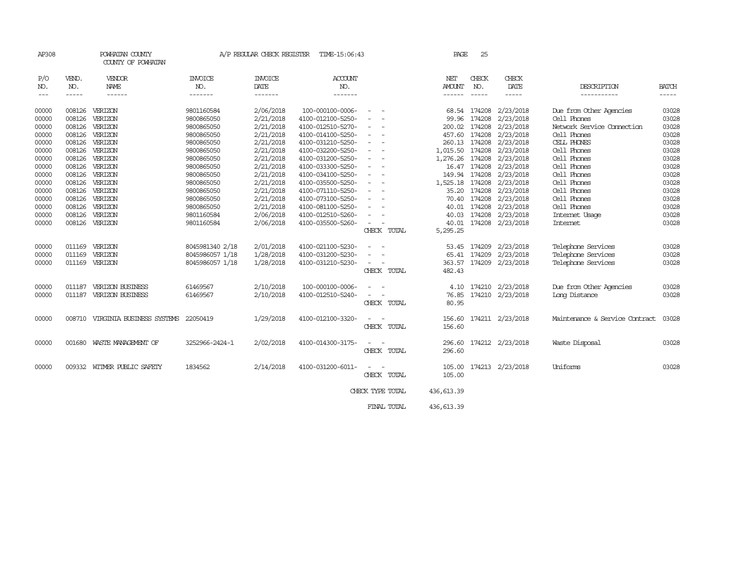AP308 POWHATAN COUNTY A/P REGULAR CHECK REGISTER TIME-15:06:43

COUNTY OF POWHATAN

| P/O NO. | VEND. NO. | VENDOR NAME | INVOICE NO. | INVOICE DATE | ACCOUNT NO. | | NET AMOUNT | CHECK NO. | CHECK DATE | DESCRIPTION | BATCH |
|---|---|---|---|---|---|---|---|---|---|---|---|
| --- | ----- | ------ | ------- | ------- | ------- | | ------ | ----- | ----- | ----------- | ----- |
| 00000 | 008126 | VERIZON | 9801160584 | 2/06/2018 | 100-000100-0006- | - - | 68.54 | 174208 | 2/23/2018 | Due from Other Agencies | 03028 |
| 00000 | 008126 | VERIZON | 9800865050 | 2/21/2018 | 4100-012100-5250- | - - | 99.96 | 174208 | 2/23/2018 | Cell Phones | 03028 |
| 00000 | 008126 | VERIZON | 9800865050 | 2/21/2018 | 4100-012510-5270- | - - | 200.02 | 174208 | 2/23/2018 | Network Service Connection | 03028 |
| 00000 | 008126 | VERIZON | 9800865050 | 2/21/2018 | 4100-014100-5250- | - - | 457.60 | 174208 | 2/23/2018 | Cell Phones | 03028 |
| 00000 | 008126 | VERIZON | 9800865050 | 2/21/2018 | 4100-031210-5250- | - - | 260.13 | 174208 | 2/23/2018 | CELL PHONES | 03028 |
| 00000 | 008126 | VERIZON | 9800865050 | 2/21/2018 | 4100-032200-5250- | - - | 1,015.50 | 174208 | 2/23/2018 | Cell Phones | 03028 |
| 00000 | 008126 | VERIZON | 9800865050 | 2/21/2018 | 4100-031200-5250- | - - | 1,276.26 | 174208 | 2/23/2018 | Cell Phones | 03028 |
| 00000 | 008126 | VERIZON | 9800865050 | 2/21/2018 | 4100-033300-5250- | - - | 16.47 | 174208 | 2/23/2018 | Cell Phones | 03028 |
| 00000 | 008126 | VERIZON | 9800865050 | 2/21/2018 | 4100-034100-5250- | - - | 149.94 | 174208 | 2/23/2018 | Cell Phones | 03028 |
| 00000 | 008126 | VERIZON | 9800865050 | 2/21/2018 | 4100-035500-5250- | - - | 1,525.18 | 174208 | 2/23/2018 | Cell Phones | 03028 |
| 00000 | 008126 | VERIZON | 9800865050 | 2/21/2018 | 4100-071110-5250- | - - | 35.20 | 174208 | 2/23/2018 | Cell Phones | 03028 |
| 00000 | 008126 | VERIZON | 9800865050 | 2/21/2018 | 4100-073100-5250- | - - | 70.40 | 174208 | 2/23/2018 | Cell Phones | 03028 |
| 00000 | 008126 | VERIZON | 9800865050 | 2/21/2018 | 4100-081100-5250- | - - | 40.01 | 174208 | 2/23/2018 | Cell Phones | 03028 |
| 00000 | 008126 | VERIZON | 9801160584 | 2/06/2018 | 4100-012510-5260- | - - | 40.03 | 174208 | 2/23/2018 | Internet Usage | 03028 |
| 00000 | 008126 | VERIZON | 9801160584 | 2/06/2018 | 4100-035500-5260- | - - | 40.01 | 174208 | 2/23/2018 | Internet | 03028 |
| | | | | | | CHECK TOTAL | 5,295.25 | | | | |
| 00000 | 011169 | VERIZON | 8045981340 2/18 | 2/01/2018 | 4100-021100-5230- | - - | 53.45 | 174209 | 2/23/2018 | Telephone Services | 03028 |
| 00000 | 011169 | VERIZON | 8045986057 1/18 | 1/28/2018 | 4100-031200-5230- | - - | 65.41 | 174209 | 2/23/2018 | Telephone Services | 03028 |
| 00000 | 011169 | VERIZON | 8045986057 1/18 | 1/28/2018 | 4100-031210-5230- | - - | 363.57 | 174209 | 2/23/2018 | Telephone Services | 03028 |
| | | | | | | CHECK TOTAL | 482.43 | | | | |
| 00000 | 011187 | VERIZON BUSINESS | 61469567 | 2/10/2018 | 100-000100-0006- | - - | 4.10 | 174210 | 2/23/2018 | Due from Other Agencies | 03028 |
| 00000 | 011187 | VERIZON BUSINESS | 61469567 | 2/10/2018 | 4100-012510-5240- | - - | 76.85 | 174210 | 2/23/2018 | Long Distance | 03028 |
| | | | | | | CHECK TOTAL | 80.95 | | | | |
| 00000 | 008710 | VIRGINIA BUSINESS SYSTEMS | 22050419 | 1/29/2018 | 4100-012100-3320- | - - | 156.60 | 174211 | 2/23/2018 | Maintenance & Service Contract | 03028 |
| | | | | | | CHECK TOTAL | 156.60 | | | | |
| 00000 | 001680 | WASTE MANAGEMENT OF | 3252966-2424-1 | 2/02/2018 | 4100-014300-3175- | - - | 296.60 | 174212 | 2/23/2018 | Waste Disposal | 03028 |
| | | | | | | CHECK TOTAL | 296.60 | | | | |
| 00000 | 009332 | WITMER PUBLIC SAFETY | 1834562 | 2/14/2018 | 4100-031200-6011- | - - | 105.00 | 174213 | 2/23/2018 | Uniforms | 03028 |
| | | | | | | CHECK TOTAL | 105.00 | | | | |
| | | | | | | CHECK TYPE TOTAL | 436,613.39 | | | | |
| | | | | | | FINAL TOTAL | 436,613.39 | | | | |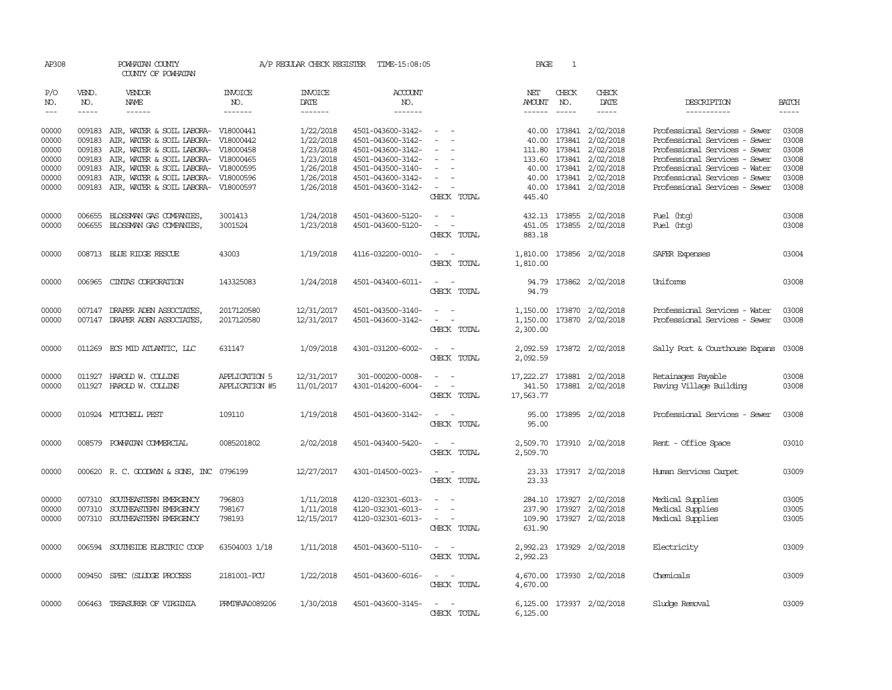AP308 POWHATAN COUNTY A/P REGULAR CHECK REGISTER TIME-15:08:05 PAGE 1
COUNTY OF POWHATAN

| P/O NO. | VEND. NO. | VENDOR NAME | INVOICE NO. | INVOICE DATE | ACCOUNT NO. | | NET AMOUNT | CHECK NO. | CHECK DATE | DESCRIPTION | BATCH |
|---|---|---|---|---|---|---|---|---|---|---|---|
| 00000 | 009183 | AIR, WATER & SOIL LABORA- | V18000441 | 1/22/2018 | 4501-043600-3142- | - - | 40.00 | 173841 | 2/02/2018 | Professional Services - Sewer | 03008 |
| 00000 | 009183 | AIR, WATER & SOIL LABORA- | V18000442 | 1/22/2018 | 4501-043600-3142- | - - | 40.00 | 173841 | 2/02/2018 | Professional Services - Sewer | 03008 |
| 00000 | 009183 | AIR, WATER & SOIL LABORA- | V18000458 | 1/23/2018 | 4501-043600-3142- | - - | 111.80 | 173841 | 2/02/2018 | Professional Services - Sewer | 03008 |
| 00000 | 009183 | AIR, WATER & SOIL LABORA- | V18000465 | 1/23/2018 | 4501-043600-3142- | - - | 133.60 | 173841 | 2/02/2018 | Professional Services - Sewer | 03008 |
| 00000 | 009183 | AIR, WATER & SOIL LABORA- | V18000595 | 1/26/2018 | 4501-043500-3140- | - - | 40.00 | 173841 | 2/02/2018 | Professional Services - Water | 03008 |
| 00000 | 009183 | AIR, WATER & SOIL LABORA- | V18000596 | 1/26/2018 | 4501-043600-3142- | - - | 40.00 | 173841 | 2/02/2018 | Professional Services - Sewer | 03008 |
| 00000 | 009183 | AIR, WATER & SOIL LABORA- | V18000597 | 1/26/2018 | 4501-043600-3142- | - - | 40.00 | 173841 | 2/02/2018 | Professional Services - Sewer | 03008 |
| | | | | | | CHECK TOTAL | 445.40 | | | | |
| 00000 | 006655 | BLOSSMAN GAS COMPANIES, | 3001413 | 1/24/2018 | 4501-043600-5120- | - - | 432.13 | 173855 | 2/02/2018 | Fuel (htg) | 03008 |
| 00000 | 006655 | BLOSSMAN GAS COMPANIES, | 3001524 | 1/23/2018 | 4501-043600-5120- | - - | 451.05 | 173855 | 2/02/2018 | Fuel (htg) | 03008 |
| | | | | | | CHECK TOTAL | 883.18 | | | | |
| 00000 | 008713 | BLUE RIDGE RESCUE | 43003 | 1/19/2018 | 4116-032200-0010- | - - | 1,810.00 | 173856 | 2/02/2018 | SAFER Expenses | 03004 |
| | | | | | | CHECK TOTAL | 1,810.00 | | | | |
| 00000 | 006965 | CINTAS CORPORATION | 143325083 | 1/24/2018 | 4501-043400-6011- | - - | 94.79 | 173862 | 2/02/2018 | Uniforms | 03008 |
| | | | | | | CHECK TOTAL | 94.79 | | | | |
| 00000 | 007147 | DRAPER ADEN ASSOCIATES, | 2017120580 | 12/31/2017 | 4501-043500-3140- | - - | 1,150.00 | 173870 | 2/02/2018 | Professional Services - Water | 03008 |
| 00000 | 007147 | DRAPER ADEN ASSOCIATES, | 2017120580 | 12/31/2017 | 4501-043600-3142- | - - | 1,150.00 | 173870 | 2/02/2018 | Professional Services - Sewer | 03008 |
| | | | | | | CHECK TOTAL | 2,300.00 | | | | |
| 00000 | 011269 | ECS MID ATLANTIC, LLC | 631147 | 1/09/2018 | 4301-031200-6002- | - - | 2,092.59 | 173872 | 2/02/2018 | Sally Port & Courthouse Expans | 03008 |
| | | | | | | CHECK TOTAL | 2,092.59 | | | | |
| 00000 | 011927 | HAROLD W. COLLINS | APPLICATION 5 | 12/31/2017 | 301-000200-0008- | - - | 17,222.27 | 173881 | 2/02/2018 | Retainages Payable | 03008 |
| 00000 | 011927 | HAROLD W. COLLINS | APPLICATION #5 | 11/01/2017 | 4301-014200-6004- | - - | 341.50 | 173881 | 2/02/2018 | Paving Village Building | 03008 |
| | | | | | | CHECK TOTAL | 17,563.77 | | | | |
| 00000 | 010924 | MITCHELL PEST | 109110 | 1/19/2018 | 4501-043600-3142- | - - | 95.00 | 173895 | 2/02/2018 | Professional Services - Sewer | 03008 |
| | | | | | | CHECK TOTAL | 95.00 | | | | |
| 00000 | 008579 | POWHATAN COMMERCIAL | 0085201802 | 2/02/2018 | 4501-043400-5420- | - - | 2,509.70 | 173910 | 2/02/2018 | Rent - Office Space | 03010 |
| | | | | | | CHECK TOTAL | 2,509.70 | | | | |
| 00000 | 000620 | R. C. GOODWYN & SONS, INC | 0796199 | 12/27/2017 | 4301-014500-0023- | - - | 23.33 | 173917 | 2/02/2018 | Human Services Carpet | 03009 |
| | | | | | | CHECK TOTAL | 23.33 | | | | |
| 00000 | 007310 | SOUTHEASTERN EMERGENCY | 796803 | 1/11/2018 | 4120-032301-6013- | - - | 284.10 | 173927 | 2/02/2018 | Medical Supplies | 03005 |
| 00000 | 007310 | SOUTHEASTERN EMERGENCY | 798167 | 1/11/2018 | 4120-032301-6013- | - - | 237.90 | 173927 | 2/02/2018 | Medical Supplies | 03005 |
| 00000 | 007310 | SOUTHEASTERN EMERGENCY | 798193 | 12/15/2017 | 4120-032301-6013- | - - | 109.90 | 173927 | 2/02/2018 | Medical Supplies | 03005 |
| | | | | | | CHECK TOTAL | 631.90 | | | | |
| 00000 | 006594 | SOUTHSIDE ELECTRIC COOP | 63504003 1/18 | 1/11/2018 | 4501-043600-5110- | - - | 2,992.23 | 173929 | 2/02/2018 | Electricity | 03009 |
| | | | | | | CHECK TOTAL | 2,992.23 | | | | |
| 00000 | 009450 | SPEC (SLUDGE PROCESS | 2181001-PCU | 1/22/2018 | 4501-043600-6016- | - - | 4,670.00 | 173930 | 2/02/2018 | Chemicals | 03009 |
| | | | | | | CHECK TOTAL | 4,670.00 | | | | |
| 00000 | 006463 | TREASURER OF VIRGINIA | PRMT#VA0089206 | 1/30/2018 | 4501-043600-3145- | - - | 6,125.00 | 173937 | 2/02/2018 | Sludge Removal | 03009 |
| | | | | | | CHECK TOTAL | 6,125.00 | | | | |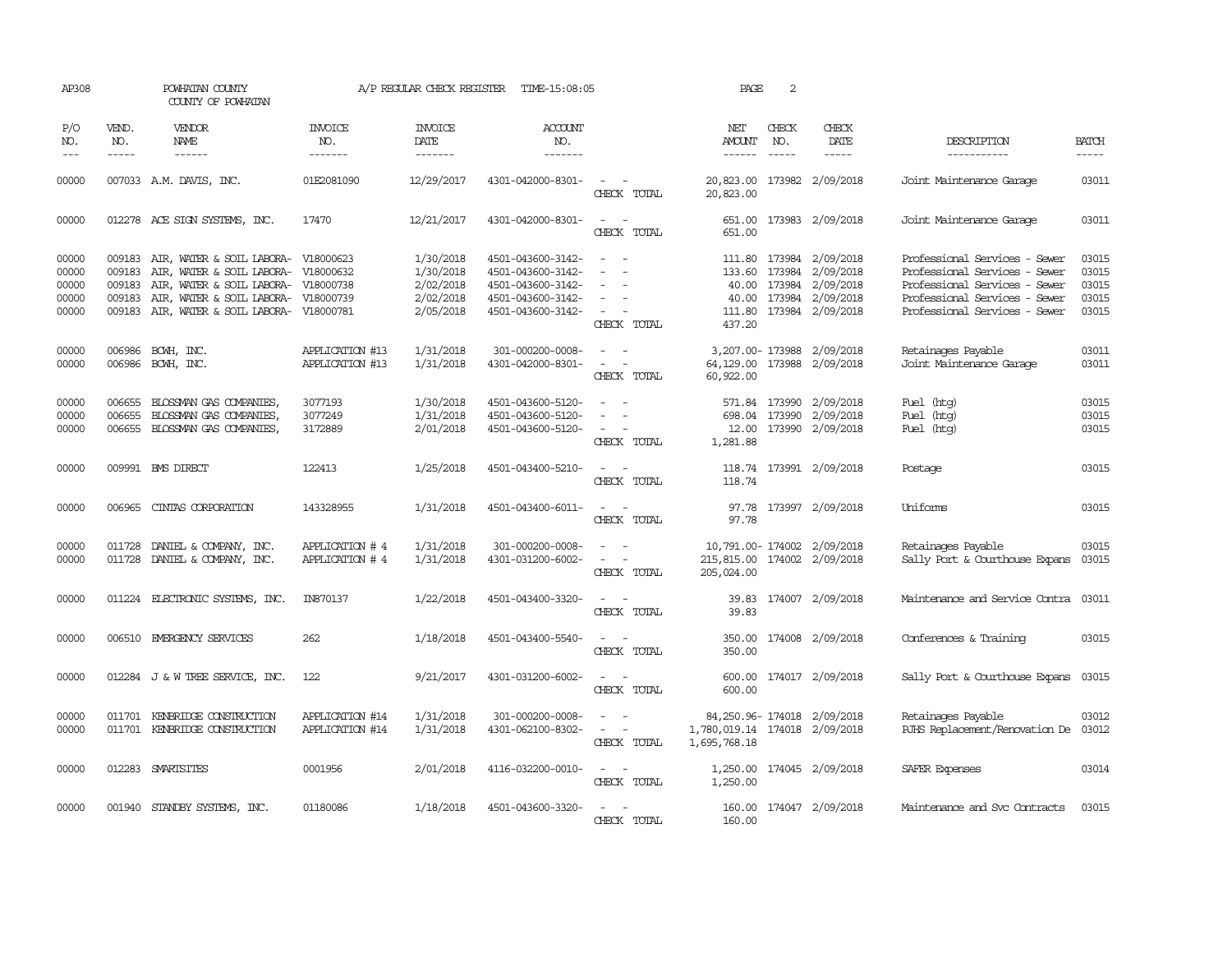AP308 POWHATAN COUNTY A/P REGULAR CHECK REGISTER TIME-15:08:05 PAGE 2

COUNTY OF POWHATAN

| P/O NO. | VEND. NO. | VENDOR NAME | INVOICE NO. | INVOICE DATE | ACCOUNT NO. | | NET AMOUNT | CHECK NO. | CHECK DATE | DESCRIPTION | BATCH |
|---|---|---|---|---|---|---|---|---|---|---|---|
| 00000 | 007033 | A.M. DAVIS, INC. | 01E2081090 | 12/29/2017 | 4301-042000-8301- | - - | 20,823.00 | 173982 | 2/09/2018 | Joint Maintenance Garage | 03011 |
| | | | | | | CHECK TOTAL | 20,823.00 | | | | |
| 00000 | 012278 | ACE SIGN SYSTEMS, INC. | 17470 | 12/21/2017 | 4301-042000-8301- | - - | 651.00 | 173983 | 2/09/2018 | Joint Maintenance Garage | 03011 |
| | | | | | | CHECK TOTAL | 651.00 | | | | |
| 00000 | 009183 | AIR, WATER & SOIL LABORA- | V18000623 | 1/30/2018 | 4501-043600-3142- | - - | 111.80 | 173984 | 2/09/2018 | Professional Services - Sewer | 03015 |
| 00000 | 009183 | AIR, WATER & SOIL LABORA- | V18000632 | 1/30/2018 | 4501-043600-3142- | - - | 133.60 | 173984 | 2/09/2018 | Professional Services - Sewer | 03015 |
| 00000 | 009183 | AIR, WATER & SOIL LABORA- | V18000738 | 2/02/2018 | 4501-043600-3142- | - - | 40.00 | 173984 | 2/09/2018 | Professional Services - Sewer | 03015 |
| 00000 | 009183 | AIR, WATER & SOIL LABORA- | V18000739 | 2/02/2018 | 4501-043600-3142- | - - | 40.00 | 173984 | 2/09/2018 | Professional Services - Sewer | 03015 |
| 00000 | 009183 | AIR, WATER & SOIL LABORA- | V18000781 | 2/05/2018 | 4501-043600-3142- | - - | 111.80 | 173984 | 2/09/2018 | Professional Services - Sewer | 03015 |
| | | | | | | CHECK TOTAL | 437.20 | | | | |
| 00000 | 006986 | BCWH, INC. | APPLICATION #13 | 1/31/2018 | 301-000200-0008- | - - | 3,207.00- | 173988 | 2/09/2018 | Retainages Payable | 03011 |
| 00000 | 006986 | BCWH, INC. | APPLICATION #13 | 1/31/2018 | 4301-042000-8301- | - - | 64,129.00 | 173988 | 2/09/2018 | Joint Maintenance Garage | 03011 |
| | | | | | | CHECK TOTAL | 60,922.00 | | | | |
| 00000 | 006655 | BLOSSMAN GAS COMPANIES, | 3077193 | 1/30/2018 | 4501-043600-5120- | - - | 571.84 | 173990 | 2/09/2018 | Fuel (htg) | 03015 |
| 00000 | 006655 | BLOSSMAN GAS COMPANIES, | 3077249 | 1/31/2018 | 4501-043600-5120- | - - | 698.04 | 173990 | 2/09/2018 | Fuel (htg) | 03015 |
| 00000 | 006655 | BLOSSMAN GAS COMPANIES, | 3172889 | 2/01/2018 | 4501-043600-5120- | - - | 12.00 | 173990 | 2/09/2018 | Fuel (htg) | 03015 |
| | | | | | | CHECK TOTAL | 1,281.88 | | | | |
| 00000 | 009991 | BMS DIRECT | 122413 | 1/25/2018 | 4501-043400-5210- | - - | 118.74 | 173991 | 2/09/2018 | Postage | 03015 |
| | | | | | | CHECK TOTAL | 118.74 | | | | |
| 00000 | 006965 | CINTAS CORPORATION | 143328955 | 1/31/2018 | 4501-043400-6011- | - - | 97.78 | 173997 | 2/09/2018 | Uniforms | 03015 |
| | | | | | | CHECK TOTAL | 97.78 | | | | |
| 00000 | 011728 | DANIEL & COMPANY, INC. | APPLICATION # 4 | 1/31/2018 | 301-000200-0008- | - - | 10,791.00- | 174002 | 2/09/2018 | Retainages Payable | 03015 |
| 00000 | 011728 | DANIEL & COMPANY, INC. | APPLICATION # 4 | 1/31/2018 | 4301-031200-6002- | - - | 215,815.00 | 174002 | 2/09/2018 | Sally Port & Courthouse Expans | 03015 |
| | | | | | | CHECK TOTAL | 205,024.00 | | | | |
| 00000 | 011224 | ELECTRONIC SYSTEMS, INC. | IN870137 | 1/22/2018 | 4501-043400-3320- | - - | 39.83 | 174007 | 2/09/2018 | Maintenance and Service Contra | 03011 |
| | | | | | | CHECK TOTAL | 39.83 | | | | |
| 00000 | 006510 | EMERGENCY SERVICES | 262 | 1/18/2018 | 4501-043400-5540- | - - | 350.00 | 174008 | 2/09/2018 | Conferences & Training | 03015 |
| | | | | | | CHECK TOTAL | 350.00 | | | | |
| 00000 | 012284 | J & W TREE SERVICE, INC. | 122 | 9/21/2017 | 4301-031200-6002- | - - | 600.00 | 174017 | 2/09/2018 | Sally Port & Courthouse Expans | 03015 |
| | | | | | | CHECK TOTAL | 600.00 | | | | |
| 00000 | 011701 | KENBRIDGE CONSTRUCTION | APPLICATION #14 | 1/31/2018 | 301-000200-0008- | - - | 84,250.96- | 174018 | 2/09/2018 | Retainages Payable | 03012 |
| 00000 | 011701 | KENBRIDGE CONSTRUCTION | APPLICATION #14 | 1/31/2018 | 4301-062100-8302- | - - | 1,780,019.14 | 174018 | 2/09/2018 | PJHS Replacement/Renovation De | 03012 |
| | | | | | | CHECK TOTAL | 1,695,768.18 | | | | |
| 00000 | 012283 | SMARTSITES | 0001956 | 2/01/2018 | 4116-032200-0010- | - - | 1,250.00 | 174045 | 2/09/2018 | SAFER Expenses | 03014 |
| | | | | | | CHECK TOTAL | 1,250.00 | | | | |
| 00000 | 001940 | STANDBY SYSTEMS, INC. | 01180086 | 1/18/2018 | 4501-043600-3320- | - - | 160.00 | 174047 | 2/09/2018 | Maintenance and Svc Contracts | 03015 |
| | | | | | | CHECK TOTAL | 160.00 | | | | |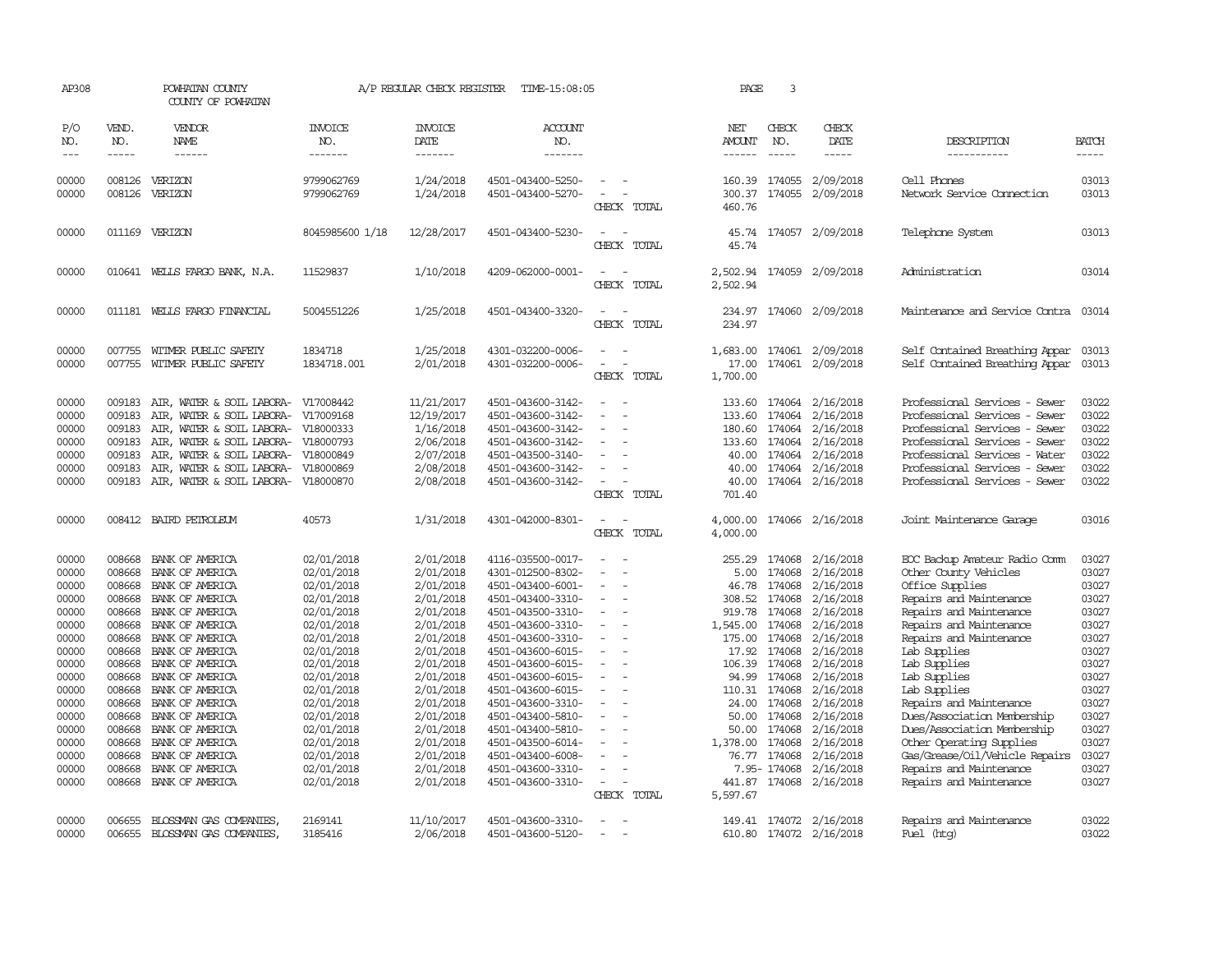AP308 POWHATAN COUNTY A/P REGULAR CHECK REGISTER TIME-15:08:05 PAGE 3

COUNTY OF POWHATAN

| P/O NO. | VEND. NO. | VENDOR NAME | INVOICE NO. | INVOICE DATE | ACCOUNT NO. | | NET AMOUNT | CHECK NO. | CHECK DATE | DESCRIPTION | BATCH |
|---|---|---|---|---|---|---|---|---|---|---|---|
| 00000 | 008126 | VERIZON | 9799062769 | 1/24/2018 | 4501-043400-5250- | - - | 160.39 | 174055 | 2/09/2018 | Cell Phones | 03013 |
| 00000 | 008126 | VERIZON | 9799062769 | 1/24/2018 | 4501-043400-5270- | - - | 300.37 | 174055 | 2/09/2018 | Network Service Connection | 03013 |
| | | | | | | CHECK TOTAL | 460.76 | | | | |
| 00000 | 011169 | VERIZON | 8045985600 1/18 | 12/28/2017 | 4501-043400-5230- | - - | 45.74 | 174057 | 2/09/2018 | Telephone System | 03013 |
| | | | | | | CHECK TOTAL | 45.74 | | | | |
| 00000 | 010641 | WELLS FARGO BANK, N.A. | 11529837 | 1/10/2018 | 4209-062000-0001- | - - | 2,502.94 | 174059 | 2/09/2018 | Administration | 03014 |
| | | | | | | CHECK TOTAL | 2,502.94 | | | | |
| 00000 | 011181 | WELLS FARGO FINANCIAL | 5004551226 | 1/25/2018 | 4501-043400-3320- | - - | 234.97 | 174060 | 2/09/2018 | Maintenance and Service Contra | 03014 |
| | | | | | | CHECK TOTAL | 234.97 | | | | |
| 00000 | 007755 | WITMER PUBLIC SAFETY | 1834718 | 1/25/2018 | 4301-032200-0006- | - - | 1,683.00 | 174061 | 2/09/2018 | Self Contained Breathing Appar | 03013 |
| 00000 | 007755 | WITMER PUBLIC SAFETY | 1834718.001 | 2/01/2018 | 4301-032200-0006- | - - | 17.00 | 174061 | 2/09/2018 | Self Contained Breathing Appar | 03013 |
| | | | | | | CHECK TOTAL | 1,700.00 | | | | |
| 00000 | 009183 | AIR, WATER & SOIL LABORA- | V17008442 | 11/21/2017 | 4501-043600-3142- | - - | 133.60 | 174064 | 2/16/2018 | Professional Services - Sewer | 03022 |
| 00000 | 009183 | AIR, WATER & SOIL LABORA- | V17009168 | 12/19/2017 | 4501-043600-3142- | - - | 133.60 | 174064 | 2/16/2018 | Professional Services - Sewer | 03022 |
| 00000 | 009183 | AIR, WATER & SOIL LABORA- | V18000333 | 1/16/2018 | 4501-043600-3142- | - - | 180.60 | 174064 | 2/16/2018 | Professional Services - Sewer | 03022 |
| 00000 | 009183 | AIR, WATER & SOIL LABORA- | V18000793 | 2/06/2018 | 4501-043600-3142- | - - | 133.60 | 174064 | 2/16/2018 | Professional Services - Sewer | 03022 |
| 00000 | 009183 | AIR, WATER & SOIL LABORA- | V18000849 | 2/07/2018 | 4501-043500-3140- | - - | 40.00 | 174064 | 2/16/2018 | Professional Services - Water | 03022 |
| 00000 | 009183 | AIR, WATER & SOIL LABORA- | V18000869 | 2/08/2018 | 4501-043600-3142- | - - | 40.00 | 174064 | 2/16/2018 | Professional Services - Sewer | 03022 |
| 00000 | 009183 | AIR, WATER & SOIL LABORA- | V18000870 | 2/08/2018 | 4501-043600-3142- | - - | 40.00 | 174064 | 2/16/2018 | Professional Services - Sewer | 03022 |
| | | | | | | CHECK TOTAL | 701.40 | | | | |
| 00000 | 008412 | BAIRD PETROLEUM | 40573 | 1/31/2018 | 4301-042000-8301- | - - | 4,000.00 | 174066 | 2/16/2018 | Joint Maintenance Garage | 03016 |
| | | | | | | CHECK TOTAL | 4,000.00 | | | | |
| 00000 | 008668 | BANK OF AMERICA | 02/01/2018 | 2/01/2018 | 4116-035500-0017- | - - | 255.29 | 174068 | 2/16/2018 | EOC Backup Amateur Radio Comm | 03027 |
| 00000 | 008668 | BANK OF AMERICA | 02/01/2018 | 2/01/2018 | 4301-012500-8302- | - - | 5.00 | 174068 | 2/16/2018 | Other County Vehicles | 03027 |
| 00000 | 008668 | BANK OF AMERICA | 02/01/2018 | 2/01/2018 | 4501-043400-6001- | - - | 46.78 | 174068 | 2/16/2018 | Office Supplies | 03027 |
| 00000 | 008668 | BANK OF AMERICA | 02/01/2018 | 2/01/2018 | 4501-043400-3310- | - - | 308.52 | 174068 | 2/16/2018 | Repairs and Maintenance | 03027 |
| 00000 | 008668 | BANK OF AMERICA | 02/01/2018 | 2/01/2018 | 4501-043500-3310- | - - | 919.78 | 174068 | 2/16/2018 | Repairs and Maintenance | 03027 |
| 00000 | 008668 | BANK OF AMERICA | 02/01/2018 | 2/01/2018 | 4501-043600-3310- | - - | 1,545.00 | 174068 | 2/16/2018 | Repairs and Maintenance | 03027 |
| 00000 | 008668 | BANK OF AMERICA | 02/01/2018 | 2/01/2018 | 4501-043600-3310- | - - | 175.00 | 174068 | 2/16/2018 | Repairs and Maintenance | 03027 |
| 00000 | 008668 | BANK OF AMERICA | 02/01/2018 | 2/01/2018 | 4501-043600-6015- | - - | 17.92 | 174068 | 2/16/2018 | Lab Supplies | 03027 |
| 00000 | 008668 | BANK OF AMERICA | 02/01/2018 | 2/01/2018 | 4501-043600-6015- | - - | 106.39 | 174068 | 2/16/2018 | Lab Supplies | 03027 |
| 00000 | 008668 | BANK OF AMERICA | 02/01/2018 | 2/01/2018 | 4501-043600-6015- | - - | 94.99 | 174068 | 2/16/2018 | Lab Supplies | 03027 |
| 00000 | 008668 | BANK OF AMERICA | 02/01/2018 | 2/01/2018 | 4501-043600-6015- | - - | 110.31 | 174068 | 2/16/2018 | Lab Supplies | 03027 |
| 00000 | 008668 | BANK OF AMERICA | 02/01/2018 | 2/01/2018 | 4501-043600-3310- | - - | 24.00 | 174068 | 2/16/2018 | Repairs and Maintenance | 03027 |
| 00000 | 008668 | BANK OF AMERICA | 02/01/2018 | 2/01/2018 | 4501-043400-5810- | - - | 50.00 | 174068 | 2/16/2018 | Dues/Association Membership | 03027 |
| 00000 | 008668 | BANK OF AMERICA | 02/01/2018 | 2/01/2018 | 4501-043400-5810- | - - | 50.00 | 174068 | 2/16/2018 | Dues/Association Membership | 03027 |
| 00000 | 008668 | BANK OF AMERICA | 02/01/2018 | 2/01/2018 | 4501-043500-6014- | - - | 1,378.00 | 174068 | 2/16/2018 | Other Operating Supplies | 03027 |
| 00000 | 008668 | BANK OF AMERICA | 02/01/2018 | 2/01/2018 | 4501-043400-6008- | - - | 76.77 | 174068 | 2/16/2018 | Gas/Grease/Oil/Vehicle Repairs | 03027 |
| 00000 | 008668 | BANK OF AMERICA | 02/01/2018 | 2/01/2018 | 4501-043600-3310- | - - | 7.95- | 174068 | 2/16/2018 | Repairs and Maintenance | 03027 |
| 00000 | 008668 | BANK OF AMERICA | 02/01/2018 | 2/01/2018 | 4501-043600-3310- | - - | 441.87 | 174068 | 2/16/2018 | Repairs and Maintenance | 03027 |
| | | | | | | CHECK TOTAL | 5,597.67 | | | | |
| 00000 | 006655 | BLOSSMAN GAS COMPANIES, | 2169141 | 11/10/2017 | 4501-043600-3310- | - - | 149.41 | 174072 | 2/16/2018 | Repairs and Maintenance | 03022 |
| 00000 | 006655 | BLOSSMAN GAS COMPANIES, | 3185416 | 2/06/2018 | 4501-043600-5120- | - - | 610.80 | 174072 | 2/16/2018 | Fuel (htg) | 03022 |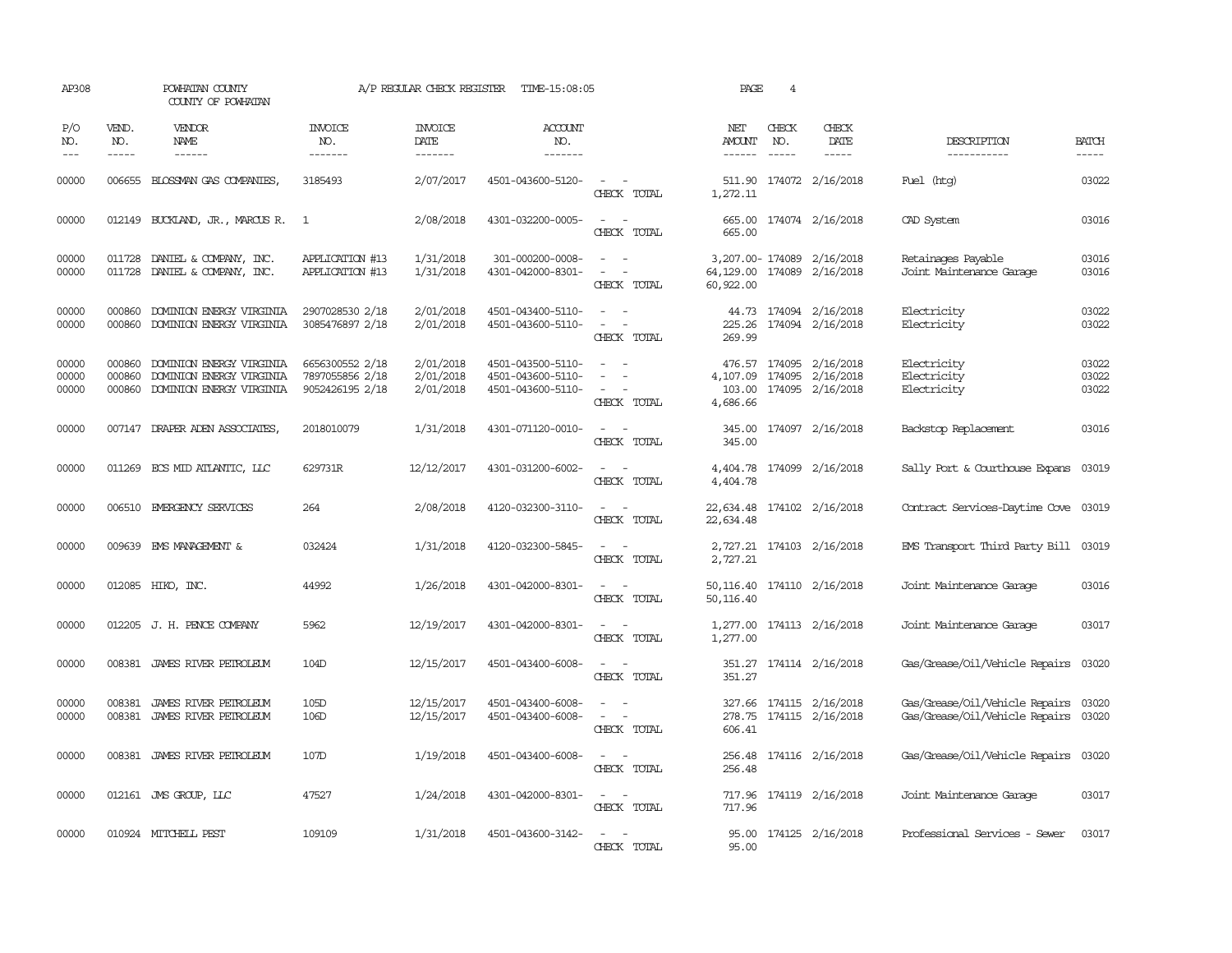AP308 POWHATAN COUNTY A/P REGULAR CHECK REGISTER TIME-15:08:05 PAGE 4

COUNTY OF POWHATAN

| P/O NO. | VEND. NO. | VENDOR NAME | INVOICE NO. | INVOICE DATE | ACCOUNT NO. | | NET AMOUNT | CHECK NO. | CHECK DATE | DESCRIPTION | BATCH |
|---|---|---|---|---|---|---|---|---|---|---|---|
| 00000 | 006655 | BLOSSMAN GAS COMPANIES, | 3185493 | 2/07/2017 | 4501-043600-5120- | - - | 511.90 | 174072 | 2/16/2018 | Fuel (htg) | 03022 |
| | | | | | | CHECK TOTAL | 1,272.11 | | | | |
| 00000 | 012149 | BUCKLAND, JR., MARCUS R. | 1 | 2/08/2018 | 4301-032200-0005- | - - | 665.00 | 174074 | 2/16/2018 | CAD System | 03016 |
| | | | | | | CHECK TOTAL | 665.00 | | | | |
| 00000 | 011728 | DANIEL & COMPANY, INC. | APPLICATION #13 | 1/31/2018 | 301-000200-0008- | - - | 3,207.00- | 174089 | 2/16/2018 | Retainages Payable | 03016 |
| 00000 | 011728 | DANIEL & COMPANY, INC. | APPLICATION #13 | 1/31/2018 | 4301-042000-8301- | - - | 64,129.00 | 174089 | 2/16/2018 | Joint Maintenance Garage | 03016 |
| | | | | | | CHECK TOTAL | 60,922.00 | | | | |
| 00000 | 000860 | DOMINION ENERGY VIRGINIA | 2907028530 2/18 | 2/01/2018 | 4501-043400-5110- | - - | 44.73 | 174094 | 2/16/2018 | Electricity | 03022 |
| 00000 | 000860 | DOMINION ENERGY VIRGINIA | 3085476897 2/18 | 2/01/2018 | 4501-043600-5110- | - - | 225.26 | 174094 | 2/16/2018 | Electricity | 03022 |
| | | | | | | CHECK TOTAL | 269.99 | | | | |
| 00000 | 000860 | DOMINION ENERGY VIRGINIA | 6656300552 2/18 | 2/01/2018 | 4501-043500-5110- | - - | 476.57 | 174095 | 2/16/2018 | Electricity | 03022 |
| 00000 | 000860 | DOMINION ENERGY VIRGINIA | 7897055856 2/18 | 2/01/2018 | 4501-043600-5110- | - - | 4,107.09 | 174095 | 2/16/2018 | Electricity | 03022 |
| 00000 | 000860 | DOMINION ENERGY VIRGINIA | 9052426195 2/18 | 2/01/2018 | 4501-043600-5110- | - - | 103.00 | 174095 | 2/16/2018 | Electricity | 03022 |
| | | | | | | CHECK TOTAL | 4,686.66 | | | | |
| 00000 | 007147 | DRAPER ADEN ASSOCIATES, | 2018010079 | 1/31/2018 | 4301-071120-0010- | - - | 345.00 | 174097 | 2/16/2018 | Backstop Replacement | 03016 |
| | | | | | | CHECK TOTAL | 345.00 | | | | |
| 00000 | 011269 | ECS MID ATLANTIC, LLC | 629731R | 12/12/2017 | 4301-031200-6002- | - - | 4,404.78 | 174099 | 2/16/2018 | Sally Port & Courthouse Expans | 03019 |
| | | | | | | CHECK TOTAL | 4,404.78 | | | | |
| 00000 | 006510 | EMERGENCY SERVICES | 264 | 2/08/2018 | 4120-032300-3110- | - - | 22,634.48 | 174102 | 2/16/2018 | Contract Services-Daytime Cove | 03019 |
| | | | | | | CHECK TOTAL | 22,634.48 | | | | |
| 00000 | 009639 | EMS MANAGEMENT & | 032424 | 1/31/2018 | 4120-032300-5845- | - - | 2,727.21 | 174103 | 2/16/2018 | EMS Transport Third Party Bill | 03019 |
| | | | | | | CHECK TOTAL | 2,727.21 | | | | |
| 00000 | 012085 | HIKO, INC. | 44992 | 1/26/2018 | 4301-042000-8301- | - - | 50,116.40 | 174110 | 2/16/2018 | Joint Maintenance Garage | 03016 |
| | | | | | | CHECK TOTAL | 50,116.40 | | | | |
| 00000 | 012205 | J. H. PENCE COMPANY | 5962 | 12/19/2017 | 4301-042000-8301- | - - | 1,277.00 | 174113 | 2/16/2018 | Joint Maintenance Garage | 03017 |
| | | | | | | CHECK TOTAL | 1,277.00 | | | | |
| 00000 | 008381 | JAMES RIVER PETROLEUM | 104D | 12/15/2017 | 4501-043400-6008- | - - | 351.27 | 174114 | 2/16/2018 | Gas/Grease/Oil/Vehicle Repairs | 03020 |
| | | | | | | CHECK TOTAL | 351.27 | | | | |
| 00000 | 008381 | JAMES RIVER PETROLEUM | 105D | 12/15/2017 | 4501-043400-6008- | - - | 327.66 | 174115 | 2/16/2018 | Gas/Grease/Oil/Vehicle Repairs | 03020 |
| 00000 | 008381 | JAMES RIVER PETROLEUM | 106D | 12/15/2017 | 4501-043400-6008- | - - | 278.75 | 174115 | 2/16/2018 | Gas/Grease/Oil/Vehicle Repairs | 03020 |
| | | | | | | CHECK TOTAL | 606.41 | | | | |
| 00000 | 008381 | JAMES RIVER PETROLEUM | 107D | 1/19/2018 | 4501-043400-6008- | - - | 256.48 | 174116 | 2/16/2018 | Gas/Grease/Oil/Vehicle Repairs | 03020 |
| | | | | | | CHECK TOTAL | 256.48 | | | | |
| 00000 | 012161 | JMS GROUP, LLC | 47527 | 1/24/2018 | 4301-042000-8301- | - - | 717.96 | 174119 | 2/16/2018 | Joint Maintenance Garage | 03017 |
| | | | | | | CHECK TOTAL | 717.96 | | | | |
| 00000 | 010924 | MITCHELL PEST | 109109 | 1/31/2018 | 4501-043600-3142- | - - | 95.00 | 174125 | 2/16/2018 | Professional Services - Sewer | 03017 |
| | | | | | | CHECK TOTAL | 95.00 | | | | |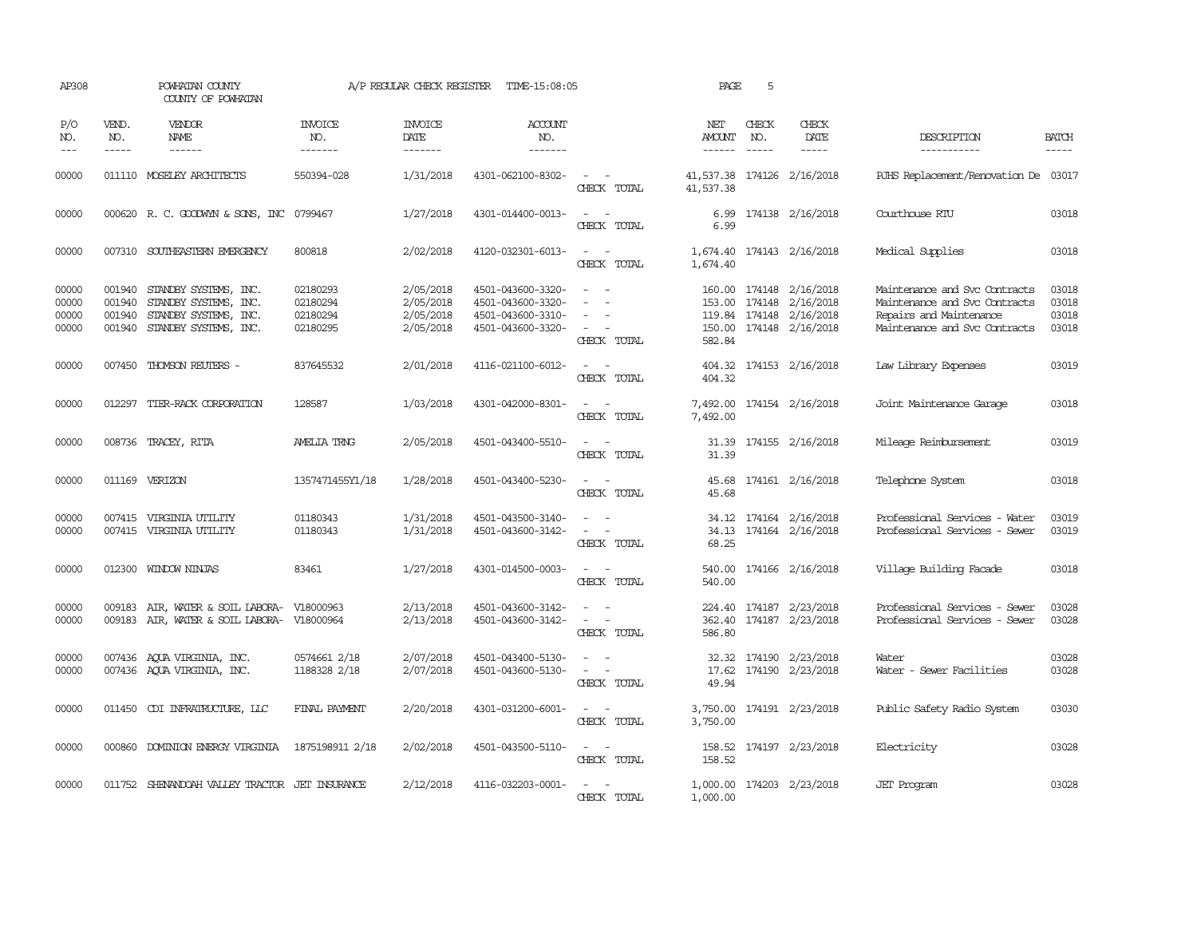AP308 POWHATAN COUNTY A/P REGULAR CHECK REGISTER TIME-15:08:05 PAGE 5
COUNTY OF POWHATAN

| P/O NO. | VEND. NO. | VENDOR NAME | INVOICE NO. | INVOICE DATE | ACCOUNT NO. | | NET AMOUNT | CHECK NO. | CHECK DATE | DESCRIPTION | BATCH |
|---|---|---|---|---|---|---|---|---|---|---|---|
| 00000 | 011110 | MOSELEY ARCHITECTS | 550394-028 | 1/31/2018 | 4301-062100-8302- | - - | 41,537.38 | 174126 | 2/16/2018 | PJHS Replacement/Renovation De | 03017 |
| | | | | | | CHECK TOTAL | 41,537.38 | | | | |
| 00000 | 000620 | R. C. GOODWYN & SONS, INC | 0799467 | 1/27/2018 | 4301-014400-0013- | - - | 6.99 | 174138 | 2/16/2018 | Courthouse RTU | 03018 |
| | | | | | | CHECK TOTAL | 6.99 | | | | |
| 00000 | 007310 | SOUTHEASTERN EMERGENCY | 800818 | 2/02/2018 | 4120-032301-6013- | - - | 1,674.40 | 174143 | 2/16/2018 | Medical Supplies | 03018 |
| | | | | | | CHECK TOTAL | 1,674.40 | | | | |
| 00000 | 001940 | STANDBY SYSTEMS, INC. | 02180293 | 2/05/2018 | 4501-043600-3320- | - - | 160.00 | 174148 | 2/16/2018 | Maintenance and Svc Contracts | 03018 |
| 00000 | 001940 | STANDBY SYSTEMS, INC. | 02180294 | 2/05/2018 | 4501-043600-3320- | - - | 153.00 | 174148 | 2/16/2018 | Maintenance and Svc Contracts | 03018 |
| 00000 | 001940 | STANDBY SYSTEMS, INC. | 02180294 | 2/05/2018 | 4501-043600-3310- | - - | 119.84 | 174148 | 2/16/2018 | Repairs and Maintenance | 03018 |
| 00000 | 001940 | STANDBY SYSTEMS, INC. | 02180295 | 2/05/2018 | 4501-043600-3320- | - - | 150.00 | 174148 | 2/16/2018 | Maintenance and Svc Contracts | 03018 |
| | | | | | | CHECK TOTAL | 582.84 | | | | |
| 00000 | 007450 | THOMSON REUTERS - | 837645532 | 2/01/2018 | 4116-021100-6012- | - - | 404.32 | 174153 | 2/16/2018 | Law Library Expenses | 03019 |
| | | | | | | CHECK TOTAL | 404.32 | | | | |
| 00000 | 012297 | TIER-RACK CORPORATION | 128587 | 1/03/2018 | 4301-042000-8301- | - - | 7,492.00 | 174154 | 2/16/2018 | Joint Maintenance Garage | 03018 |
| | | | | | | CHECK TOTAL | 7,492.00 | | | | |
| 00000 | 008736 | TRACEY, RITA | AMELIA TRNG | 2/05/2018 | 4501-043400-5510- | - - | 31.39 | 174155 | 2/16/2018 | Mileage Reimbursement | 03019 |
| | | | | | | CHECK TOTAL | 31.39 | | | | |
| 00000 | 011169 | VERIZON | 1357471455Y1/18 | 1/28/2018 | 4501-043400-5230- | - - | 45.68 | 174161 | 2/16/2018 | Telephone System | 03018 |
| | | | | | | CHECK TOTAL | 45.68 | | | | |
| 00000 | 007415 | VIRGINIA UTILITY | 01180343 | 1/31/2018 | 4501-043500-3140- | - - | 34.12 | 174164 | 2/16/2018 | Professional Services - Water | 03019 |
| 00000 | 007415 | VIRGINIA UTILITY | 01180343 | 1/31/2018 | 4501-043600-3142- | - - | 34.13 | 174164 | 2/16/2018 | Professional Services - Sewer | 03019 |
| | | | | | | CHECK TOTAL | 68.25 | | | | |
| 00000 | 012300 | WINDOW NINJAS | 83461 | 1/27/2018 | 4301-014500-0003- | - - | 540.00 | 174166 | 2/16/2018 | Village Building Facade | 03018 |
| | | | | | | CHECK TOTAL | 540.00 | | | | |
| 00000 | 009183 | AIR, WATER & SOIL LABORA- | V18000963 | 2/13/2018 | 4501-043600-3142- | - - | 224.40 | 174187 | 2/23/2018 | Professional Services - Sewer | 03028 |
| 00000 | 009183 | AIR, WATER & SOIL LABORA- | V18000964 | 2/13/2018 | 4501-043600-3142- | - - | 362.40 | 174187 | 2/23/2018 | Professional Services - Sewer | 03028 |
| | | | | | | CHECK TOTAL | 586.80 | | | | |
| 00000 | 007436 | AQUA VIRGINIA, INC. | 0574661 2/18 | 2/07/2018 | 4501-043400-5130- | - - | 32.32 | 174190 | 2/23/2018 | Water | 03028 |
| 00000 | 007436 | AQUA VIRGINIA, INC. | 1188328 2/18 | 2/07/2018 | 4501-043600-5130- | - - | 17.62 | 174190 | 2/23/2018 | Water - Sewer Facilities | 03028 |
| | | | | | | CHECK TOTAL | 49.94 | | | | |
| 00000 | 011450 | CDI INFRATRUCTURE, LLC | FINAL PAYMENT | 2/20/2018 | 4301-031200-6001- | - - | 3,750.00 | 174191 | 2/23/2018 | Public Safety Radio System | 03030 |
| | | | | | | CHECK TOTAL | 3,750.00 | | | | |
| 00000 | 000860 | DOMINION ENERGY VIRGINIA | 1875198911 2/18 | 2/02/2018 | 4501-043500-5110- | - - | 158.52 | 174197 | 2/23/2018 | Electricity | 03028 |
| | | | | | | CHECK TOTAL | 158.52 | | | | |
| 00000 | 011752 | SHENANDOAH VALLEY TRACTOR | JET INSURANCE | 2/12/2018 | 4116-032203-0001- | - - | 1,000.00 | 174203 | 2/23/2018 | JET Program | 03028 |
| | | | | | | CHECK TOTAL | 1,000.00 | | | | |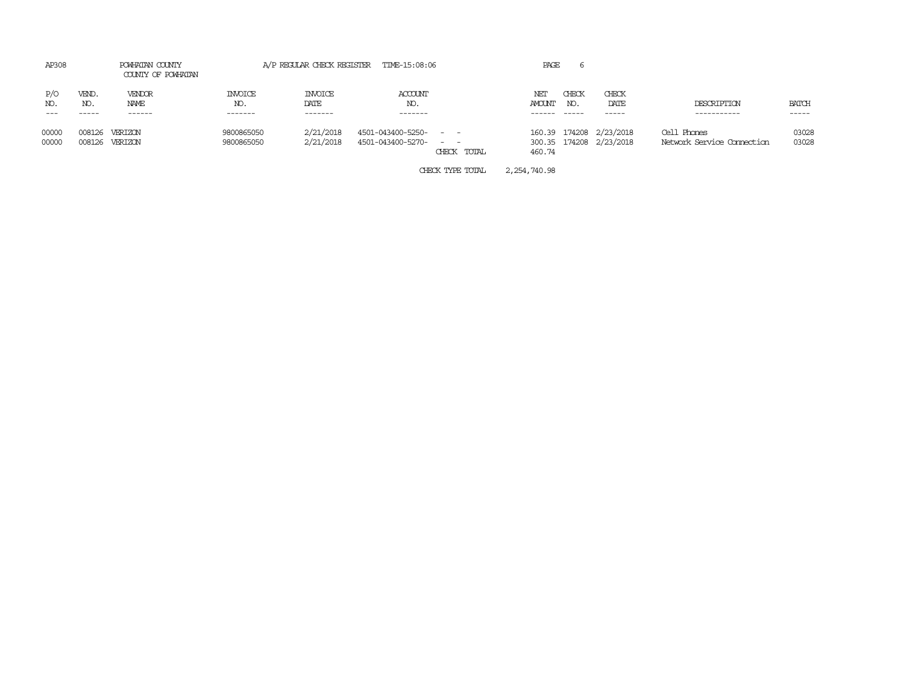AP308 POWHATAN COUNTY A/P REGULAR CHECK REGISTER TIME-15:08:06

COUNTY OF POWHATAN

| P/O NO. | VEND. NO. | VENDOR NAME | INVOICE NO. | INVOICE DATE | ACCOUNT NO. | | NET AMOUNT | CHECK NO. | CHECK DATE | DESCRIPTION | BATCH |
|---|---|---|---|---|---|---|---|---|---|---|---|
| 00000 | 008126 | VERIZON | 9800865050 | 2/21/2018 | 4501-043400-5250- | - - | 160.39 | 174208 | 2/23/2018 | Cell Phones | 03028 |
| 00000 | 008126 | VERIZON | 9800865050 | 2/21/2018 | 4501-043400-5270- | - - | 300.35 | 174208 | 2/23/2018 | Network Service Connection | 03028 |
| | | | | | | CHECK TOTAL | 460.74 | | | | |

CHECK TYPE TOTAL 2,254,740.98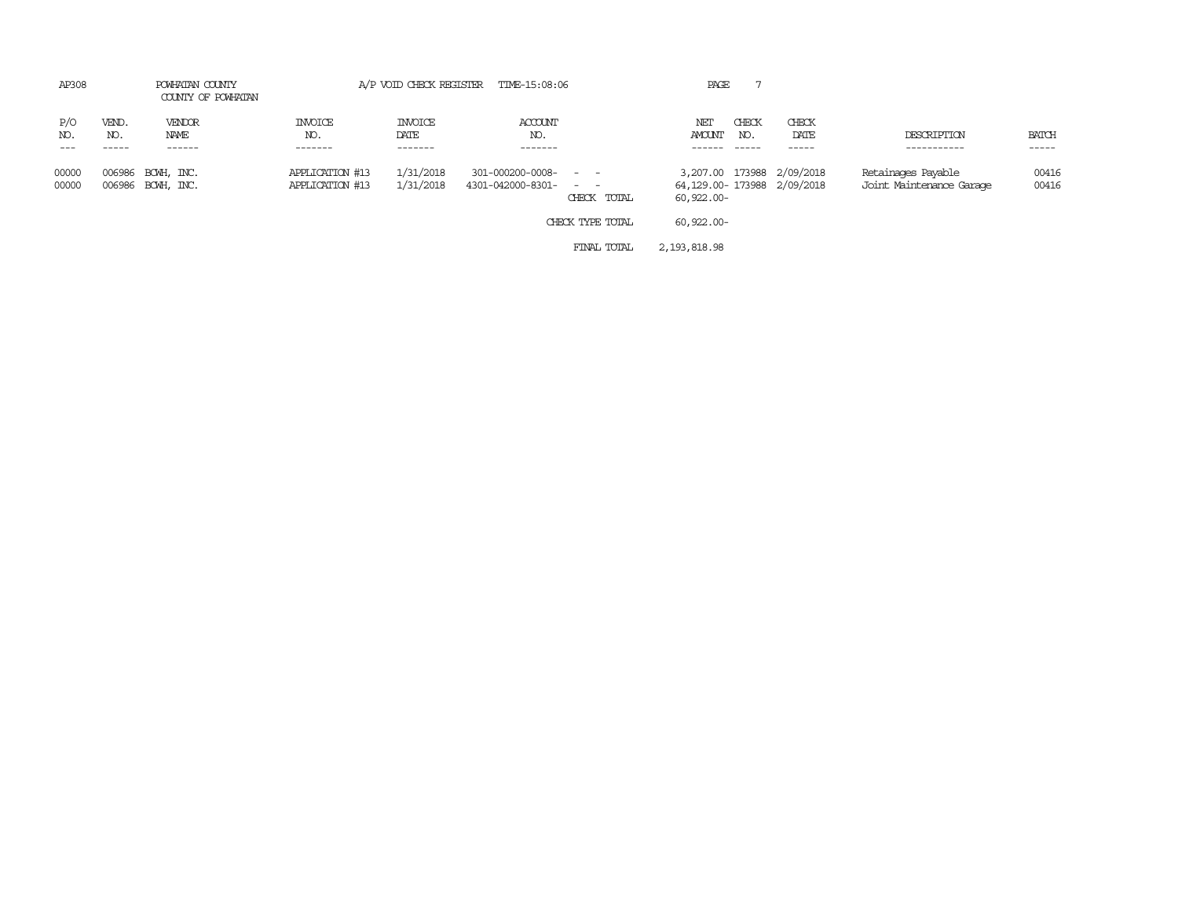AP308 POWHATAN COUNTY A/P VOID CHECK REGISTER TIME-15:08:06

COUNTY OF POWHATAN

| P/O NO. | VEND. NO. | VENDOR NAME | INVOICE NO. | INVOICE DATE | ACCOUNT NO. | | NET AMOUNT | CHECK NO. | CHECK DATE | DESCRIPTION | BATCH |
|---|---|---|---|---|---|---|---|---|---|---|---|
| 00000 | 006986 | BCWH, INC. | APPLICATION #13 | 1/31/2018 | 301-000200-0008- | - - | 3,207.00 | 173988 | 2/09/2018 | Retainages Payable | 00416 |
| 00000 | 006986 | BCWH, INC. | APPLICATION #13 | 1/31/2018 | 4301-042000-8301- | - - | 64,129.00- | 173988 | 2/09/2018 | Joint Maintenance Garage | 00416 |
| | | | | | | CHECK TOTAL | 60,922.00- | | | | |
| | | | | | | CHECK TYPE TOTAL | 60,922.00- | | | | |
| | | | | | | FINAL TOTAL | 2,193,818.98 | | | | |